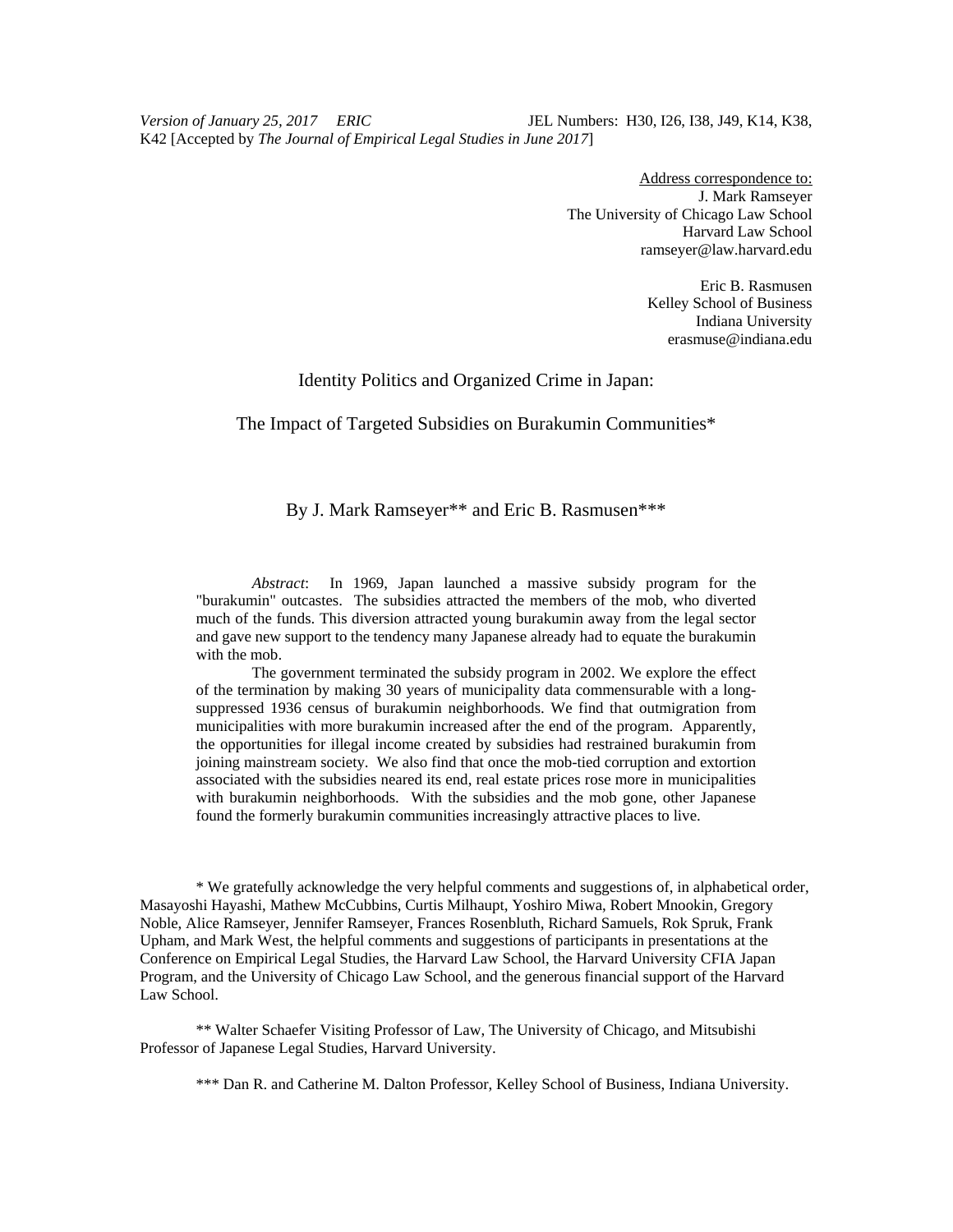*Version of January 25, 2017 ERIC* JEL Numbers: H30, I26, I38, J49, K14, K38, K42 [Accepted by *The Journal of Empirical Legal Studies in June 2017*]

Address correspondence to:
J. Mark Ramseyer
The University of Chicago Law School
Harvard Law School
ramseyer@law.harvard.edu

Eric B. Rasmusen
Kelley School of Business
Indiana University
erasmuse@indiana.edu

# Identity Politics and Organized Crime in Japan:

# The Impact of Targeted Subsidies on Burakumin Communities*

By J. Mark Ramseyer** and Eric B. Rasmusen***

*Abstract*: In 1969, Japan launched a massive subsidy program for the "burakumin" outcastes. The subsidies attracted the members of the mob, who diverted much of the funds. This diversion attracted young burakumin away from the legal sector and gave new support to the tendency many Japanese already had to equate the burakumin with the mob.

The government terminated the subsidy program in 2002. We explore the effect of the termination by making 30 years of municipality data commensurable with a long-suppressed 1936 census of burakumin neighborhoods. We find that outmigration from municipalities with more burakumin increased after the end of the program. Apparently, the opportunities for illegal income created by subsidies had restrained burakumin from joining mainstream society. We also find that once the mob-tied corruption and extortion associated with the subsidies neared its end, real estate prices rose more in municipalities with burakumin neighborhoods. With the subsidies and the mob gone, other Japanese found the formerly burakumin communities increasingly attractive places to live.

* We gratefully acknowledge the very helpful comments and suggestions of, in alphabetical order, Masayoshi Hayashi, Mathew McCubbins, Curtis Milhaupt, Yoshiro Miwa, Robert Mnookin, Gregory Noble, Alice Ramseyer, Jennifer Ramseyer, Frances Rosenbluth, Richard Samuels, Rok Spruk, Frank Upham, and Mark West, the helpful comments and suggestions of participants in presentations at the Conference on Empirical Legal Studies, the Harvard Law School, the Harvard University CFIA Japan Program, and the University of Chicago Law School, and the generous financial support of the Harvard Law School.

** Walter Schaefer Visiting Professor of Law, The University of Chicago, and Mitsubishi Professor of Japanese Legal Studies, Harvard University.

*** Dan R. and Catherine M. Dalton Professor, Kelley School of Business, Indiana University.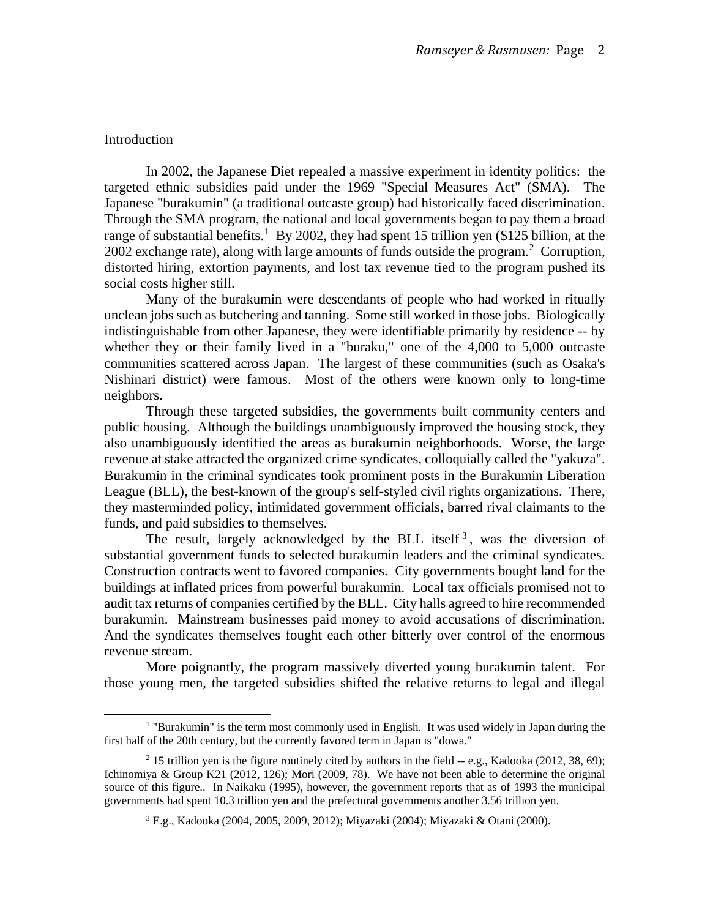## Introduction

In 2002, the Japanese Diet repealed a massive experiment in identity politics: the targeted ethnic subsidies paid under the 1969 "Special Measures Act" (SMA). The Japanese "burakumin" (a traditional outcaste group) had historically faced discrimination. Through the SMA program, the national and local governments began to pay them a broad range of substantial benefits.[1] By 2002, they had spent 15 trillion yen ($125 billion, at the 2002 exchange rate), along with large amounts of funds outside the program.[2] Corruption, distorted hiring, extortion payments, and lost tax revenue tied to the program pushed its social costs higher still.

Many of the burakumin were descendants of people who had worked in ritually unclean jobs such as butchering and tanning. Some still worked in those jobs. Biologically indistinguishable from other Japanese, they were identifiable primarily by residence -- by whether they or their family lived in a "buraku," one of the 4,000 to 5,000 outcaste communities scattered across Japan. The largest of these communities (such as Osaka's Nishinari district) were famous. Most of the others were known only to long-time neighbors.

Through these targeted subsidies, the governments built community centers and public housing. Although the buildings unambiguously improved the housing stock, they also unambiguously identified the areas as burakumin neighborhoods. Worse, the large revenue at stake attracted the organized crime syndicates, colloquially called the "yakuza". Burakumin in the criminal syndicates took prominent posts in the Burakumin Liberation League (BLL), the best-known of the group's self-styled civil rights organizations. There, they masterminded policy, intimidated government officials, barred rival claimants to the funds, and paid subsidies to themselves.

The result, largely acknowledged by the BLL itself[3], was the diversion of substantial government funds to selected burakumin leaders and the criminal syndicates. Construction contracts went to favored companies. City governments bought land for the buildings at inflated prices from powerful burakumin. Local tax officials promised not to audit tax returns of companies certified by the BLL. City halls agreed to hire recommended burakumin. Mainstream businesses paid money to avoid accusations of discrimination. And the syndicates themselves fought each other bitterly over control of the enormous revenue stream.

More poignantly, the program massively diverted young burakumin talent. For those young men, the targeted subsidies shifted the relative returns to legal and illegal

---

[1] "Burakumin" is the term most commonly used in English. It was used widely in Japan during the first half of the 20th century, but the currently favored term in Japan is "dowa."

[2] 15 trillion yen is the figure routinely cited by authors in the field -- e.g., Kadooka (2012, 38, 69); Ichinomiya & Group K21 (2012, 126); Mori (2009, 78). We have not been able to determine the original source of this figure.. In Naikaku (1995), however, the government reports that as of 1993 the municipal governments had spent 10.3 trillion yen and the prefectural governments another 3.56 trillion yen.

[3] E.g., Kadooka (2004, 2005, 2009, 2012); Miyazaki (2004); Miyazaki & Otani (2000).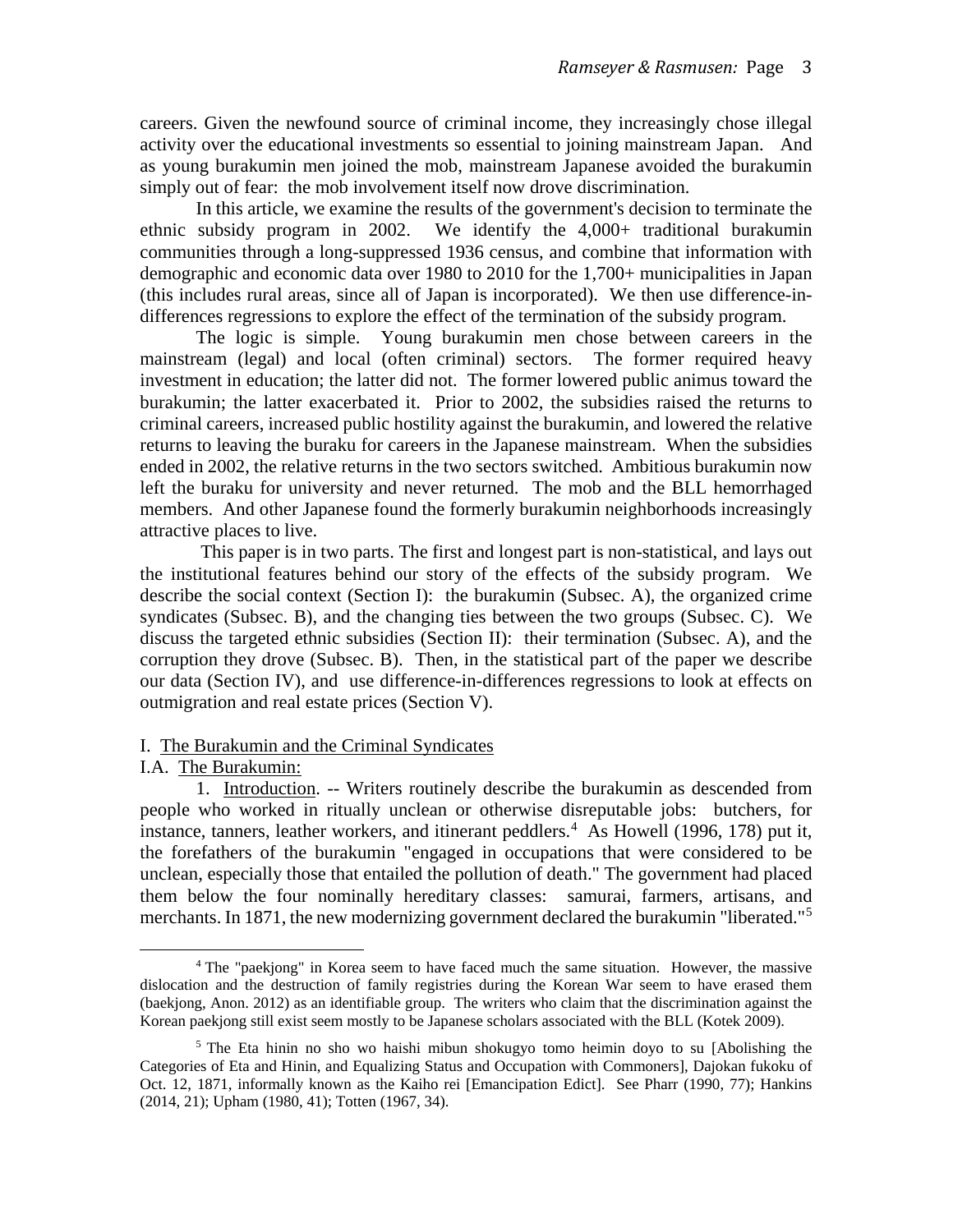careers. Given the newfound source of criminal income, they increasingly chose illegal activity over the educational investments so essential to joining mainstream Japan. And as young burakumin men joined the mob, mainstream Japanese avoided the burakumin simply out of fear: the mob involvement itself now drove discrimination.

In this article, we examine the results of the government's decision to terminate the ethnic subsidy program in 2002. We identify the 4,000+ traditional burakumin communities through a long-suppressed 1936 census, and combine that information with demographic and economic data over 1980 to 2010 for the 1,700+ municipalities in Japan (this includes rural areas, since all of Japan is incorporated). We then use difference-in-differences regressions to explore the effect of the termination of the subsidy program.

The logic is simple. Young burakumin men chose between careers in the mainstream (legal) and local (often criminal) sectors. The former required heavy investment in education; the latter did not. The former lowered public animus toward the burakumin; the latter exacerbated it. Prior to 2002, the subsidies raised the returns to criminal careers, increased public hostility against the burakumin, and lowered the relative returns to leaving the buraku for careers in the Japanese mainstream. When the subsidies ended in 2002, the relative returns in the two sectors switched. Ambitious burakumin now left the buraku for university and never returned. The mob and the BLL hemorrhaged members. And other Japanese found the formerly burakumin neighborhoods increasingly attractive places to live.

This paper is in two parts. The first and longest part is non-statistical, and lays out the institutional features behind our story of the effects of the subsidy program. We describe the social context (Section I): the burakumin (Subsec. A), the organized crime syndicates (Subsec. B), and the changing ties between the two groups (Subsec. C). We discuss the targeted ethnic subsidies (Section II): their termination (Subsec. A), and the corruption they drove (Subsec. B). Then, in the statistical part of the paper we describe our data (Section IV), and use difference-in-differences regressions to look at effects on outmigration and real estate prices (Section V).

## I. The Burakumin and the Criminal Syndicates

### I.A. The Burakumin:

1. Introduction. -- Writers routinely describe the burakumin as descended from people who worked in ritually unclean or otherwise disreputable jobs: butchers, for instance, tanners, leather workers, and itinerant peddlers.[4] As Howell (1996, 178) put it, the forefathers of the burakumin "engaged in occupations that were considered to be unclean, especially those that entailed the pollution of death." The government had placed them below the four nominally hereditary classes: samurai, farmers, artisans, and merchants. In 1871, the new modernizing government declared the burakumin "liberated."[5]

---

[4] The "paekjong" in Korea seem to have faced much the same situation. However, the massive dislocation and the destruction of family registries during the Korean War seem to have erased them (baekjong, Anon. 2012) as an identifiable group. The writers who claim that the discrimination against the Korean paekjong still exist seem mostly to be Japanese scholars associated with the BLL (Kotek 2009).

[5] The Eta hinin no sho wo haishi mibun shokugyo tomo heimin doyo to su [Abolishing the Categories of Eta and Hinin, and Equalizing Status and Occupation with Commoners], Dajokan fukoku of Oct. 12, 1871, informally known as the Kaiho rei [Emancipation Edict]. See Pharr (1990, 77); Hankins (2014, 21); Upham (1980, 41); Totten (1967, 34).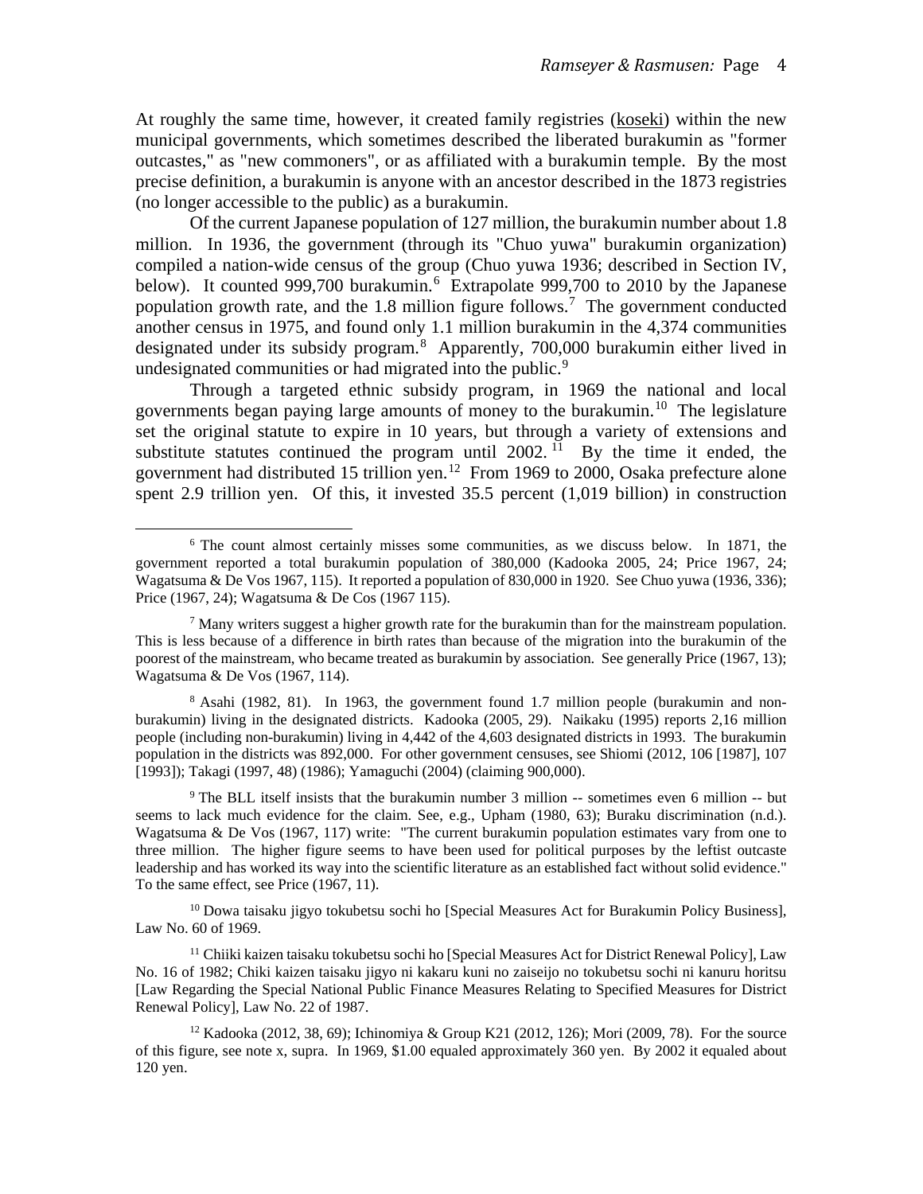At roughly the same time, however, it created family registries (koseki) within the new municipal governments, which sometimes described the liberated burakumin as "former outcastes," as "new commoners", or as affiliated with a burakumin temple. By the most precise definition, a burakumin is anyone with an ancestor described in the 1873 registries (no longer accessible to the public) as a burakumin.

Of the current Japanese population of 127 million, the burakumin number about 1.8 million. In 1936, the government (through its "Chuo yuwa" burakumin organization) compiled a nation-wide census of the group (Chuo yuwa 1936; described in Section IV, below). It counted 999,700 burakumin.[6] Extrapolate 999,700 to 2010 by the Japanese population growth rate, and the 1.8 million figure follows.[7] The government conducted another census in 1975, and found only 1.1 million burakumin in the 4,374 communities designated under its subsidy program.[8] Apparently, 700,000 burakumin either lived in undesignated communities or had migrated into the public.[9]

Through a targeted ethnic subsidy program, in 1969 the national and local governments began paying large amounts of money to the burakumin.[10] The legislature set the original statute to expire in 10 years, but through a variety of extensions and substitute statutes continued the program until 2002.[11] By the time it ended, the government had distributed 15 trillion yen.[12] From 1969 to 2000, Osaka prefecture alone spent 2.9 trillion yen. Of this, it invested 35.5 percent (1,019 billion) in construction

---

[6] The count almost certainly misses some communities, as we discuss below. In 1871, the government reported a total burakumin population of 380,000 (Kadooka 2005, 24; Price 1967, 24; Wagatsuma & De Vos 1967, 115). It reported a population of 830,000 in 1920. See Chuo yuwa (1936, 336); Price (1967, 24); Wagatsuma & De Cos (1967 115).

[7] Many writers suggest a higher growth rate for the burakumin than for the mainstream population. This is less because of a difference in birth rates than because of the migration into the burakumin of the poorest of the mainstream, who became treated as burakumin by association. See generally Price (1967, 13); Wagatsuma & De Vos (1967, 114).

[8] Asahi (1982, 81). In 1963, the government found 1.7 million people (burakumin and non-burakumin) living in the designated districts. Kadooka (2005, 29). Naikaku (1995) reports 2,16 million people (including non-burakumin) living in 4,442 of the 4,603 designated districts in 1993. The burakumin population in the districts was 892,000. For other government censuses, see Shiomi (2012, 106 [1987], 107 [1993]); Takagi (1997, 48) (1986); Yamaguchi (2004) (claiming 900,000).

[9] The BLL itself insists that the burakumin number 3 million -- sometimes even 6 million -- but seems to lack much evidence for the claim. See, e.g., Upham (1980, 63); Buraku discrimination (n.d.). Wagatsuma & De Vos (1967, 117) write: "The current burakumin population estimates vary from one to three million. The higher figure seems to have been used for political purposes by the leftist outcaste leadership and has worked its way into the scientific literature as an established fact without solid evidence." To the same effect, see Price (1967, 11).

[10] Dowa taisaku jigyo tokubetsu sochi ho [Special Measures Act for Burakumin Policy Business], Law No. 60 of 1969.

[11] Chiiki kaizen taisaku tokubetsu sochi ho [Special Measures Act for District Renewal Policy], Law No. 16 of 1982; Chiki kaizen taisaku jigyo ni kakaru kuni no zaiseijo no tokubetsu sochi ni kanuru horitsu [Law Regarding the Special National Public Finance Measures Relating to Specified Measures for District Renewal Policy], Law No. 22 of 1987.

[12] Kadooka (2012, 38, 69); Ichinomiya & Group K21 (2012, 126); Mori (2009, 78). For the source of this figure, see note x, supra. In 1969, $1.00 equaled approximately 360 yen. By 2002 it equaled about 120 yen.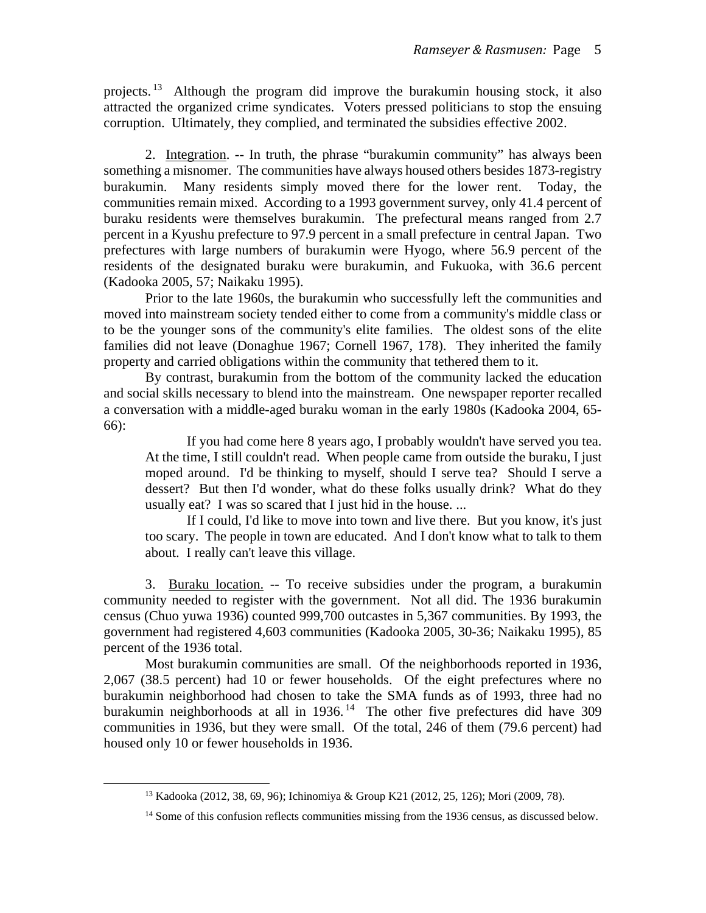projects.[13] Although the program did improve the burakumin housing stock, it also attracted the organized crime syndicates. Voters pressed politicians to stop the ensuing corruption. Ultimately, they complied, and terminated the subsidies effective 2002.

2. Integration. -- In truth, the phrase "burakumin community" has always been something a misnomer. The communities have always housed others besides 1873-registry burakumin. Many residents simply moved there for the lower rent. Today, the communities remain mixed. According to a 1993 government survey, only 41.4 percent of buraku residents were themselves burakumin. The prefectural means ranged from 2.7 percent in a Kyushu prefecture to 97.9 percent in a small prefecture in central Japan. Two prefectures with large numbers of burakumin were Hyogo, where 56.9 percent of the residents of the designated buraku were burakumin, and Fukuoka, with 36.6 percent (Kadooka 2005, 57; Naikaku 1995).

Prior to the late 1960s, the burakumin who successfully left the communities and moved into mainstream society tended either to come from a community's middle class or to be the younger sons of the community's elite families. The oldest sons of the elite families did not leave (Donaghue 1967; Cornell 1967, 178). They inherited the family property and carried obligations within the community that tethered them to it.

By contrast, burakumin from the bottom of the community lacked the education and social skills necessary to blend into the mainstream. One newspaper reporter recalled a conversation with a middle-aged buraku woman in the early 1980s (Kadooka 2004, 65-66):

> If you had come here 8 years ago, I probably wouldn't have served you tea. At the time, I still couldn't read. When people came from outside the buraku, I just moped around. I'd be thinking to myself, should I serve tea? Should I serve a dessert? But then I'd wonder, what do these folks usually drink? What do they usually eat? I was so scared that I just hid in the house. ...
>
> If I could, I'd like to move into town and live there. But you know, it's just too scary. The people in town are educated. And I don't know what to talk to them about. I really can't leave this village.

3. Buraku location. -- To receive subsidies under the program, a burakumin community needed to register with the government. Not all did. The 1936 burakumin census (Chuo yuwa 1936) counted 999,700 outcastes in 5,367 communities. By 1993, the government had registered 4,603 communities (Kadooka 2005, 30-36; Naikaku 1995), 85 percent of the 1936 total.

Most burakumin communities are small. Of the neighborhoods reported in 1936, 2,067 (38.5 percent) had 10 or fewer households. Of the eight prefectures where no burakumin neighborhood had chosen to take the SMA funds as of 1993, three had no burakumin neighborhoods at all in 1936.[14] The other five prefectures did have 309 communities in 1936, but they were small. Of the total, 246 of them (79.6 percent) had housed only 10 or fewer households in 1936.

---

[13] Kadooka (2012, 38, 69, 96); Ichinomiya & Group K21 (2012, 25, 126); Mori (2009, 78).

[14] Some of this confusion reflects communities missing from the 1936 census, as discussed below.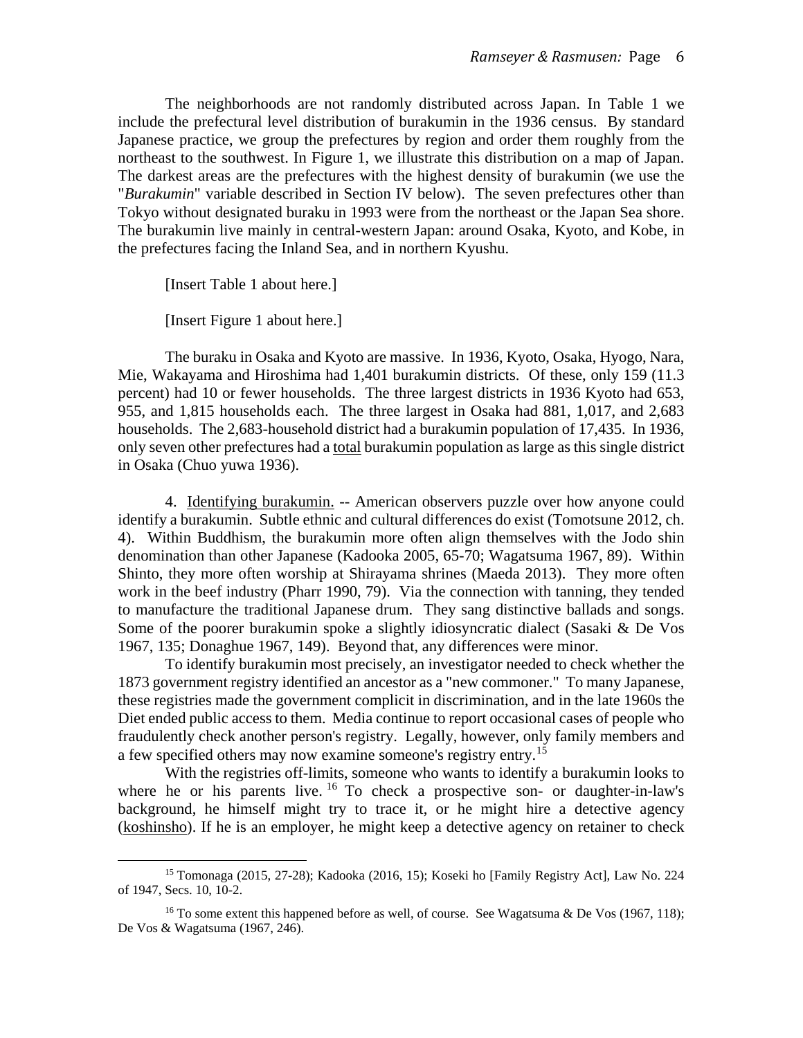The neighborhoods are not randomly distributed across Japan. In Table 1 we include the prefectural level distribution of burakumin in the 1936 census. By standard Japanese practice, we group the prefectures by region and order them roughly from the northeast to the southwest. In Figure 1, we illustrate this distribution on a map of Japan. The darkest areas are the prefectures with the highest density of burakumin (we use the "*Burakumin*" variable described in Section IV below). The seven prefectures other than Tokyo without designated buraku in 1993 were from the northeast or the Japan Sea shore. The burakumin live mainly in central-western Japan: around Osaka, Kyoto, and Kobe, in the prefectures facing the Inland Sea, and in northern Kyushu.

[Insert Table 1 about here.]

[Insert Figure 1 about here.]

The buraku in Osaka and Kyoto are massive. In 1936, Kyoto, Osaka, Hyogo, Nara, Mie, Wakayama and Hiroshima had 1,401 burakumin districts. Of these, only 159 (11.3 percent) had 10 or fewer households. The three largest districts in 1936 Kyoto had 653, 955, and 1,815 households each. The three largest in Osaka had 881, 1,017, and 2,683 households. The 2,683-household district had a burakumin population of 17,435. In 1936, only seven other prefectures had a <u>total</u> burakumin population as large as this single district in Osaka (Chuo yuwa 1936).

4. <u>Identifying burakumin.</u> -- American observers puzzle over how anyone could identify a burakumin. Subtle ethnic and cultural differences do exist (Tomotsune 2012, ch. 4). Within Buddhism, the burakumin more often align themselves with the Jodo shin denomination than other Japanese (Kadooka 2005, 65-70; Wagatsuma 1967, 89). Within Shinto, they more often worship at Shirayama shrines (Maeda 2013). They more often work in the beef industry (Pharr 1990, 79). Via the connection with tanning, they tended to manufacture the traditional Japanese drum. They sang distinctive ballads and songs. Some of the poorer burakumin spoke a slightly idiosyncratic dialect (Sasaki & De Vos 1967, 135; Donaghue 1967, 149). Beyond that, any differences were minor.

To identify burakumin most precisely, an investigator needed to check whether the 1873 government registry identified an ancestor as a "new commoner." To many Japanese, these registries made the government complicit in discrimination, and in the late 1960s the Diet ended public access to them. Media continue to report occasional cases of people who fraudulently check another person's registry. Legally, however, only family members and a few specified others may now examine someone's registry entry.[15]

With the registries off-limits, someone who wants to identify a burakumin looks to where he or his parents live.[16] To check a prospective son- or daughter-in-law's background, he himself might try to trace it, or he might hire a detective agency (<u>koshinsho</u>). If he is an employer, he might keep a detective agency on retainer to check

---

[15] Tomonaga (2015, 27-28); Kadooka (2016, 15); Koseki ho [Family Registry Act], Law No. 224 of 1947, Secs. 10, 10-2.

[16] To some extent this happened before as well, of course. See Wagatsuma & De Vos (1967, 118); De Vos & Wagatsuma (1967, 246).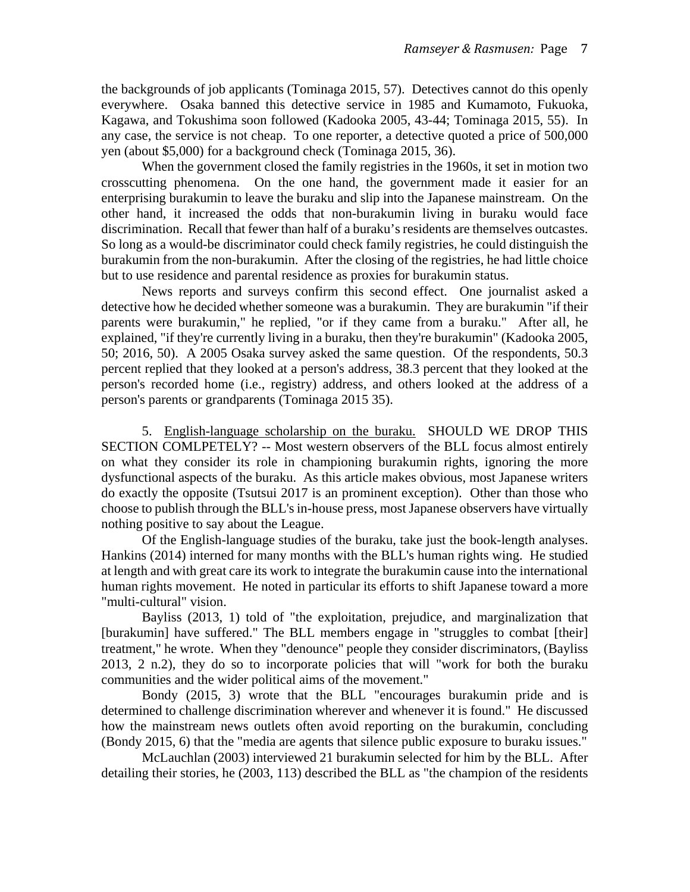the backgrounds of job applicants (Tominaga 2015, 57). Detectives cannot do this openly everywhere. Osaka banned this detective service in 1985 and Kumamoto, Fukuoka, Kagawa, and Tokushima soon followed (Kadooka 2005, 43-44; Tominaga 2015, 55). In any case, the service is not cheap. To one reporter, a detective quoted a price of 500,000 yen (about $5,000) for a background check (Tominaga 2015, 36).

When the government closed the family registries in the 1960s, it set in motion two crosscutting phenomena. On the one hand, the government made it easier for an enterprising burakumin to leave the buraku and slip into the Japanese mainstream. On the other hand, it increased the odds that non-burakumin living in buraku would face discrimination. Recall that fewer than half of a buraku's residents are themselves outcastes. So long as a would-be discriminator could check family registries, he could distinguish the burakumin from the non-burakumin. After the closing of the registries, he had little choice but to use residence and parental residence as proxies for burakumin status.

News reports and surveys confirm this second effect. One journalist asked a detective how he decided whether someone was a burakumin. They are burakumin "if their parents were burakumin," he replied, "or if they came from a buraku." After all, he explained, "if they're currently living in a buraku, then they're burakumin" (Kadooka 2005, 50; 2016, 50). A 2005 Osaka survey asked the same question. Of the respondents, 50.3 percent replied that they looked at a person's address, 38.3 percent that they looked at the person's recorded home (i.e., registry) address, and others looked at the address of a person's parents or grandparents (Tominaga 2015 35).

5. <u>English-language scholarship on the buraku.</u> SHOULD WE DROP THIS SECTION COMLPETELY? -- Most western observers of the BLL focus almost entirely on what they consider its role in championing burakumin rights, ignoring the more dysfunctional aspects of the buraku. As this article makes obvious, most Japanese writers do exactly the opposite (Tsutsui 2017 is an prominent exception). Other than those who choose to publish through the BLL's in-house press, most Japanese observers have virtually nothing positive to say about the League.

Of the English-language studies of the buraku, take just the book-length analyses. Hankins (2014) interned for many months with the BLL's human rights wing. He studied at length and with great care its work to integrate the burakumin cause into the international human rights movement. He noted in particular its efforts to shift Japanese toward a more "multi-cultural" vision.

Bayliss (2013, 1) told of "the exploitation, prejudice, and marginalization that [burakumin] have suffered." The BLL members engage in "struggles to combat [their] treatment," he wrote. When they "denounce" people they consider discriminators, (Bayliss 2013, 2 n.2), they do so to incorporate policies that will "work for both the buraku communities and the wider political aims of the movement."

Bondy (2015, 3) wrote that the BLL "encourages burakumin pride and is determined to challenge discrimination wherever and whenever it is found." He discussed how the mainstream news outlets often avoid reporting on the burakumin, concluding (Bondy 2015, 6) that the "media are agents that silence public exposure to buraku issues."

McLauchlan (2003) interviewed 21 burakumin selected for him by the BLL. After detailing their stories, he (2003, 113) described the BLL as "the champion of the residents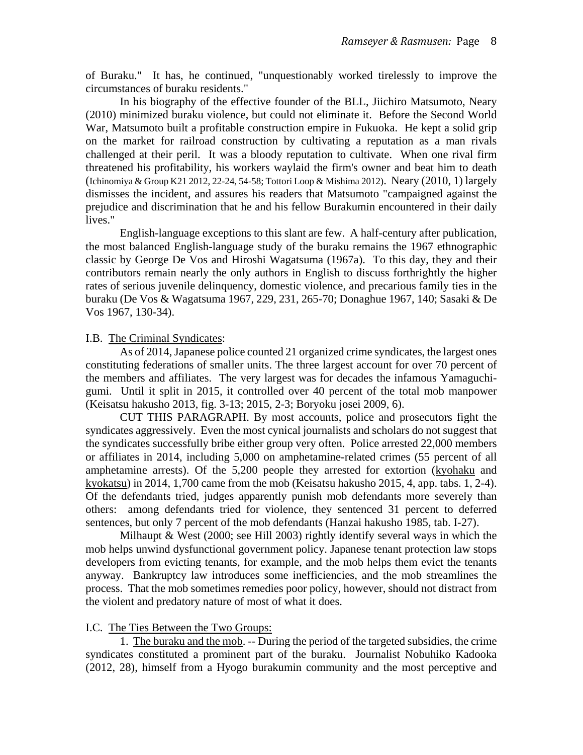of Buraku." It has, he continued, "unquestionably worked tirelessly to improve the circumstances of buraku residents."

In his biography of the effective founder of the BLL, Jiichiro Matsumoto, Neary (2010) minimized buraku violence, but could not eliminate it. Before the Second World War, Matsumoto built a profitable construction empire in Fukuoka. He kept a solid grip on the market for railroad construction by cultivating a reputation as a man rivals challenged at their peril. It was a bloody reputation to cultivate. When one rival firm threatened his profitability, his workers waylaid the firm's owner and beat him to death (Ichinomiya & Group K21 2012, 22-24, 54-58; Tottori Loop & Mishima 2012). Neary (2010, 1) largely dismisses the incident, and assures his readers that Matsumoto "campaigned against the prejudice and discrimination that he and his fellow Burakumin encountered in their daily lives."

English-language exceptions to this slant are few. A half-century after publication, the most balanced English-language study of the buraku remains the 1967 ethnographic classic by George De Vos and Hiroshi Wagatsuma (1967a). To this day, they and their contributors remain nearly the only authors in English to discuss forthrightly the higher rates of serious juvenile delinquency, domestic violence, and precarious family ties in the buraku (De Vos & Wagatsuma 1967, 229, 231, 265-70; Donaghue 1967, 140; Sasaki & De Vos 1967, 130-34).

### I.B. <u>The Criminal Syndicates</u>:

As of 2014, Japanese police counted 21 organized crime syndicates, the largest ones constituting federations of smaller units. The three largest account for over 70 percent of the members and affiliates. The very largest was for decades the infamous Yamaguchi-gumi. Until it split in 2015, it controlled over 40 percent of the total mob manpower (Keisatsu hakusho 2013, fig. 3-13; 2015, 2-3; Boryoku josei 2009, 6).

CUT THIS PARAGRAPH. By most accounts, police and prosecutors fight the syndicates aggressively. Even the most cynical journalists and scholars do not suggest that the syndicates successfully bribe either group very often. Police arrested 22,000 members or affiliates in 2014, including 5,000 on amphetamine-related crimes (55 percent of all amphetamine arrests). Of the 5,200 people they arrested for extortion (<u>kyohaku</u> and <u>kyokatsu</u>) in 2014, 1,700 came from the mob (Keisatsu hakusho 2015, 4, app. tabs. 1, 2-4). Of the defendants tried, judges apparently punish mob defendants more severely than others: among defendants tried for violence, they sentenced 31 percent to deferred sentences, but only 7 percent of the mob defendants (Hanzai hakusho 1985, tab. I-27).

Milhaupt & West (2000; see Hill 2003) rightly identify several ways in which the mob helps unwind dysfunctional government policy. Japanese tenant protection law stops developers from evicting tenants, for example, and the mob helps them evict the tenants anyway. Bankruptcy law introduces some inefficiencies, and the mob streamlines the process. That the mob sometimes remedies poor policy, however, should not distract from the violent and predatory nature of most of what it does.

### I.C. <u>The Ties Between the Two Groups:</u>

1. <u>The buraku and the mob</u>. -- During the period of the targeted subsidies, the crime syndicates constituted a prominent part of the buraku. Journalist Nobuhiko Kadooka (2012, 28), himself from a Hyogo burakumin community and the most perceptive and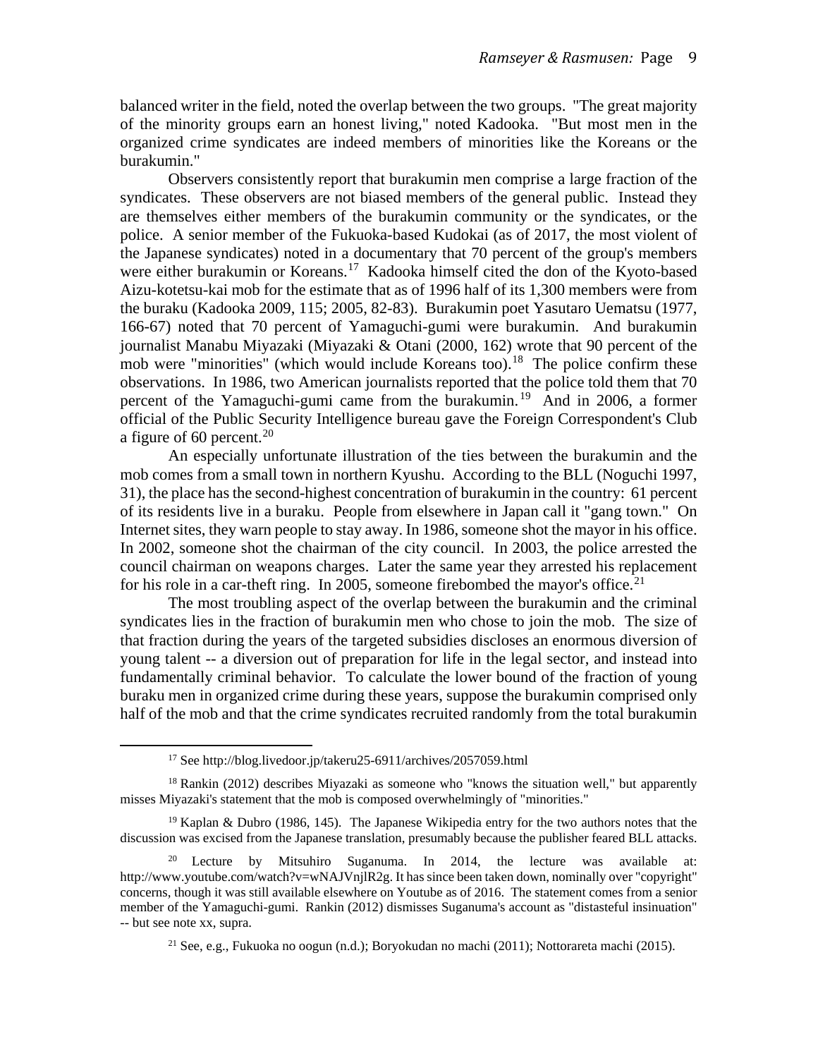balanced writer in the field, noted the overlap between the two groups. "The great majority of the minority groups earn an honest living," noted Kadooka. "But most men in the organized crime syndicates are indeed members of minorities like the Koreans or the burakumin."

Observers consistently report that burakumin men comprise a large fraction of the syndicates. These observers are not biased members of the general public. Instead they are themselves either members of the burakumin community or the syndicates, or the police. A senior member of the Fukuoka-based Kudokai (as of 2017, the most violent of the Japanese syndicates) noted in a documentary that 70 percent of the group's members were either burakumin or Koreans.[17] Kadooka himself cited the don of the Kyoto-based Aizu-kotetsu-kai mob for the estimate that as of 1996 half of its 1,300 members were from the buraku (Kadooka 2009, 115; 2005, 82-83). Burakumin poet Yasutaro Uematsu (1977, 166-67) noted that 70 percent of Yamaguchi-gumi were burakumin. And burakumin journalist Manabu Miyazaki (Miyazaki & Otani (2000, 162) wrote that 90 percent of the mob were "minorities" (which would include Koreans too).[18] The police confirm these observations. In 1986, two American journalists reported that the police told them that 70 percent of the Yamaguchi-gumi came from the burakumin.[19] And in 2006, a former official of the Public Security Intelligence bureau gave the Foreign Correspondent's Club a figure of 60 percent.[20]

An especially unfortunate illustration of the ties between the burakumin and the mob comes from a small town in northern Kyushu. According to the BLL (Noguchi 1997, 31), the place has the second-highest concentration of burakumin in the country: 61 percent of its residents live in a buraku. People from elsewhere in Japan call it "gang town." On Internet sites, they warn people to stay away. In 1986, someone shot the mayor in his office. In 2002, someone shot the chairman of the city council. In 2003, the police arrested the council chairman on weapons charges. Later the same year they arrested his replacement for his role in a car-theft ring. In 2005, someone firebombed the mayor's office.[21]

The most troubling aspect of the overlap between the burakumin and the criminal syndicates lies in the fraction of burakumin men who chose to join the mob. The size of that fraction during the years of the targeted subsidies discloses an enormous diversion of young talent -- a diversion out of preparation for life in the legal sector, and instead into fundamentally criminal behavior. To calculate the lower bound of the fraction of young buraku men in organized crime during these years, suppose the burakumin comprised only half of the mob and that the crime syndicates recruited randomly from the total burakumin

---

[17] See http://blog.livedoor.jp/takeru25-6911/archives/2057059.html

[18] Rankin (2012) describes Miyazaki as someone who "knows the situation well," but apparently misses Miyazaki's statement that the mob is composed overwhelmingly of "minorities."

[19] Kaplan & Dubro (1986, 145). The Japanese Wikipedia entry for the two authors notes that the discussion was excised from the Japanese translation, presumably because the publisher feared BLL attacks.

[20] Lecture by Mitsuhiro Suganuma. In 2014, the lecture was available at: http://www.youtube.com/watch?v=wNAJVnjlR2g. It has since been taken down, nominally over "copyright" concerns, though it was still available elsewhere on Youtube as of 2016. The statement comes from a senior member of the Yamaguchi-gumi. Rankin (2012) dismisses Suganuma's account as "distasteful insinuation" -- but see note xx, supra.

[21] See, e.g., Fukuoka no oogun (n.d.); Boryokudan no machi (2011); Nottorareta machi (2015).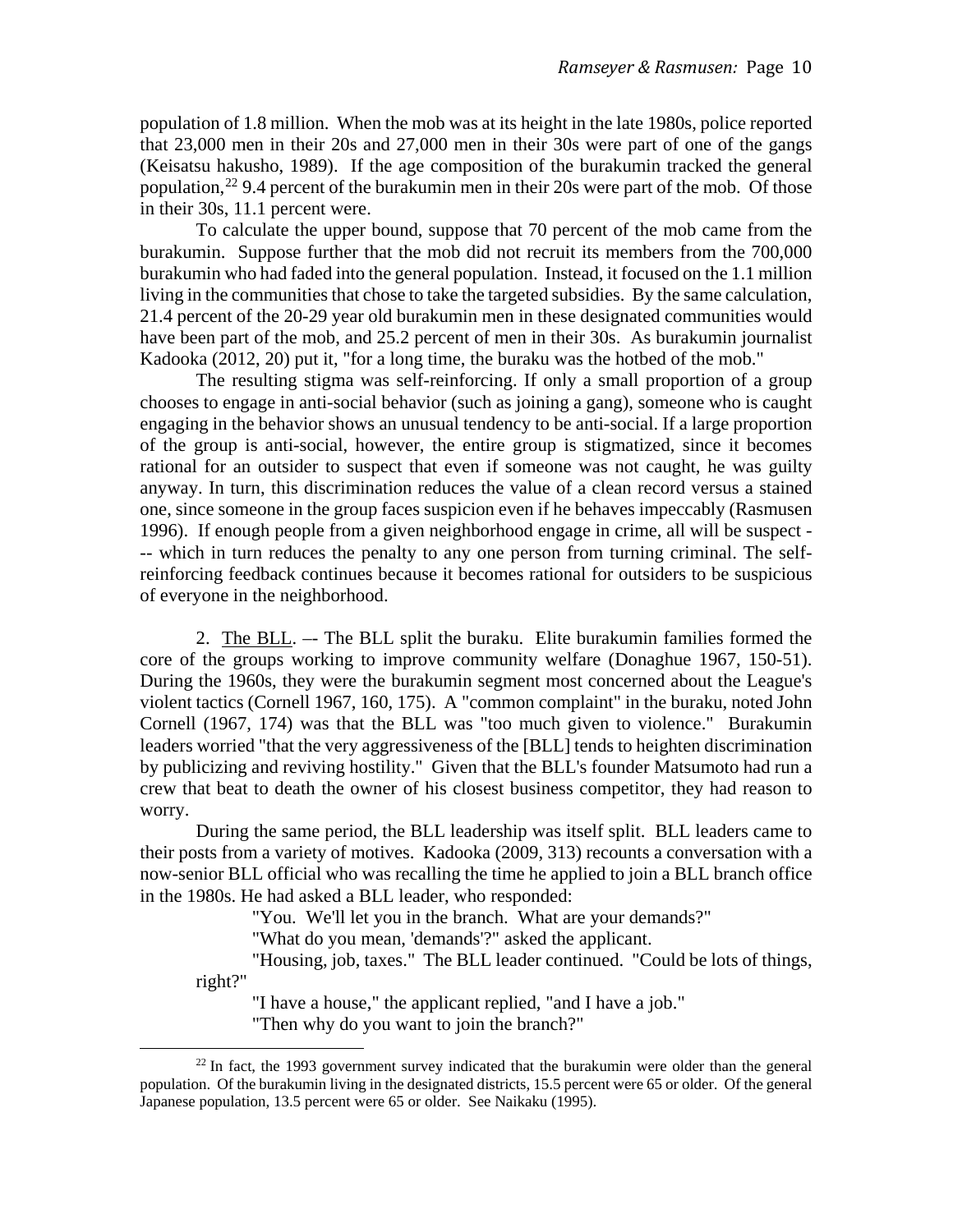population of 1.8 million. When the mob was at its height in the late 1980s, police reported that 23,000 men in their 20s and 27,000 men in their 30s were part of one of the gangs (Keisatsu hakusho, 1989). If the age composition of the burakumin tracked the general population,[22] 9.4 percent of the burakumin men in their 20s were part of the mob. Of those in their 30s, 11.1 percent were.

To calculate the upper bound, suppose that 70 percent of the mob came from the burakumin. Suppose further that the mob did not recruit its members from the 700,000 burakumin who had faded into the general population. Instead, it focused on the 1.1 million living in the communities that chose to take the targeted subsidies. By the same calculation, 21.4 percent of the 20-29 year old burakumin men in these designated communities would have been part of the mob, and 25.2 percent of men in their 30s. As burakumin journalist Kadooka (2012, 20) put it, "for a long time, the buraku was the hotbed of the mob."

The resulting stigma was self-reinforcing. If only a small proportion of a group chooses to engage in anti-social behavior (such as joining a gang), someone who is caught engaging in the behavior shows an unusual tendency to be anti-social. If a large proportion of the group is anti-social, however, the entire group is stigmatized, since it becomes rational for an outsider to suspect that even if someone was not caught, he was guilty anyway. In turn, this discrimination reduces the value of a clean record versus a stained one, since someone in the group faces suspicion even if he behaves impeccably (Rasmusen 1996). If enough people from a given neighborhood engage in crime, all will be suspect --- which in turn reduces the penalty to any one person from turning criminal. The self-reinforcing feedback continues because it becomes rational for outsiders to be suspicious of everyone in the neighborhood.

2. The BLL. –- The BLL split the buraku. Elite burakumin families formed the core of the groups working to improve community welfare (Donaghue 1967, 150-51). During the 1960s, they were the burakumin segment most concerned about the League's violent tactics (Cornell 1967, 160, 175). A "common complaint" in the buraku, noted John Cornell (1967, 174) was that the BLL was "too much given to violence." Burakumin leaders worried "that the very aggressiveness of the [BLL] tends to heighten discrimination by publicizing and reviving hostility." Given that the BLL's founder Matsumoto had run a crew that beat to death the owner of his closest business competitor, they had reason to worry.

During the same period, the BLL leadership was itself split. BLL leaders came to their posts from a variety of motives. Kadooka (2009, 313) recounts a conversation with a now-senior BLL official who was recalling the time he applied to join a BLL branch office in the 1980s. He had asked a BLL leader, who responded:

> "You. We'll let you in the branch. What are your demands?"
>
> "What do you mean, 'demands'?" asked the applicant.
>
> "Housing, job, taxes." The BLL leader continued. "Could be lots of things, right?"
>
> "I have a house," the applicant replied, "and I have a job."
>
> "Then why do you want to join the branch?"

[22] In fact, the 1993 government survey indicated that the burakumin were older than the general population. Of the burakumin living in the designated districts, 15.5 percent were 65 or older. Of the general Japanese population, 13.5 percent were 65 or older. See Naikaku (1995).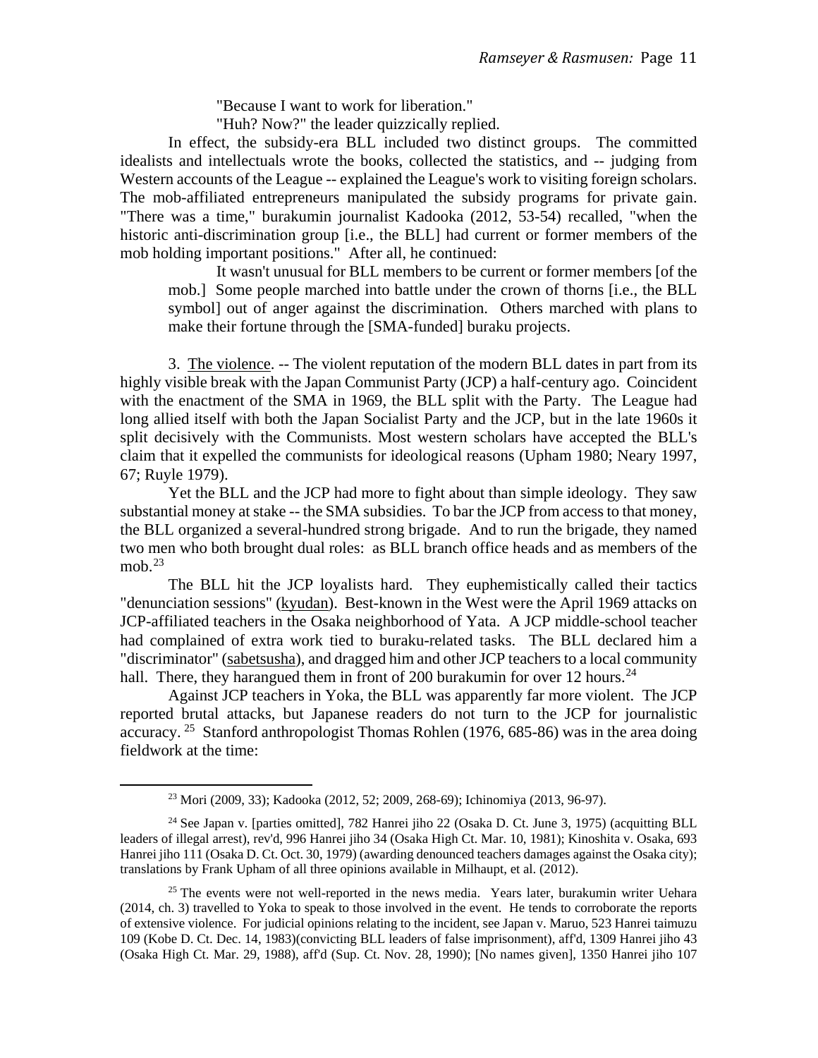"Because I want to work for liberation."

"Huh? Now?" the leader quizzically replied.

In effect, the subsidy-era BLL included two distinct groups. The committed idealists and intellectuals wrote the books, collected the statistics, and -- judging from Western accounts of the League -- explained the League's work to visiting foreign scholars. The mob-affiliated entrepreneurs manipulated the subsidy programs for private gain. "There was a time," burakumin journalist Kadooka (2012, 53-54) recalled, "when the historic anti-discrimination group [i.e., the BLL] had current or former members of the mob holding important positions." After all, he continued:

> It wasn't unusual for BLL members to be current or former members [of the mob.] Some people marched into battle under the crown of thorns [i.e., the BLL symbol] out of anger against the discrimination. Others marched with plans to make their fortune through the [SMA-funded] buraku projects.

3. The violence. -- The violent reputation of the modern BLL dates in part from its highly visible break with the Japan Communist Party (JCP) a half-century ago. Coincident with the enactment of the SMA in 1969, the BLL split with the Party. The League had long allied itself with both the Japan Socialist Party and the JCP, but in the late 1960s it split decisively with the Communists. Most western scholars have accepted the BLL's claim that it expelled the communists for ideological reasons (Upham 1980; Neary 1997, 67; Ruyle 1979).

Yet the BLL and the JCP had more to fight about than simple ideology. They saw substantial money at stake -- the SMA subsidies. To bar the JCP from access to that money, the BLL organized a several-hundred strong brigade. And to run the brigade, they named two men who both brought dual roles: as BLL branch office heads and as members of the mob.[23]

The BLL hit the JCP loyalists hard. They euphemistically called their tactics "denunciation sessions" (kyudan). Best-known in the West were the April 1969 attacks on JCP-affiliated teachers in the Osaka neighborhood of Yata. A JCP middle-school teacher had complained of extra work tied to buraku-related tasks. The BLL declared him a "discriminator" (sabetsusha), and dragged him and other JCP teachers to a local community hall. There, they harangued them in front of 200 burakumin for over 12 hours.[24]

Against JCP teachers in Yoka, the BLL was apparently far more violent. The JCP reported brutal attacks, but Japanese readers do not turn to the JCP for journalistic accuracy.[25] Stanford anthropologist Thomas Rohlen (1976, 685-86) was in the area doing fieldwork at the time:

---

[23] Mori (2009, 33); Kadooka (2012, 52; 2009, 268-69); Ichinomiya (2013, 96-97).

[24] See Japan v. [parties omitted], 782 Hanrei jiho 22 (Osaka D. Ct. June 3, 1975) (acquitting BLL leaders of illegal arrest), rev'd, 996 Hanrei jiho 34 (Osaka High Ct. Mar. 10, 1981); Kinoshita v. Osaka, 693 Hanrei jiho 111 (Osaka D. Ct. Oct. 30, 1979) (awarding denounced teachers damages against the Osaka city); translations by Frank Upham of all three opinions available in Milhaupt, et al. (2012).

[25] The events were not well-reported in the news media. Years later, burakumin writer Uehara (2014, ch. 3) travelled to Yoka to speak to those involved in the event. He tends to corroborate the reports of extensive violence. For judicial opinions relating to the incident, see Japan v. Maruo, 523 Hanrei taimuzu 109 (Kobe D. Ct. Dec. 14, 1983)(convicting BLL leaders of false imprisonment), aff'd, 1309 Hanrei jiho 43 (Osaka High Ct. Mar. 29, 1988), aff'd (Sup. Ct. Nov. 28, 1990); [No names given], 1350 Hanrei jiho 107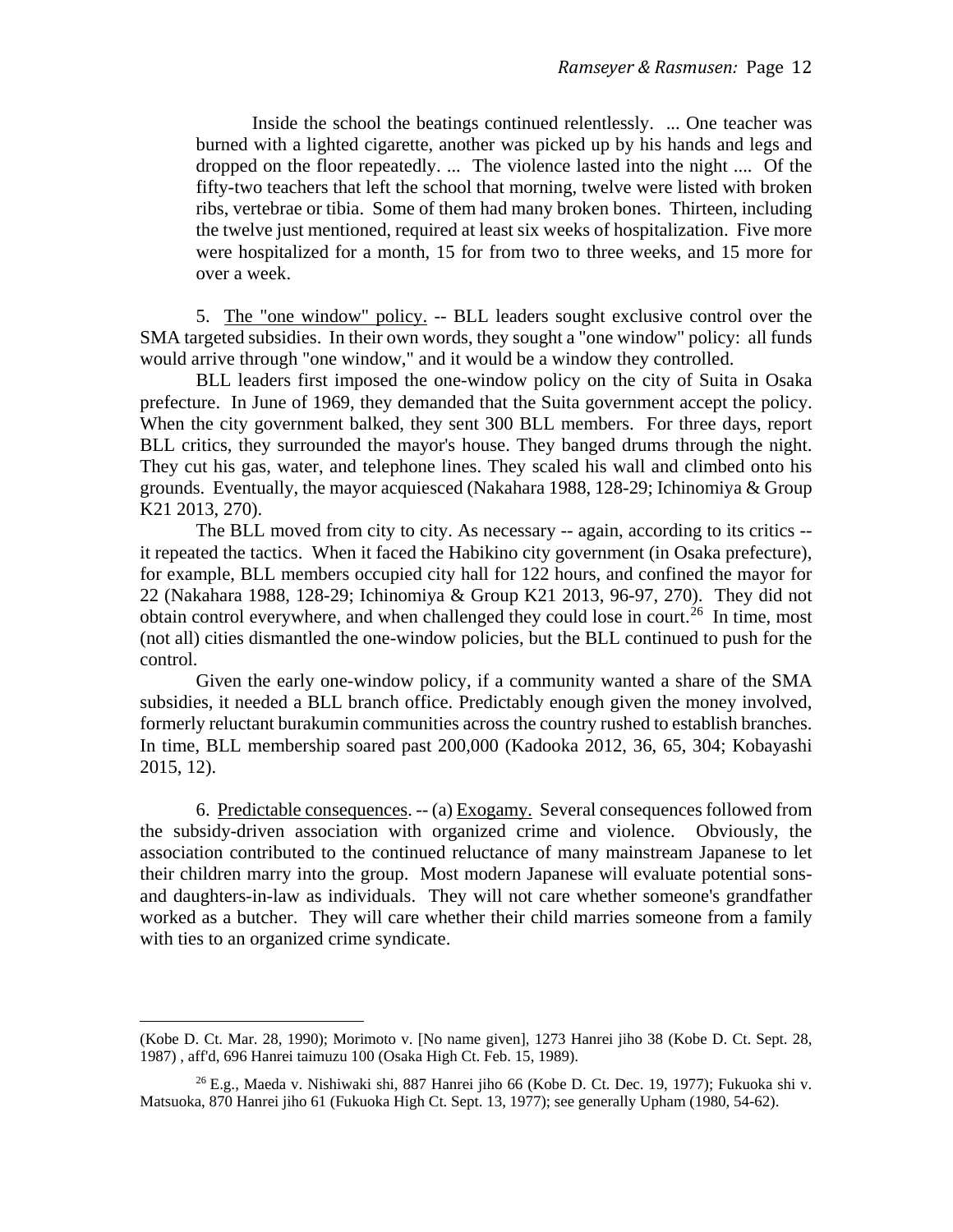> Inside the school the beatings continued relentlessly. ... One teacher was burned with a lighted cigarette, another was picked up by his hands and legs and dropped on the floor repeatedly. ... The violence lasted into the night .... Of the fifty-two teachers that left the school that morning, twelve were listed with broken ribs, vertebrae or tibia. Some of them had many broken bones. Thirteen, including the twelve just mentioned, required at least six weeks of hospitalization. Five more were hospitalized for a month, 15 for from two to three weeks, and 15 more for over a week.

5. The "one window" policy. -- BLL leaders sought exclusive control over the SMA targeted subsidies. In their own words, they sought a "one window" policy: all funds would arrive through "one window," and it would be a window they controlled.

BLL leaders first imposed the one-window policy on the city of Suita in Osaka prefecture. In June of 1969, they demanded that the Suita government accept the policy. When the city government balked, they sent 300 BLL members. For three days, report BLL critics, they surrounded the mayor's house. They banged drums through the night. They cut his gas, water, and telephone lines. They scaled his wall and climbed onto his grounds. Eventually, the mayor acquiesced (Nakahara 1988, 128-29; Ichinomiya & Group K21 2013, 270).

The BLL moved from city to city. As necessary -- again, according to its critics -- it repeated the tactics. When it faced the Habikino city government (in Osaka prefecture), for example, BLL members occupied city hall for 122 hours, and confined the mayor for 22 (Nakahara 1988, 128-29; Ichinomiya & Group K21 2013, 96-97, 270). They did not obtain control everywhere, and when challenged they could lose in court.[26] In time, most (not all) cities dismantled the one-window policies, but the BLL continued to push for the control.

Given the early one-window policy, if a community wanted a share of the SMA subsidies, it needed a BLL branch office. Predictably enough given the money involved, formerly reluctant burakumin communities across the country rushed to establish branches. In time, BLL membership soared past 200,000 (Kadooka 2012, 36, 65, 304; Kobayashi 2015, 12).

6. Predictable consequences. -- (a) Exogamy. Several consequences followed from the subsidy-driven association with organized crime and violence. Obviously, the association contributed to the continued reluctance of many mainstream Japanese to let their children marry into the group. Most modern Japanese will evaluate potential sons- and daughters-in-law as individuals. They will not care whether someone's grandfather worked as a butcher. They will care whether their child marries someone from a family with ties to an organized crime syndicate.

---

(Kobe D. Ct. Mar. 28, 1990); Morimoto v. [No name given], 1273 Hanrei jiho 38 (Kobe D. Ct. Sept. 28, 1987) , aff'd, 696 Hanrei taimuzu 100 (Osaka High Ct. Feb. 15, 1989).

[26] E.g., Maeda v. Nishiwaki shi, 887 Hanrei jiho 66 (Kobe D. Ct. Dec. 19, 1977); Fukuoka shi v. Matsuoka, 870 Hanrei jiho 61 (Fukuoka High Ct. Sept. 13, 1977); see generally Upham (1980, 54-62).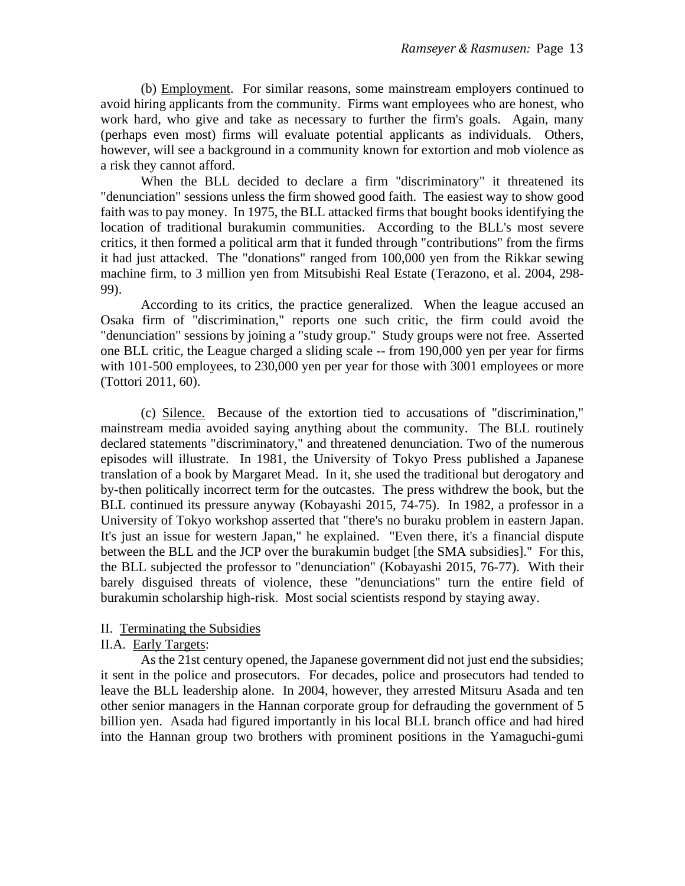(b) Employment. For similar reasons, some mainstream employers continued to avoid hiring applicants from the community. Firms want employees who are honest, who work hard, who give and take as necessary to further the firm's goals. Again, many (perhaps even most) firms will evaluate potential applicants as individuals. Others, however, will see a background in a community known for extortion and mob violence as a risk they cannot afford.

When the BLL decided to declare a firm "discriminatory" it threatened its "denunciation" sessions unless the firm showed good faith. The easiest way to show good faith was to pay money. In 1975, the BLL attacked firms that bought books identifying the location of traditional burakumin communities. According to the BLL's most severe critics, it then formed a political arm that it funded through "contributions" from the firms it had just attacked. The "donations" ranged from 100,000 yen from the Rikkar sewing machine firm, to 3 million yen from Mitsubishi Real Estate (Terazono, et al. 2004, 298-99).

According to its critics, the practice generalized. When the league accused an Osaka firm of "discrimination," reports one such critic, the firm could avoid the "denunciation" sessions by joining a "study group." Study groups were not free. Asserted one BLL critic, the League charged a sliding scale -- from 190,000 yen per year for firms with 101-500 employees, to 230,000 yen per year for those with 3001 employees or more (Tottori 2011, 60).

(c) Silence. Because of the extortion tied to accusations of "discrimination," mainstream media avoided saying anything about the community. The BLL routinely declared statements "discriminatory," and threatened denunciation. Two of the numerous episodes will illustrate. In 1981, the University of Tokyo Press published a Japanese translation of a book by Margaret Mead. In it, she used the traditional but derogatory and by-then politically incorrect term for the outcastes. The press withdrew the book, but the BLL continued its pressure anyway (Kobayashi 2015, 74-75). In 1982, a professor in a University of Tokyo workshop asserted that "there's no buraku problem in eastern Japan. It's just an issue for western Japan," he explained. "Even there, it's a financial dispute between the BLL and the JCP over the burakumin budget [the SMA subsidies]." For this, the BLL subjected the professor to "denunciation" (Kobayashi 2015, 76-77). With their barely disguised threats of violence, these "denunciations" turn the entire field of burakumin scholarship high-risk. Most social scientists respond by staying away.

## II. Terminating the Subsidies

### II.A. Early Targets:

As the 21st century opened, the Japanese government did not just end the subsidies; it sent in the police and prosecutors. For decades, police and prosecutors had tended to leave the BLL leadership alone. In 2004, however, they arrested Mitsuru Asada and ten other senior managers in the Hannan corporate group for defrauding the government of 5 billion yen. Asada had figured importantly in his local BLL branch office and had hired into the Hannan group two brothers with prominent positions in the Yamaguchi-gumi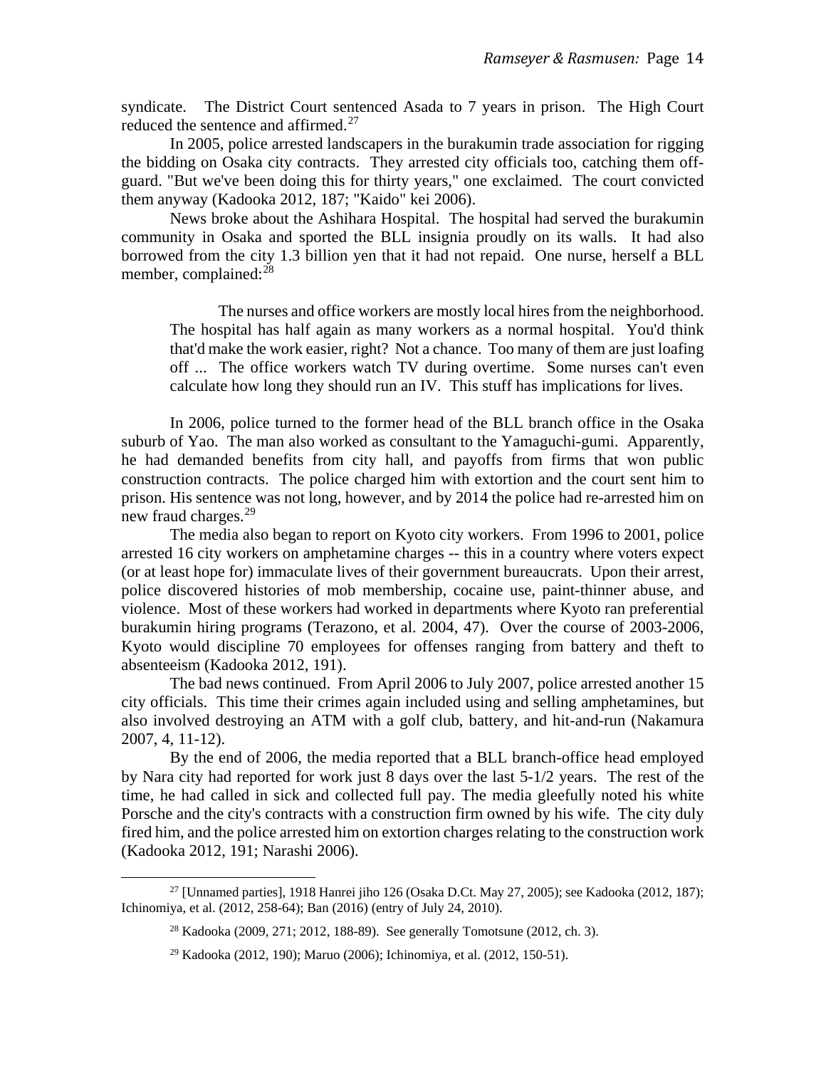syndicate. The District Court sentenced Asada to 7 years in prison. The High Court reduced the sentence and affirmed.[27]

In 2005, police arrested landscapers in the burakumin trade association for rigging the bidding on Osaka city contracts. They arrested city officials too, catching them off-guard. "But we've been doing this for thirty years," one exclaimed. The court convicted them anyway (Kadooka 2012, 187; "Kaido" kei 2006).

News broke about the Ashihara Hospital. The hospital had served the burakumin community in Osaka and sported the BLL insignia proudly on its walls. It had also borrowed from the city 1.3 billion yen that it had not repaid. One nurse, herself a BLL member, complained:[28]

> The nurses and office workers are mostly local hires from the neighborhood. The hospital has half again as many workers as a normal hospital. You'd think that'd make the work easier, right? Not a chance. Too many of them are just loafing off ... The office workers watch TV during overtime. Some nurses can't even calculate how long they should run an IV. This stuff has implications for lives.

In 2006, police turned to the former head of the BLL branch office in the Osaka suburb of Yao. The man also worked as consultant to the Yamaguchi-gumi. Apparently, he had demanded benefits from city hall, and payoffs from firms that won public construction contracts. The police charged him with extortion and the court sent him to prison. His sentence was not long, however, and by 2014 the police had re-arrested him on new fraud charges.[29]

The media also began to report on Kyoto city workers. From 1996 to 2001, police arrested 16 city workers on amphetamine charges -- this in a country where voters expect (or at least hope for) immaculate lives of their government bureaucrats. Upon their arrest, police discovered histories of mob membership, cocaine use, paint-thinner abuse, and violence. Most of these workers had worked in departments where Kyoto ran preferential burakumin hiring programs (Terazono, et al. 2004, 47). Over the course of 2003-2006, Kyoto would discipline 70 employees for offenses ranging from battery and theft to absenteeism (Kadooka 2012, 191).

The bad news continued. From April 2006 to July 2007, police arrested another 15 city officials. This time their crimes again included using and selling amphetamines, but also involved destroying an ATM with a golf club, battery, and hit-and-run (Nakamura 2007, 4, 11-12).

By the end of 2006, the media reported that a BLL branch-office head employed by Nara city had reported for work just 8 days over the last 5-1/2 years. The rest of the time, he had called in sick and collected full pay. The media gleefully noted his white Porsche and the city's contracts with a construction firm owned by his wife. The city duly fired him, and the police arrested him on extortion charges relating to the construction work (Kadooka 2012, 191; Narashi 2006).

---

[27] [Unnamed parties], 1918 Hanrei jiho 126 (Osaka D.Ct. May 27, 2005); see Kadooka (2012, 187); Ichinomiya, et al. (2012, 258-64); Ban (2016) (entry of July 24, 2010).

[28] Kadooka (2009, 271; 2012, 188-89). See generally Tomotsune (2012, ch. 3).

[29] Kadooka (2012, 190); Maruo (2006); Ichinomiya, et al. (2012, 150-51).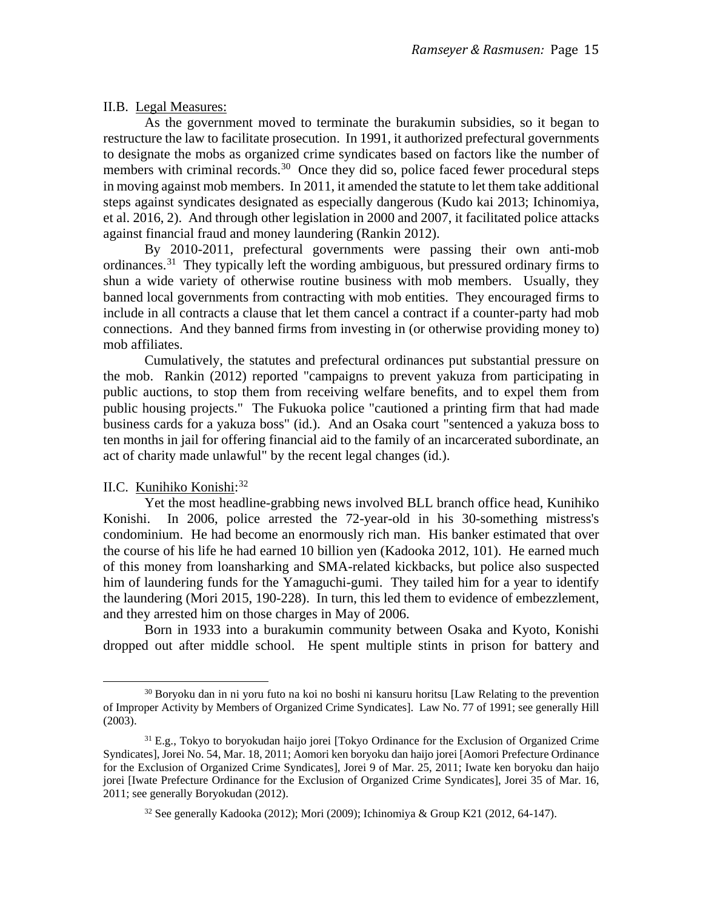II.B. Legal Measures:

As the government moved to terminate the burakumin subsidies, so it began to restructure the law to facilitate prosecution. In 1991, it authorized prefectural governments to designate the mobs as organized crime syndicates based on factors like the number of members with criminal records.[30] Once they did so, police faced fewer procedural steps in moving against mob members. In 2011, it amended the statute to let them take additional steps against syndicates designated as especially dangerous (Kudo kai 2013; Ichinomiya, et al. 2016, 2). And through other legislation in 2000 and 2007, it facilitated police attacks against financial fraud and money laundering (Rankin 2012).

By 2010-2011, prefectural governments were passing their own anti-mob ordinances.[31] They typically left the wording ambiguous, but pressured ordinary firms to shun a wide variety of otherwise routine business with mob members. Usually, they banned local governments from contracting with mob entities. They encouraged firms to include in all contracts a clause that let them cancel a contract if a counter-party had mob connections. And they banned firms from investing in (or otherwise providing money to) mob affiliates.

Cumulatively, the statutes and prefectural ordinances put substantial pressure on the mob. Rankin (2012) reported "campaigns to prevent yakuza from participating in public auctions, to stop them from receiving welfare benefits, and to expel them from public housing projects." The Fukuoka police "cautioned a printing firm that had made business cards for a yakuza boss" (id.). And an Osaka court "sentenced a yakuza boss to ten months in jail for offering financial aid to the family of an incarcerated subordinate, an act of charity made unlawful" by the recent legal changes (id.).

II.C. Kunihiko Konishi:[32]

Yet the most headline-grabbing news involved BLL branch office head, Kunihiko Konishi. In 2006, police arrested the 72-year-old in his 30-something mistress's condominium. He had become an enormously rich man. His banker estimated that over the course of his life he had earned 10 billion yen (Kadooka 2012, 101). He earned much of this money from loansharking and SMA-related kickbacks, but police also suspected him of laundering funds for the Yamaguchi-gumi. They tailed him for a year to identify the laundering (Mori 2015, 190-228). In turn, this led them to evidence of embezzlement, and they arrested him on those charges in May of 2006.

Born in 1933 into a burakumin community between Osaka and Kyoto, Konishi dropped out after middle school. He spent multiple stints in prison for battery and

---

[30] Boryoku dan in ni yoru futo na koi no boshi ni kansuru horitsu [Law Relating to the prevention of Improper Activity by Members of Organized Crime Syndicates]. Law No. 77 of 1991; see generally Hill (2003).

[31] E.g., Tokyo to boryokudan haijo jorei [Tokyo Ordinance for the Exclusion of Organized Crime Syndicates], Jorei No. 54, Mar. 18, 2011; Aomori ken boryoku dan haijo jorei [Aomori Prefecture Ordinance for the Exclusion of Organized Crime Syndicates], Jorei 9 of Mar. 25, 2011; Iwate ken boryoku dan haijo jorei [Iwate Prefecture Ordinance for the Exclusion of Organized Crime Syndicates], Jorei 35 of Mar. 16, 2011; see generally Boryokudan (2012).

[32] See generally Kadooka (2012); Mori (2009); Ichinomiya & Group K21 (2012, 64-147).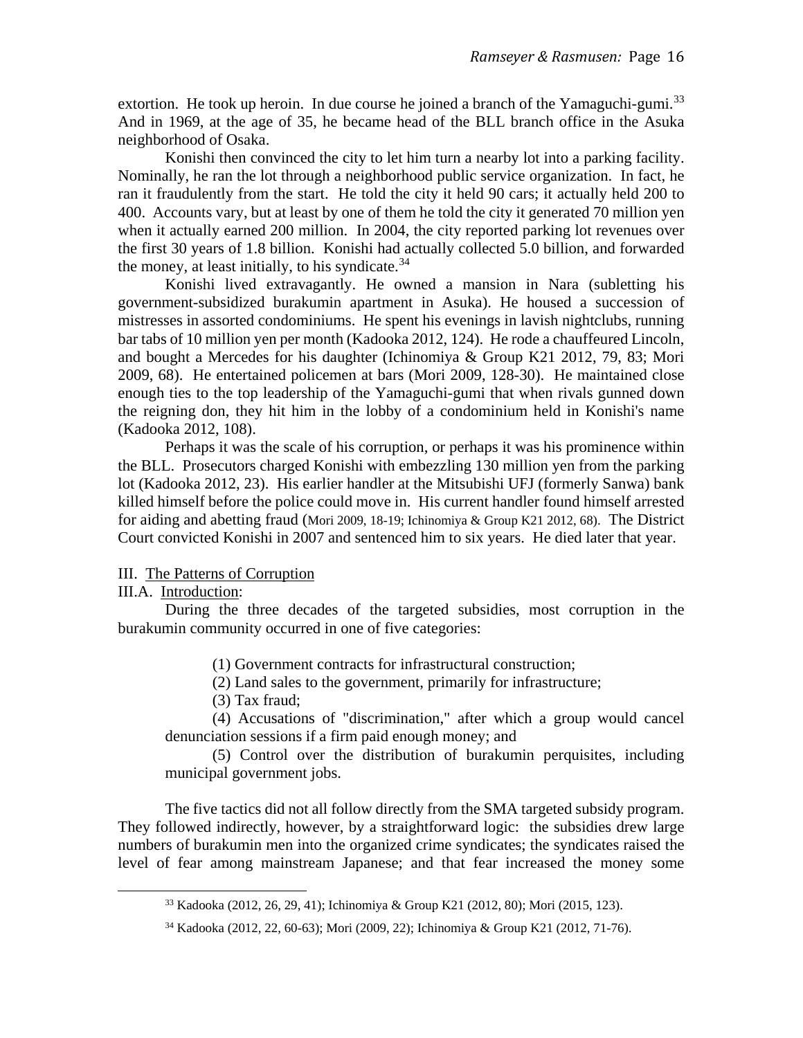extortion. He took up heroin. In due course he joined a branch of the Yamaguchi-gumi.[33] And in 1969, at the age of 35, he became head of the BLL branch office in the Asuka neighborhood of Osaka.

Konishi then convinced the city to let him turn a nearby lot into a parking facility. Nominally, he ran the lot through a neighborhood public service organization. In fact, he ran it fraudulently from the start. He told the city it held 90 cars; it actually held 200 to 400. Accounts vary, but at least by one of them he told the city it generated 70 million yen when it actually earned 200 million. In 2004, the city reported parking lot revenues over the first 30 years of 1.8 billion. Konishi had actually collected 5.0 billion, and forwarded the money, at least initially, to his syndicate.[34]

Konishi lived extravagantly. He owned a mansion in Nara (subletting his government-subsidized burakumin apartment in Asuka). He housed a succession of mistresses in assorted condominiums. He spent his evenings in lavish nightclubs, running bar tabs of 10 million yen per month (Kadooka 2012, 124). He rode a chauffeured Lincoln, and bought a Mercedes for his daughter (Ichinomiya & Group K21 2012, 79, 83; Mori 2009, 68). He entertained policemen at bars (Mori 2009, 128-30). He maintained close enough ties to the top leadership of the Yamaguchi-gumi that when rivals gunned down the reigning don, they hit him in the lobby of a condominium held in Konishi's name (Kadooka 2012, 108).

Perhaps it was the scale of his corruption, or perhaps it was his prominence within the BLL. Prosecutors charged Konishi with embezzling 130 million yen from the parking lot (Kadooka 2012, 23). His earlier handler at the Mitsubishi UFJ (formerly Sanwa) bank killed himself before the police could move in. His current handler found himself arrested for aiding and abetting fraud (Mori 2009, 18-19; Ichinomiya & Group K21 2012, 68). The District Court convicted Konishi in 2007 and sentenced him to six years. He died later that year.

## III. The Patterns of Corruption

### III.A. Introduction:

During the three decades of the targeted subsidies, most corruption in the burakumin community occurred in one of five categories:

(1) Government contracts for infrastructural construction;

(2) Land sales to the government, primarily for infrastructure;

(3) Tax fraud;

(4) Accusations of "discrimination," after which a group would cancel denunciation sessions if a firm paid enough money; and

(5) Control over the distribution of burakumin perquisites, including municipal government jobs.

The five tactics did not all follow directly from the SMA targeted subsidy program. They followed indirectly, however, by a straightforward logic: the subsidies drew large numbers of burakumin men into the organized crime syndicates; the syndicates raised the level of fear among mainstream Japanese; and that fear increased the money some

---

[33] Kadooka (2012, 26, 29, 41); Ichinomiya & Group K21 (2012, 80); Mori (2015, 123).

[34] Kadooka (2012, 22, 60-63); Mori (2009, 22); Ichinomiya & Group K21 (2012, 71-76).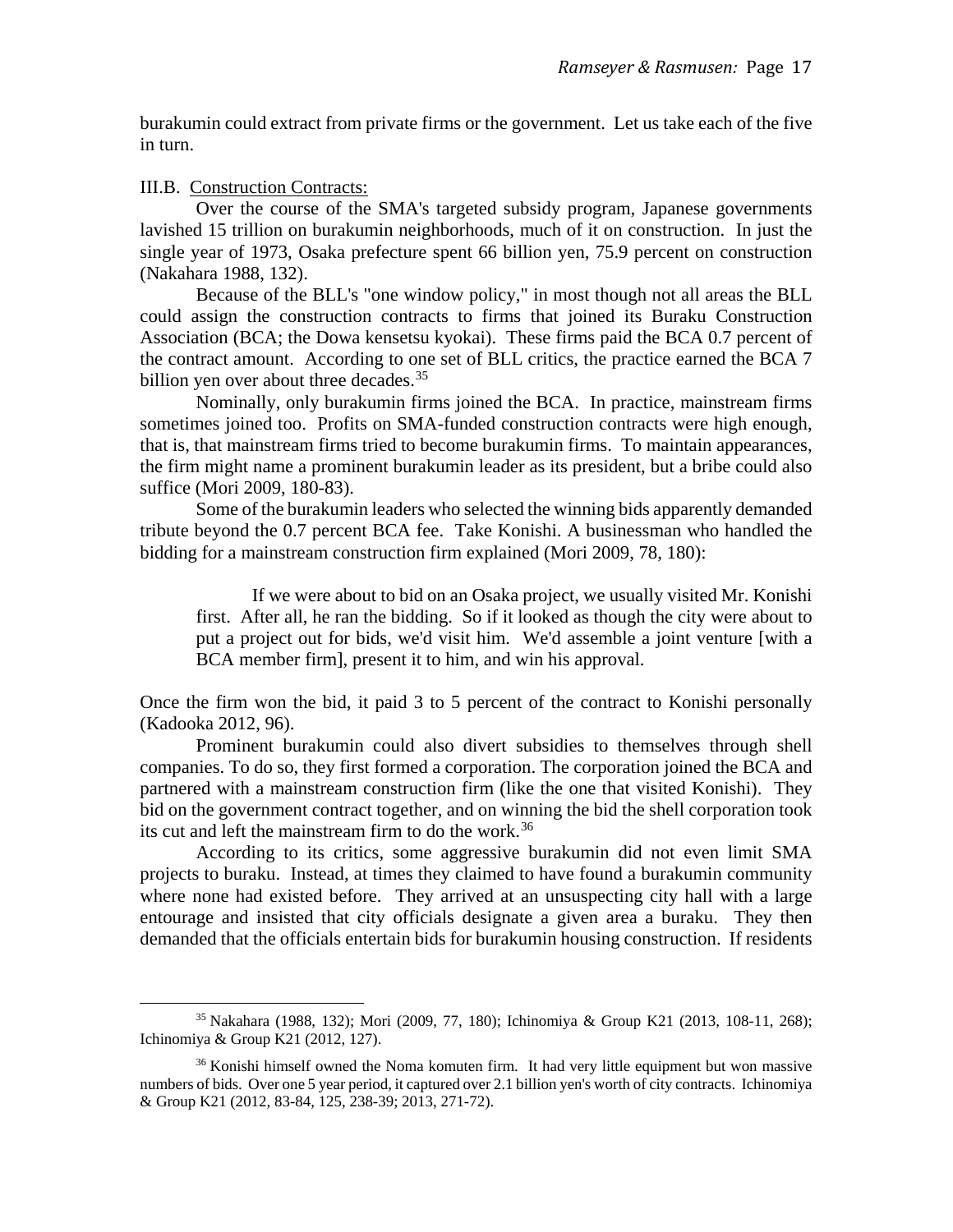burakumin could extract from private firms or the government. Let us take each of the five in turn.

III.B. Construction Contracts:

Over the course of the SMA's targeted subsidy program, Japanese governments lavished 15 trillion on burakumin neighborhoods, much of it on construction. In just the single year of 1973, Osaka prefecture spent 66 billion yen, 75.9 percent on construction (Nakahara 1988, 132).

Because of the BLL's "one window policy," in most though not all areas the BLL could assign the construction contracts to firms that joined its Buraku Construction Association (BCA; the Dowa kensetsu kyokai). These firms paid the BCA 0.7 percent of the contract amount. According to one set of BLL critics, the practice earned the BCA 7 billion yen over about three decades.[35]

Nominally, only burakumin firms joined the BCA. In practice, mainstream firms sometimes joined too. Profits on SMA-funded construction contracts were high enough, that is, that mainstream firms tried to become burakumin firms. To maintain appearances, the firm might name a prominent burakumin leader as its president, but a bribe could also suffice (Mori 2009, 180-83).

Some of the burakumin leaders who selected the winning bids apparently demanded tribute beyond the 0.7 percent BCA fee. Take Konishi. A businessman who handled the bidding for a mainstream construction firm explained (Mori 2009, 78, 180):

> If we were about to bid on an Osaka project, we usually visited Mr. Konishi first. After all, he ran the bidding. So if it looked as though the city were about to put a project out for bids, we'd visit him. We'd assemble a joint venture [with a BCA member firm], present it to him, and win his approval.

Once the firm won the bid, it paid 3 to 5 percent of the contract to Konishi personally (Kadooka 2012, 96).

Prominent burakumin could also divert subsidies to themselves through shell companies. To do so, they first formed a corporation. The corporation joined the BCA and partnered with a mainstream construction firm (like the one that visited Konishi). They bid on the government contract together, and on winning the bid the shell corporation took its cut and left the mainstream firm to do the work.[36]

According to its critics, some aggressive burakumin did not even limit SMA projects to buraku. Instead, at times they claimed to have found a burakumin community where none had existed before. They arrived at an unsuspecting city hall with a large entourage and insisted that city officials designate a given area a buraku. They then demanded that the officials entertain bids for burakumin housing construction. If residents

---

[35] Nakahara (1988, 132); Mori (2009, 77, 180); Ichinomiya & Group K21 (2013, 108-11, 268); Ichinomiya & Group K21 (2012, 127).

[36] Konishi himself owned the Noma komuten firm. It had very little equipment but won massive numbers of bids. Over one 5 year period, it captured over 2.1 billion yen's worth of city contracts. Ichinomiya & Group K21 (2012, 83-84, 125, 238-39; 2013, 271-72).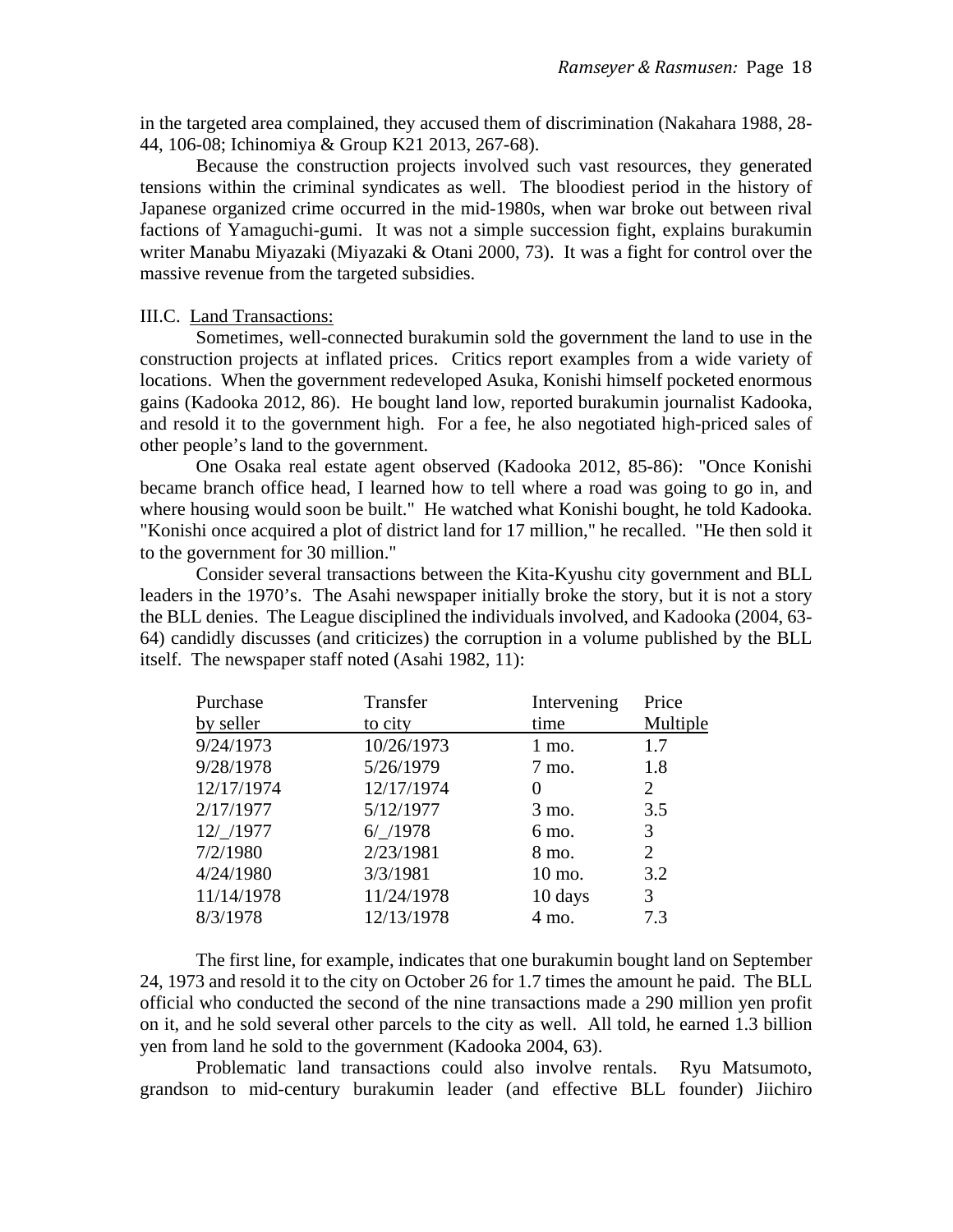in the targeted area complained, they accused them of discrimination (Nakahara 1988, 28-44, 106-08; Ichinomiya & Group K21 2013, 267-68).

Because the construction projects involved such vast resources, they generated tensions within the criminal syndicates as well. The bloodiest period in the history of Japanese organized crime occurred in the mid-1980s, when war broke out between rival factions of Yamaguchi-gumi. It was not a simple succession fight, explains burakumin writer Manabu Miyazaki (Miyazaki & Otani 2000, 73). It was a fight for control over the massive revenue from the targeted subsidies.

III.C. Land Transactions:

Sometimes, well-connected burakumin sold the government the land to use in the construction projects at inflated prices. Critics report examples from a wide variety of locations. When the government redeveloped Asuka, Konishi himself pocketed enormous gains (Kadooka 2012, 86). He bought land low, reported burakumin journalist Kadooka, and resold it to the government high. For a fee, he also negotiated high-priced sales of other people's land to the government.

One Osaka real estate agent observed (Kadooka 2012, 85-86): "Once Konishi became branch office head, I learned how to tell where a road was going to go in, and where housing would soon be built." He watched what Konishi bought, he told Kadooka. "Konishi once acquired a plot of district land for 17 million," he recalled. "He then sold it to the government for 30 million."

Consider several transactions between the Kita-Kyushu city government and BLL leaders in the 1970's. The Asahi newspaper initially broke the story, but it is not a story the BLL denies. The League disciplined the individuals involved, and Kadooka (2004, 63-64) candidly discusses (and criticizes) the corruption in a volume published by the BLL itself. The newspaper staff noted (Asahi 1982, 11):

| Purchase by seller | Transfer to city | Intervening time | Price Multiple |
|---|---|---|---|
| 9/24/1973 | 10/26/1973 | 1 mo. | 1.7 |
| 9/28/1978 | 5/26/1979 | 7 mo. | 1.8 |
| 12/17/1974 | 12/17/1974 | 0 | 2 |
| 2/17/1977 | 5/12/1977 | 3 mo. | 3.5 |
| 12/_/1977 | 6/_/1978 | 6 mo. | 3 |
| 7/2/1980 | 2/23/1981 | 8 mo. | 2 |
| 4/24/1980 | 3/3/1981 | 10 mo. | 3.2 |
| 11/14/1978 | 11/24/1978 | 10 days | 3 |
| 8/3/1978 | 12/13/1978 | 4 mo. | 7.3 |

The first line, for example, indicates that one burakumin bought land on September 24, 1973 and resold it to the city on October 26 for 1.7 times the amount he paid. The BLL official who conducted the second of the nine transactions made a 290 million yen profit on it, and he sold several other parcels to the city as well. All told, he earned 1.3 billion yen from land he sold to the government (Kadooka 2004, 63).

Problematic land transactions could also involve rentals. Ryu Matsumoto, grandson to mid-century burakumin leader (and effective BLL founder) Jiichiro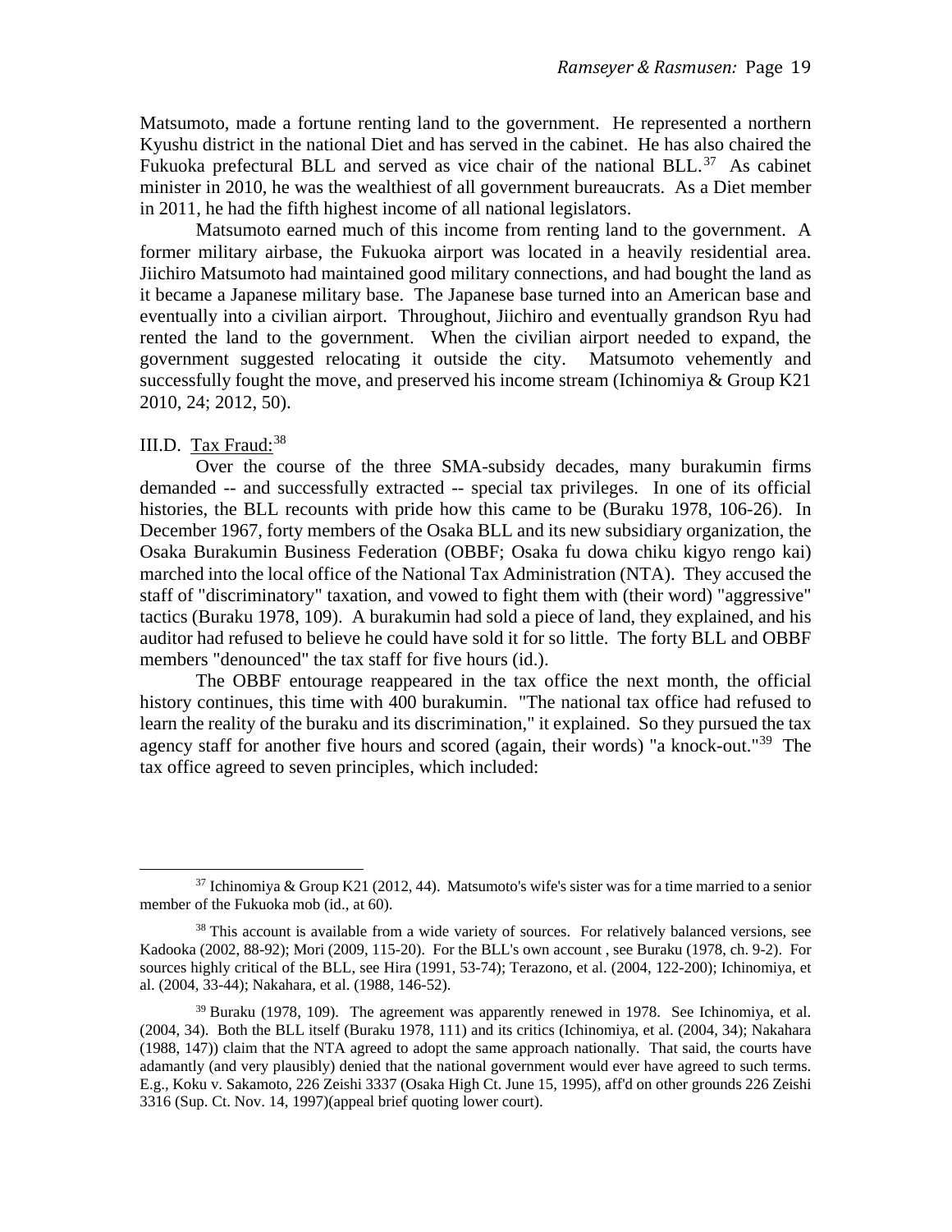Matsumoto, made a fortune renting land to the government. He represented a northern Kyushu district in the national Diet and has served in the cabinet. He has also chaired the Fukuoka prefectural BLL and served as vice chair of the national BLL.[37] As cabinet minister in 2010, he was the wealthiest of all government bureaucrats. As a Diet member in 2011, he had the fifth highest income of all national legislators.

Matsumoto earned much of this income from renting land to the government. A former military airbase, the Fukuoka airport was located in a heavily residential area. Jiichiro Matsumoto had maintained good military connections, and had bought the land as it became a Japanese military base. The Japanese base turned into an American base and eventually into a civilian airport. Throughout, Jiichiro and eventually grandson Ryu had rented the land to the government. When the civilian airport needed to expand, the government suggested relocating it outside the city. Matsumoto vehemently and successfully fought the move, and preserved his income stream (Ichinomiya & Group K21 2010, 24; 2012, 50).

III.D. Tax Fraud:[38]

Over the course of the three SMA-subsidy decades, many burakumin firms demanded -- and successfully extracted -- special tax privileges. In one of its official histories, the BLL recounts with pride how this came to be (Buraku 1978, 106-26). In December 1967, forty members of the Osaka BLL and its new subsidiary organization, the Osaka Burakumin Business Federation (OBBF; Osaka fu dowa chiku kigyo rengo kai) marched into the local office of the National Tax Administration (NTA). They accused the staff of "discriminatory" taxation, and vowed to fight them with (their word) "aggressive" tactics (Buraku 1978, 109). A burakumin had sold a piece of land, they explained, and his auditor had refused to believe he could have sold it for so little. The forty BLL and OBBF members "denounced" the tax staff for five hours (id.).

The OBBF entourage reappeared in the tax office the next month, the official history continues, this time with 400 burakumin. "The national tax office had refused to learn the reality of the buraku and its discrimination," it explained. So they pursued the tax agency staff for another five hours and scored (again, their words) "a knock-out."[39] The tax office agreed to seven principles, which included:

---

[37] Ichinomiya & Group K21 (2012, 44). Matsumoto's wife's sister was for a time married to a senior member of the Fukuoka mob (id., at 60).

[38] This account is available from a wide variety of sources. For relatively balanced versions, see Kadooka (2002, 88-92); Mori (2009, 115-20). For the BLL's own account , see Buraku (1978, ch. 9-2). For sources highly critical of the BLL, see Hira (1991, 53-74); Terazono, et al. (2004, 122-200); Ichinomiya, et al. (2004, 33-44); Nakahara, et al. (1988, 146-52).

[39] Buraku (1978, 109). The agreement was apparently renewed in 1978. See Ichinomiya, et al. (2004, 34). Both the BLL itself (Buraku 1978, 111) and its critics (Ichinomiya, et al. (2004, 34); Nakahara (1988, 147)) claim that the NTA agreed to adopt the same approach nationally. That said, the courts have adamantly (and very plausibly) denied that the national government would ever have agreed to such terms. E.g., Koku v. Sakamoto, 226 Zeishi 3337 (Osaka High Ct. June 15, 1995), aff'd on other grounds 226 Zeishi 3316 (Sup. Ct. Nov. 14, 1997)(appeal brief quoting lower court).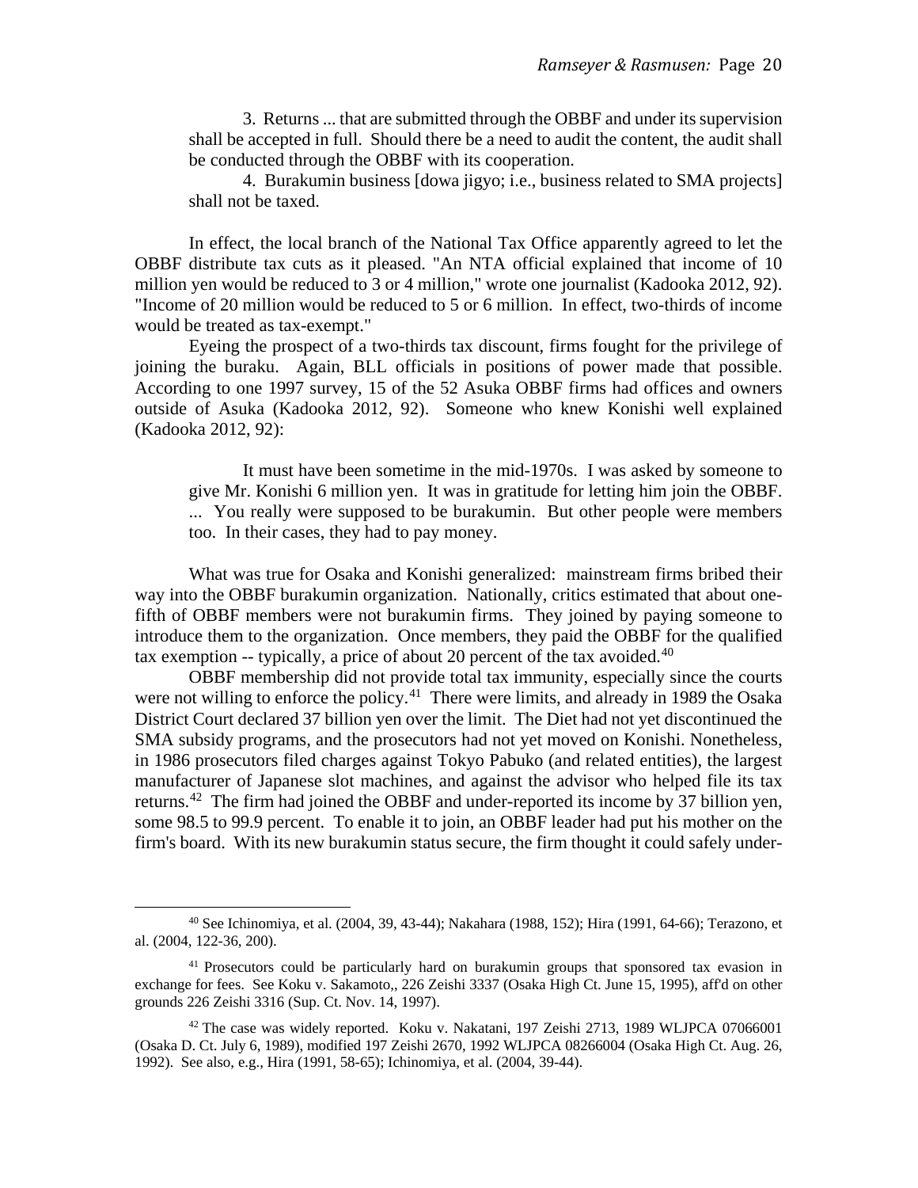> 3. Returns ... that are submitted through the OBBF and under its supervision shall be accepted in full. Should there be a need to audit the content, the audit shall be conducted through the OBBF with its cooperation.
>
> 4. Burakumin business [dowa jigyo; i.e., business related to SMA projects] shall not be taxed.

In effect, the local branch of the National Tax Office apparently agreed to let the OBBF distribute tax cuts as it pleased. "An NTA official explained that income of 10 million yen would be reduced to 3 or 4 million," wrote one journalist (Kadooka 2012, 92). "Income of 20 million would be reduced to 5 or 6 million. In effect, two-thirds of income would be treated as tax-exempt."

Eyeing the prospect of a two-thirds tax discount, firms fought for the privilege of joining the buraku. Again, BLL officials in positions of power made that possible. According to one 1997 survey, 15 of the 52 Asuka OBBF firms had offices and owners outside of Asuka (Kadooka 2012, 92). Someone who knew Konishi well explained (Kadooka 2012, 92):

> It must have been sometime in the mid-1970s. I was asked by someone to give Mr. Konishi 6 million yen. It was in gratitude for letting him join the OBBF. ... You really were supposed to be burakumin. But other people were members too. In their cases, they had to pay money.

What was true for Osaka and Konishi generalized: mainstream firms bribed their way into the OBBF burakumin organization. Nationally, critics estimated that about one-fifth of OBBF members were not burakumin firms. They joined by paying someone to introduce them to the organization. Once members, they paid the OBBF for the qualified tax exemption -- typically, a price of about 20 percent of the tax avoided.[40]

OBBF membership did not provide total tax immunity, especially since the courts were not willing to enforce the policy.[41] There were limits, and already in 1989 the Osaka District Court declared 37 billion yen over the limit. The Diet had not yet discontinued the SMA subsidy programs, and the prosecutors had not yet moved on Konishi. Nonetheless, in 1986 prosecutors filed charges against Tokyo Pabuko (and related entities), the largest manufacturer of Japanese slot machines, and against the advisor who helped file its tax returns.[42] The firm had joined the OBBF and under-reported its income by 37 billion yen, some 98.5 to 99.9 percent. To enable it to join, an OBBF leader had put his mother on the firm's board. With its new burakumin status secure, the firm thought it could safely under-

---

[40] See Ichinomiya, et al. (2004, 39, 43-44); Nakahara (1988, 152); Hira (1991, 64-66); Terazono, et al. (2004, 122-36, 200).

[41] Prosecutors could be particularly hard on burakumin groups that sponsored tax evasion in exchange for fees. See Koku v. Sakamoto,, 226 Zeishi 3337 (Osaka High Ct. June 15, 1995), aff'd on other grounds 226 Zeishi 3316 (Sup. Ct. Nov. 14, 1997).

[42] The case was widely reported. Koku v. Nakatani, 197 Zeishi 2713, 1989 WLJPCA 07066001 (Osaka D. Ct. July 6, 1989), modified 197 Zeishi 2670, 1992 WLJPCA 08266004 (Osaka High Ct. Aug. 26, 1992). See also, e.g., Hira (1991, 58-65); Ichinomiya, et al. (2004, 39-44).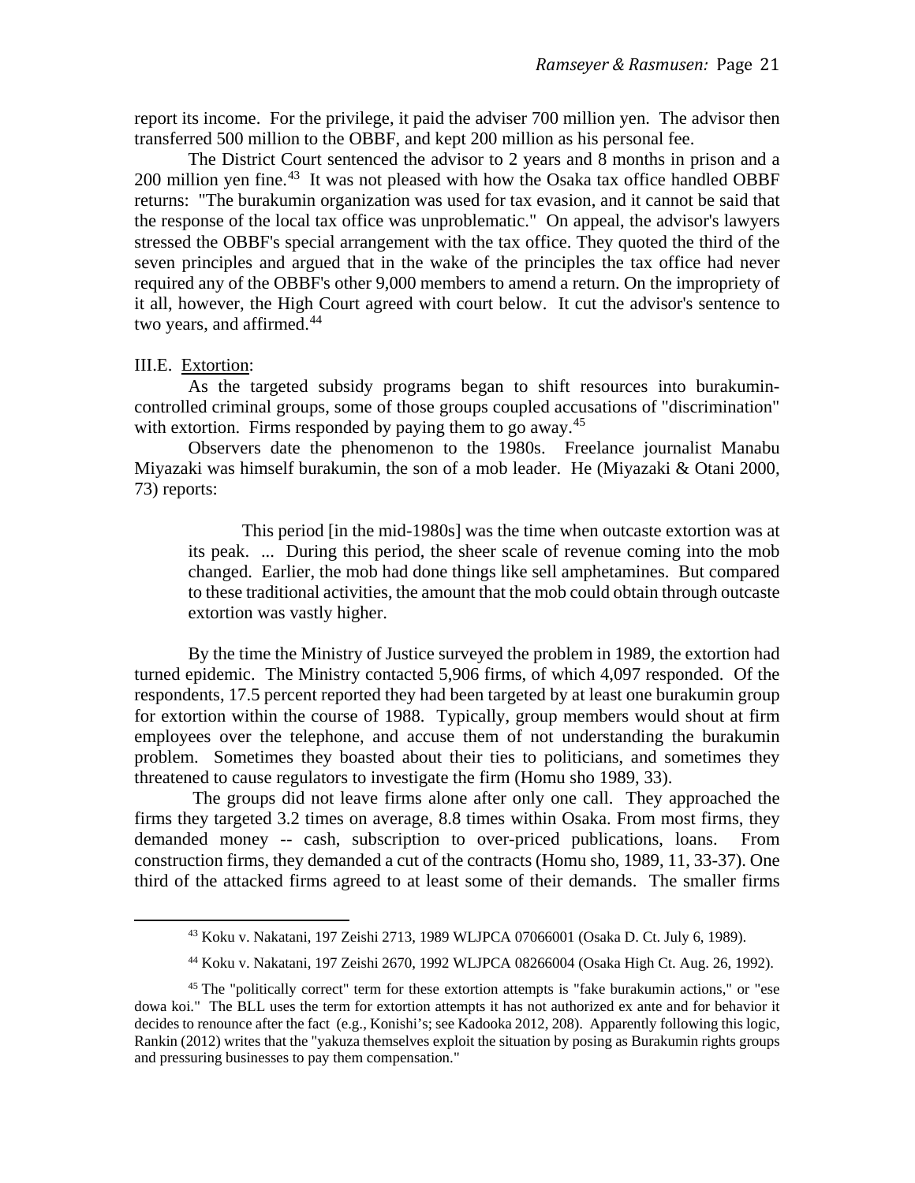report its income. For the privilege, it paid the adviser 700 million yen. The advisor then transferred 500 million to the OBBF, and kept 200 million as his personal fee.

The District Court sentenced the advisor to 2 years and 8 months in prison and a 200 million yen fine.[43] It was not pleased with how the Osaka tax office handled OBBF returns: "The burakumin organization was used for tax evasion, and it cannot be said that the response of the local tax office was unproblematic." On appeal, the advisor's lawyers stressed the OBBF's special arrangement with the tax office. They quoted the third of the seven principles and argued that in the wake of the principles the tax office had never required any of the OBBF's other 9,000 members to amend a return. On the impropriety of it all, however, the High Court agreed with court below. It cut the advisor's sentence to two years, and affirmed.[44]

III.E. Extortion:

As the targeted subsidy programs began to shift resources into burakumin-controlled criminal groups, some of those groups coupled accusations of "discrimination" with extortion. Firms responded by paying them to go away.[45]

Observers date the phenomenon to the 1980s. Freelance journalist Manabu Miyazaki was himself burakumin, the son of a mob leader. He (Miyazaki & Otani 2000, 73) reports:

> This period [in the mid-1980s] was the time when outcaste extortion was at its peak. ... During this period, the sheer scale of revenue coming into the mob changed. Earlier, the mob had done things like sell amphetamines. But compared to these traditional activities, the amount that the mob could obtain through outcaste extortion was vastly higher.

By the time the Ministry of Justice surveyed the problem in 1989, the extortion had turned epidemic. The Ministry contacted 5,906 firms, of which 4,097 responded. Of the respondents, 17.5 percent reported they had been targeted by at least one burakumin group for extortion within the course of 1988. Typically, group members would shout at firm employees over the telephone, and accuse them of not understanding the burakumin problem. Sometimes they boasted about their ties to politicians, and sometimes they threatened to cause regulators to investigate the firm (Homu sho 1989, 33).

The groups did not leave firms alone after only one call. They approached the firms they targeted 3.2 times on average, 8.8 times within Osaka. From most firms, they demanded money -- cash, subscription to over-priced publications, loans. From construction firms, they demanded a cut of the contracts (Homu sho, 1989, 11, 33-37). One third of the attacked firms agreed to at least some of their demands. The smaller firms

---

[43] Koku v. Nakatani, 197 Zeishi 2713, 1989 WLJPCA 07066001 (Osaka D. Ct. July 6, 1989).

[44] Koku v. Nakatani, 197 Zeishi 2670, 1992 WLJPCA 08266004 (Osaka High Ct. Aug. 26, 1992).

[45] The "politically correct" term for these extortion attempts is "fake burakumin actions," or "ese dowa koi." The BLL uses the term for extortion attempts it has not authorized ex ante and for behavior it decides to renounce after the fact (e.g., Konishi's; see Kadooka 2012, 208). Apparently following this logic, Rankin (2012) writes that the "yakuza themselves exploit the situation by posing as Burakumin rights groups and pressuring businesses to pay them compensation."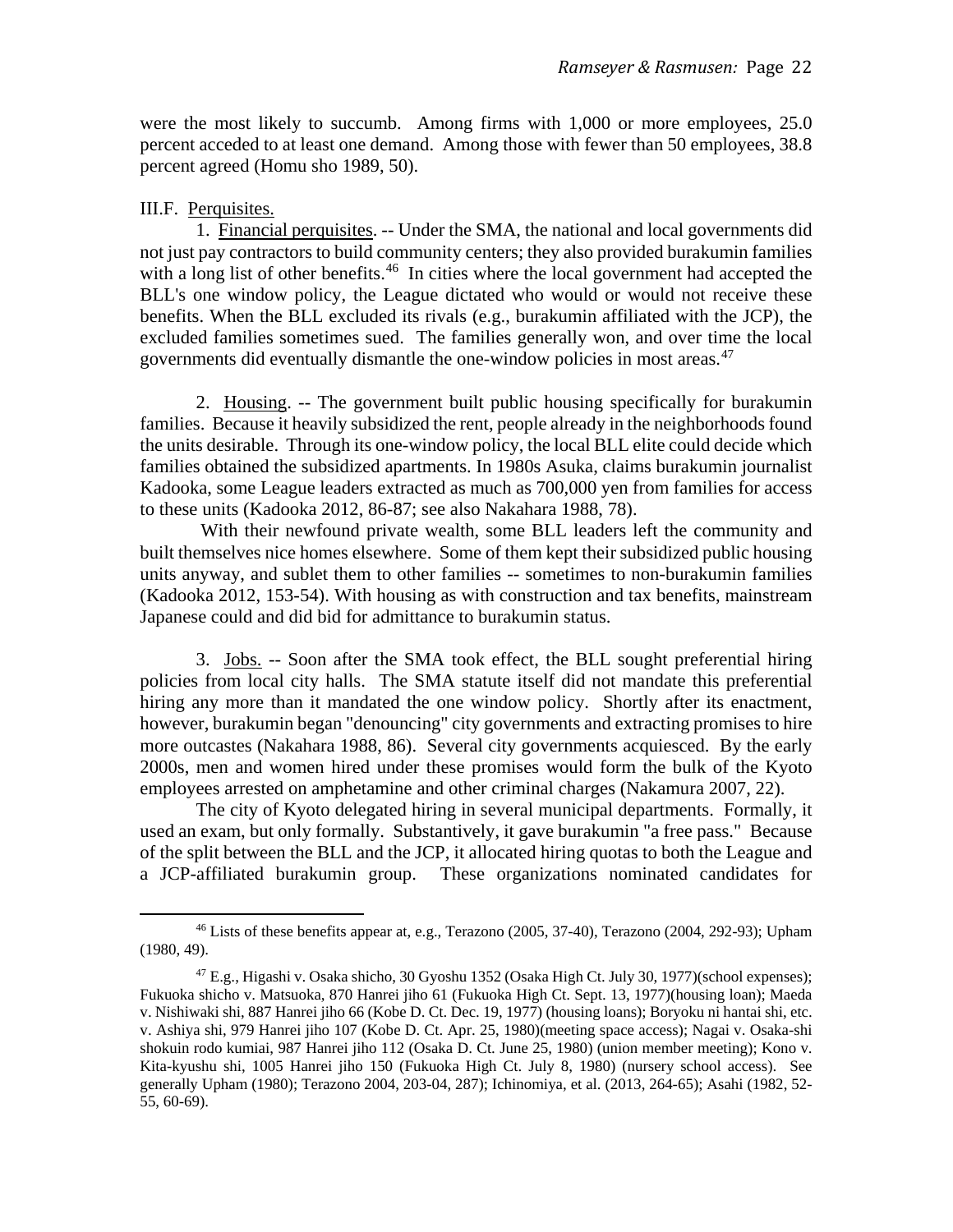were the most likely to succumb. Among firms with 1,000 or more employees, 25.0 percent acceded to at least one demand. Among those with fewer than 50 employees, 38.8 percent agreed (Homu sho 1989, 50).

III.F. Perquisites.

1. Financial perquisites. -- Under the SMA, the national and local governments did not just pay contractors to build community centers; they also provided burakumin families with a long list of other benefits.[46] In cities where the local government had accepted the BLL's one window policy, the League dictated who would or would not receive these benefits. When the BLL excluded its rivals (e.g., burakumin affiliated with the JCP), the excluded families sometimes sued. The families generally won, and over time the local governments did eventually dismantle the one-window policies in most areas.[47]

2. Housing. -- The government built public housing specifically for burakumin families. Because it heavily subsidized the rent, people already in the neighborhoods found the units desirable. Through its one-window policy, the local BLL elite could decide which families obtained the subsidized apartments. In 1980s Asuka, claims burakumin journalist Kadooka, some League leaders extracted as much as 700,000 yen from families for access to these units (Kadooka 2012, 86-87; see also Nakahara 1988, 78).

With their newfound private wealth, some BLL leaders left the community and built themselves nice homes elsewhere. Some of them kept their subsidized public housing units anyway, and sublet them to other families -- sometimes to non-burakumin families (Kadooka 2012, 153-54). With housing as with construction and tax benefits, mainstream Japanese could and did bid for admittance to burakumin status.

3. Jobs. -- Soon after the SMA took effect, the BLL sought preferential hiring policies from local city halls. The SMA statute itself did not mandate this preferential hiring any more than it mandated the one window policy. Shortly after its enactment, however, burakumin began "denouncing" city governments and extracting promises to hire more outcastes (Nakahara 1988, 86). Several city governments acquiesced. By the early 2000s, men and women hired under these promises would form the bulk of the Kyoto employees arrested on amphetamine and other criminal charges (Nakamura 2007, 22).

The city of Kyoto delegated hiring in several municipal departments. Formally, it used an exam, but only formally. Substantively, it gave burakumin "a free pass." Because of the split between the BLL and the JCP, it allocated hiring quotas to both the League and a JCP-affiliated burakumin group. These organizations nominated candidates for

---

[46] Lists of these benefits appear at, e.g., Terazono (2005, 37-40), Terazono (2004, 292-93); Upham (1980, 49).

[47] E.g., Higashi v. Osaka shicho, 30 Gyoshu 1352 (Osaka High Ct. July 30, 1977)(school expenses); Fukuoka shicho v. Matsuoka, 870 Hanrei jiho 61 (Fukuoka High Ct. Sept. 13, 1977)(housing loan); Maeda v. Nishiwaki shi, 887 Hanrei jiho 66 (Kobe D. Ct. Dec. 19, 1977) (housing loans); Boryoku ni hantai shi, etc. v. Ashiya shi, 979 Hanrei jiho 107 (Kobe D. Ct. Apr. 25, 1980)(meeting space access); Nagai v. Osaka-shi shokuin rodo kumiai, 987 Hanrei jiho 112 (Osaka D. Ct. June 25, 1980) (union member meeting); Kono v. Kita-kyushu shi, 1005 Hanrei jiho 150 (Fukuoka High Ct. July 8, 1980) (nursery school access). See generally Upham (1980); Terazono 2004, 203-04, 287); Ichinomiya, et al. (2013, 264-65); Asahi (1982, 52-55, 60-69).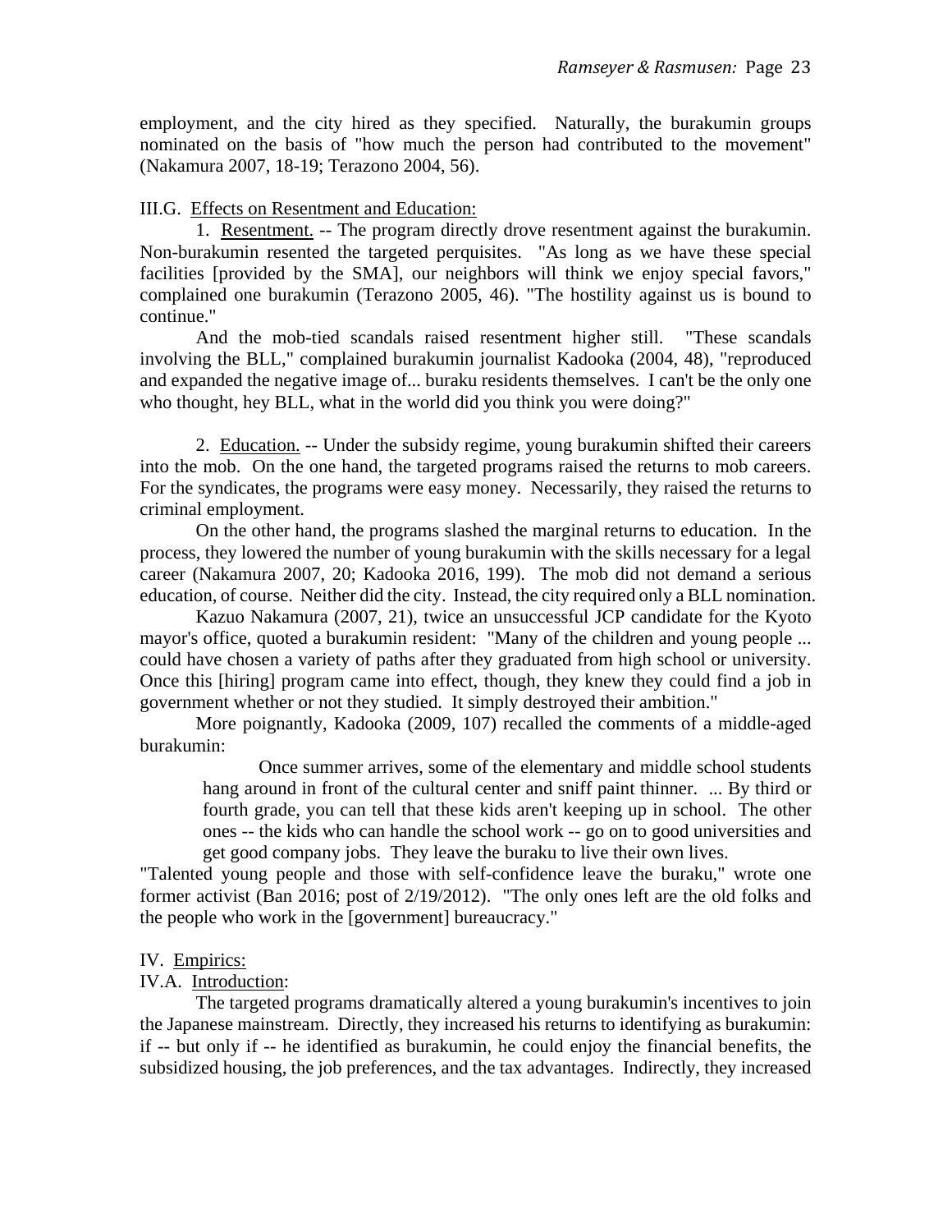employment, and the city hired as they specified. Naturally, the burakumin groups nominated on the basis of "how much the person had contributed to the movement" (Nakamura 2007, 18-19; Terazono 2004, 56).

### III.G. Effects on Resentment and Education:

1. Resentment. -- The program directly drove resentment against the burakumin. Non-burakumin resented the targeted perquisites. "As long as we have these special facilities [provided by the SMA], our neighbors will think we enjoy special favors," complained one burakumin (Terazono 2005, 46). "The hostility against us is bound to continue."

And the mob-tied scandals raised resentment higher still. "These scandals involving the BLL," complained burakumin journalist Kadooka (2004, 48), "reproduced and expanded the negative image of... buraku residents themselves. I can't be the only one who thought, hey BLL, what in the world did you think you were doing?"

2. Education. -- Under the subsidy regime, young burakumin shifted their careers into the mob. On the one hand, the targeted programs raised the returns to mob careers. For the syndicates, the programs were easy money. Necessarily, they raised the returns to criminal employment.

On the other hand, the programs slashed the marginal returns to education. In the process, they lowered the number of young burakumin with the skills necessary for a legal career (Nakamura 2007, 20; Kadooka 2016, 199). The mob did not demand a serious education, of course. Neither did the city. Instead, the city required only a BLL nomination.

Kazuo Nakamura (2007, 21), twice an unsuccessful JCP candidate for the Kyoto mayor's office, quoted a burakumin resident: "Many of the children and young people ... could have chosen a variety of paths after they graduated from high school or university. Once this [hiring] program came into effect, though, they knew they could find a job in government whether or not they studied. It simply destroyed their ambition."

More poignantly, Kadooka (2009, 107) recalled the comments of a middle-aged burakumin:

> Once summer arrives, some of the elementary and middle school students hang around in front of the cultural center and sniff paint thinner. ... By third or fourth grade, you can tell that these kids aren't keeping up in school. The other ones -- the kids who can handle the school work -- go on to good universities and get good company jobs. They leave the buraku to live their own lives.

"Talented young people and those with self-confidence leave the buraku," wrote one former activist (Ban 2016; post of 2/19/2012). "The only ones left are the old folks and the people who work in the [government] bureaucracy."

## IV. Empirics:

### IV.A. Introduction:

The targeted programs dramatically altered a young burakumin's incentives to join the Japanese mainstream. Directly, they increased his returns to identifying as burakumin: if -- but only if -- he identified as burakumin, he could enjoy the financial benefits, the subsidized housing, the job preferences, and the tax advantages. Indirectly, they increased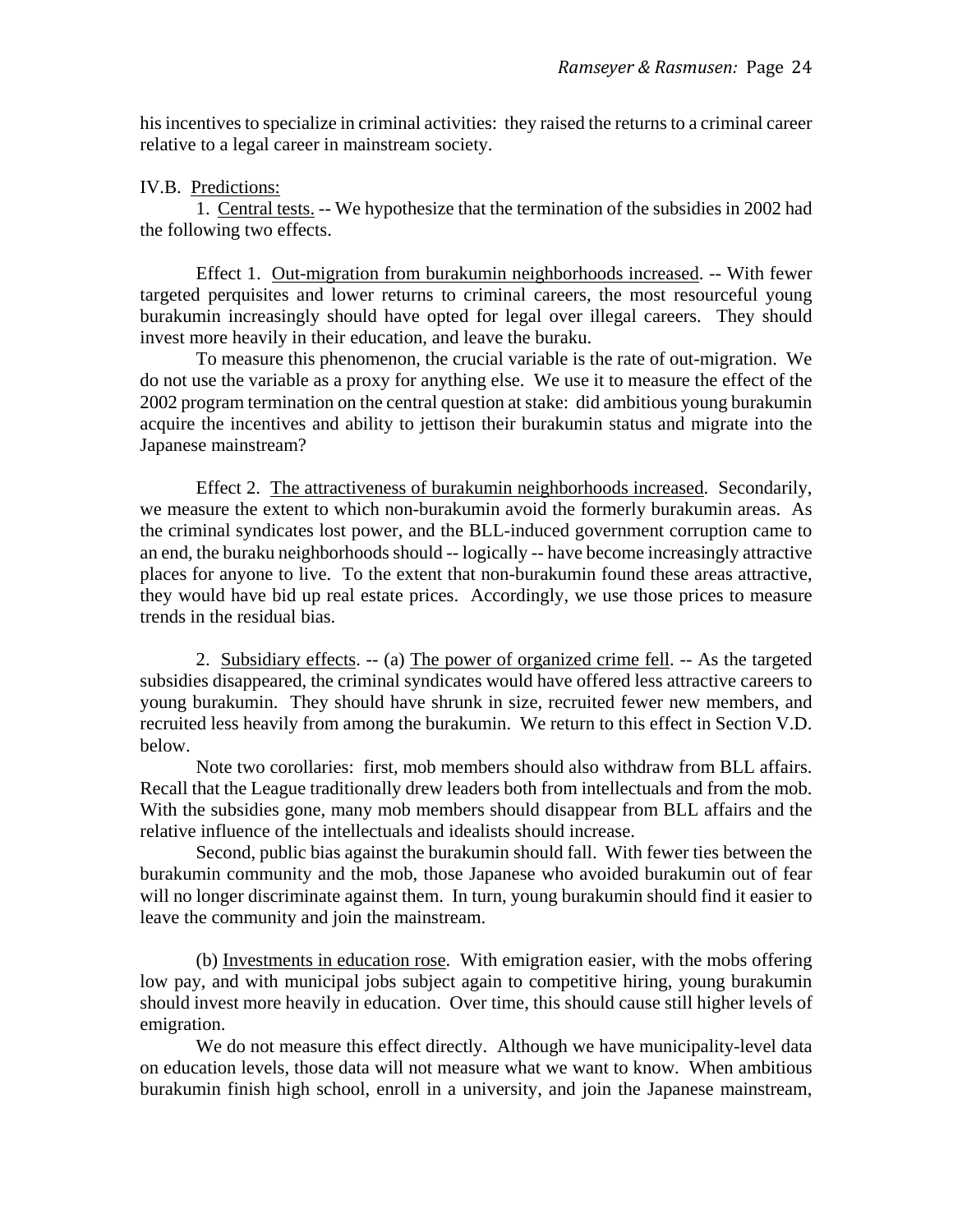his incentives to specialize in criminal activities: they raised the returns to a criminal career relative to a legal career in mainstream society.

IV.B. Predictions:

1. Central tests. -- We hypothesize that the termination of the subsidies in 2002 had the following two effects.

Effect 1. Out-migration from burakumin neighborhoods increased. -- With fewer targeted perquisites and lower returns to criminal careers, the most resourceful young burakumin increasingly should have opted for legal over illegal careers. They should invest more heavily in their education, and leave the buraku.

To measure this phenomenon, the crucial variable is the rate of out-migration. We do not use the variable as a proxy for anything else. We use it to measure the effect of the 2002 program termination on the central question at stake: did ambitious young burakumin acquire the incentives and ability to jettison their burakumin status and migrate into the Japanese mainstream?

Effect 2. The attractiveness of burakumin neighborhoods increased. Secondarily, we measure the extent to which non-burakumin avoid the formerly burakumin areas. As the criminal syndicates lost power, and the BLL-induced government corruption came to an end, the buraku neighborhoods should -- logically -- have become increasingly attractive places for anyone to live. To the extent that non-burakumin found these areas attractive, they would have bid up real estate prices. Accordingly, we use those prices to measure trends in the residual bias.

2. Subsidiary effects. -- (a) The power of organized crime fell. -- As the targeted subsidies disappeared, the criminal syndicates would have offered less attractive careers to young burakumin. They should have shrunk in size, recruited fewer new members, and recruited less heavily from among the burakumin. We return to this effect in Section V.D. below.

Note two corollaries: first, mob members should also withdraw from BLL affairs. Recall that the League traditionally drew leaders both from intellectuals and from the mob. With the subsidies gone, many mob members should disappear from BLL affairs and the relative influence of the intellectuals and idealists should increase.

Second, public bias against the burakumin should fall. With fewer ties between the burakumin community and the mob, those Japanese who avoided burakumin out of fear will no longer discriminate against them. In turn, young burakumin should find it easier to leave the community and join the mainstream.

(b) Investments in education rose. With emigration easier, with the mobs offering low pay, and with municipal jobs subject again to competitive hiring, young burakumin should invest more heavily in education. Over time, this should cause still higher levels of emigration.

We do not measure this effect directly. Although we have municipality-level data on education levels, those data will not measure what we want to know. When ambitious burakumin finish high school, enroll in a university, and join the Japanese mainstream,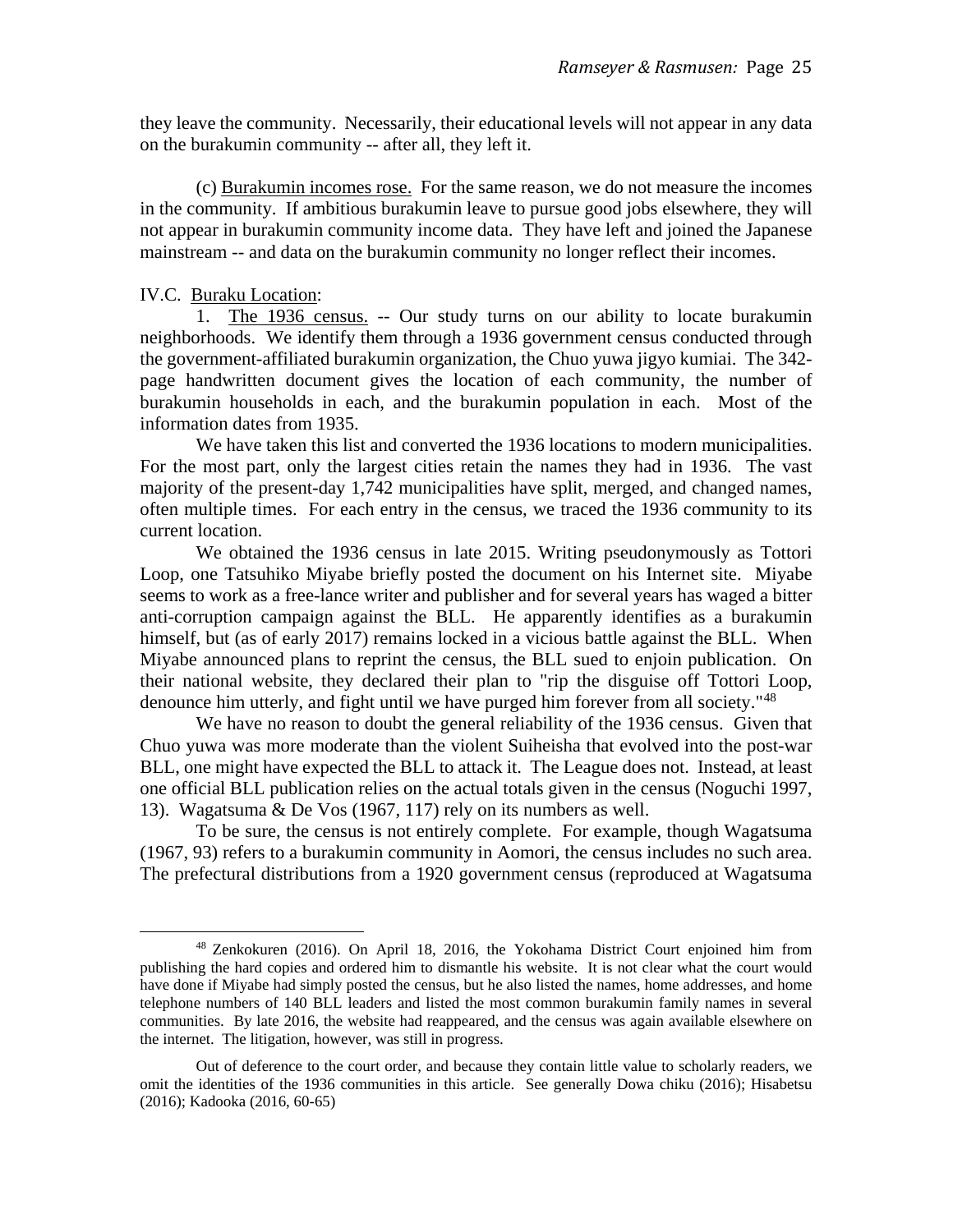they leave the community. Necessarily, their educational levels will not appear in any data on the burakumin community -- after all, they left it.

(c) Burakumin incomes rose. For the same reason, we do not measure the incomes in the community. If ambitious burakumin leave to pursue good jobs elsewhere, they will not appear in burakumin community income data. They have left and joined the Japanese mainstream -- and data on the burakumin community no longer reflect their incomes.

IV.C. Buraku Location:

1. The 1936 census. -- Our study turns on our ability to locate burakumin neighborhoods. We identify them through a 1936 government census conducted through the government-affiliated burakumin organization, the Chuo yuwa jigyo kumiai. The 342-page handwritten document gives the location of each community, the number of burakumin households in each, and the burakumin population in each. Most of the information dates from 1935.

We have taken this list and converted the 1936 locations to modern municipalities. For the most part, only the largest cities retain the names they had in 1936. The vast majority of the present-day 1,742 municipalities have split, merged, and changed names, often multiple times. For each entry in the census, we traced the 1936 community to its current location.

We obtained the 1936 census in late 2015. Writing pseudonymously as Tottori Loop, one Tatsuhiko Miyabe briefly posted the document on his Internet site. Miyabe seems to work as a free-lance writer and publisher and for several years has waged a bitter anti-corruption campaign against the BLL. He apparently identifies as a burakumin himself, but (as of early 2017) remains locked in a vicious battle against the BLL. When Miyabe announced plans to reprint the census, the BLL sued to enjoin publication. On their national website, they declared their plan to "rip the disguise off Tottori Loop, denounce him utterly, and fight until we have purged him forever from all society."[48]

We have no reason to doubt the general reliability of the 1936 census. Given that Chuo yuwa was more moderate than the violent Suiheisha that evolved into the post-war BLL, one might have expected the BLL to attack it. The League does not. Instead, at least one official BLL publication relies on the actual totals given in the census (Noguchi 1997, 13). Wagatsuma & De Vos (1967, 117) rely on its numbers as well.

To be sure, the census is not entirely complete. For example, though Wagatsuma (1967, 93) refers to a burakumin community in Aomori, the census includes no such area. The prefectural distributions from a 1920 government census (reproduced at Wagatsuma

---

[48] Zenkokuren (2016). On April 18, 2016, the Yokohama District Court enjoined him from publishing the hard copies and ordered him to dismantle his website. It is not clear what the court would have done if Miyabe had simply posted the census, but he also listed the names, home addresses, and home telephone numbers of 140 BLL leaders and listed the most common burakumin family names in several communities. By late 2016, the website had reappeared, and the census was again available elsewhere on the internet. The litigation, however, was still in progress.

Out of deference to the court order, and because they contain little value to scholarly readers, we omit the identities of the 1936 communities in this article. See generally Dowa chiku (2016); Hisabetsu (2016); Kadooka (2016, 60-65)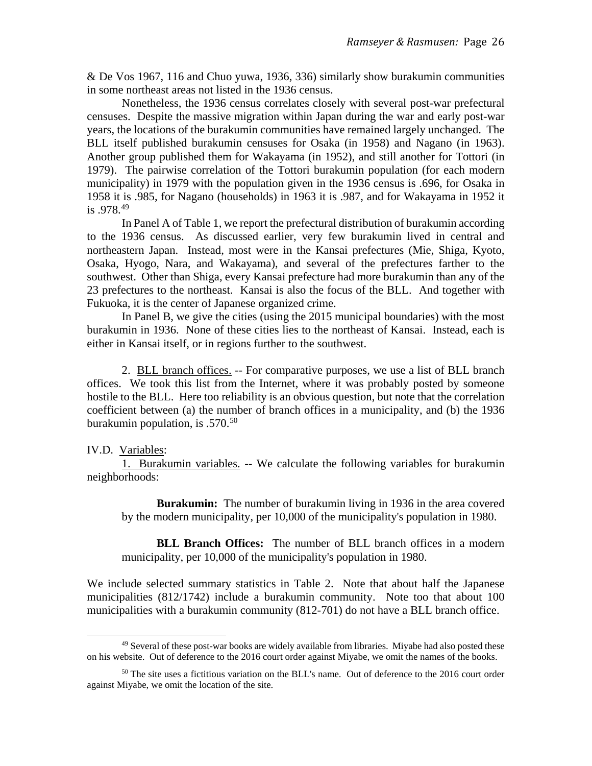& De Vos 1967, 116 and Chuo yuwa, 1936, 336) similarly show burakumin communities in some northeast areas not listed in the 1936 census.

Nonetheless, the 1936 census correlates closely with several post-war prefectural censuses. Despite the massive migration within Japan during the war and early post-war years, the locations of the burakumin communities have remained largely unchanged. The BLL itself published burakumin censuses for Osaka (in 1958) and Nagano (in 1963). Another group published them for Wakayama (in 1952), and still another for Tottori (in 1979). The pairwise correlation of the Tottori burakumin population (for each modern municipality) in 1979 with the population given in the 1936 census is .696, for Osaka in 1958 it is .985, for Nagano (households) in 1963 it is .987, and for Wakayama in 1952 it is .978.[49]

In Panel A of Table 1, we report the prefectural distribution of burakumin according to the 1936 census. As discussed earlier, very few burakumin lived in central and northeastern Japan. Instead, most were in the Kansai prefectures (Mie, Shiga, Kyoto, Osaka, Hyogo, Nara, and Wakayama), and several of the prefectures farther to the southwest. Other than Shiga, every Kansai prefecture had more burakumin than any of the 23 prefectures to the northeast. Kansai is also the focus of the BLL. And together with Fukuoka, it is the center of Japanese organized crime.

In Panel B, we give the cities (using the 2015 municipal boundaries) with the most burakumin in 1936. None of these cities lies to the northeast of Kansai. Instead, each is either in Kansai itself, or in regions further to the southwest.

2. <u>BLL branch offices.</u> -- For comparative purposes, we use a list of BLL branch offices. We took this list from the Internet, where it was probably posted by someone hostile to the BLL. Here too reliability is an obvious question, but note that the correlation coefficient between (a) the number of branch offices in a municipality, and (b) the 1936 burakumin population, is .570.[50]

IV.D. <u>Variables</u>:

<u>1. Burakumin variables.</u> -- We calculate the following variables for burakumin neighborhoods:

> **Burakumin:** The number of burakumin living in 1936 in the area covered by the modern municipality, per 10,000 of the municipality's population in 1980.
>
> **BLL Branch Offices:** The number of BLL branch offices in a modern municipality, per 10,000 of the municipality's population in 1980.

We include selected summary statistics in Table 2. Note that about half the Japanese municipalities (812/1742) include a burakumin community. Note too that about 100 municipalities with a burakumin community (812-701) do not have a BLL branch office.

---

[49] Several of these post-war books are widely available from libraries. Miyabe had also posted these on his website. Out of deference to the 2016 court order against Miyabe, we omit the names of the books.

[50] The site uses a fictitious variation on the BLL's name. Out of deference to the 2016 court order against Miyabe, we omit the location of the site.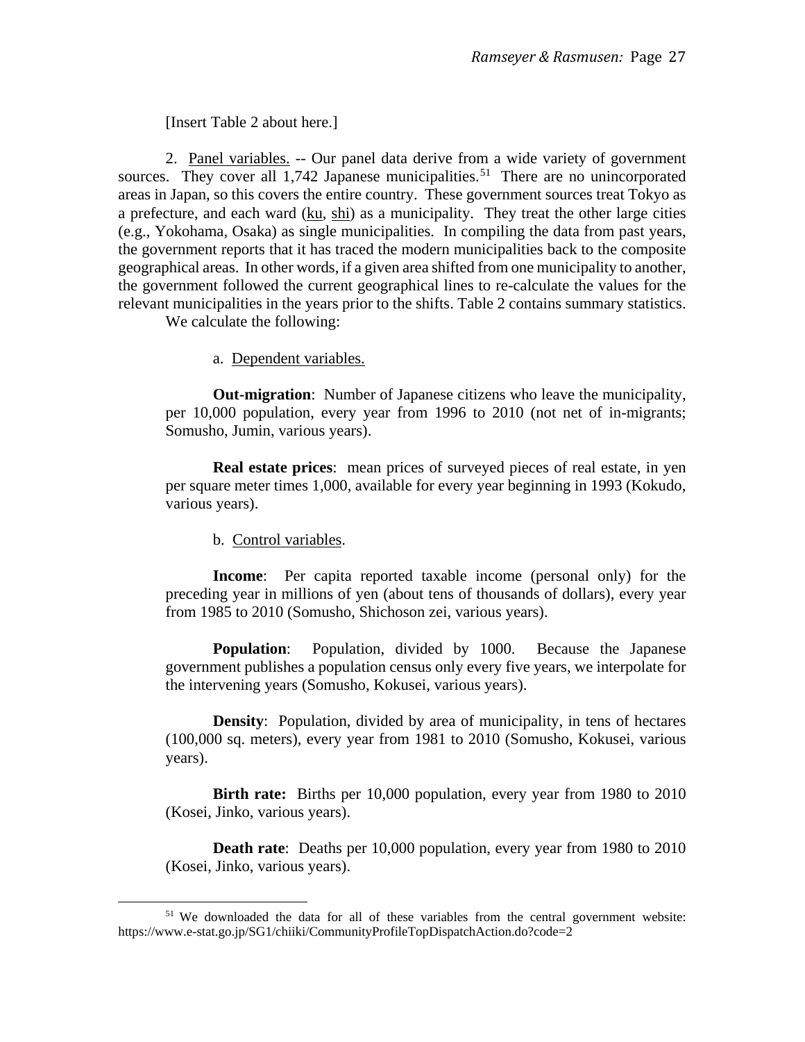[Insert Table 2 about here.]

2. Panel variables. -- Our panel data derive from a wide variety of government sources. They cover all 1,742 Japanese municipalities.[51] There are no unincorporated areas in Japan, so this covers the entire country. These government sources treat Tokyo as a prefecture, and each ward (ku, shi) as a municipality. They treat the other large cities (e.g., Yokohama, Osaka) as single municipalities. In compiling the data from past years, the government reports that it has traced the modern municipalities back to the composite geographical areas. In other words, if a given area shifted from one municipality to another, the government followed the current geographical lines to re-calculate the values for the relevant municipalities in the years prior to the shifts. Table 2 contains summary statistics.

We calculate the following:

a. Dependent variables.

**Out-migration**: Number of Japanese citizens who leave the municipality, per 10,000 population, every year from 1996 to 2010 (not net of in-migrants; Somusho, Jumin, various years).

**Real estate prices**: mean prices of surveyed pieces of real estate, in yen per square meter times 1,000, available for every year beginning in 1993 (Kokudo, various years).

b. Control variables.

**Income**: Per capita reported taxable income (personal only) for the preceding year in millions of yen (about tens of thousands of dollars), every year from 1985 to 2010 (Somusho, Shichoson zei, various years).

**Population**: Population, divided by 1000. Because the Japanese government publishes a population census only every five years, we interpolate for the intervening years (Somusho, Kokusei, various years).

**Density**: Population, divided by area of municipality, in tens of hectares (100,000 sq. meters), every year from 1981 to 2010 (Somusho, Kokusei, various years).

**Birth rate:** Births per 10,000 population, every year from 1980 to 2010 (Kosei, Jinko, various years).

**Death rate**: Deaths per 10,000 population, every year from 1980 to 2010 (Kosei, Jinko, various years).

[51] We downloaded the data for all of these variables from the central government website: https://www.e-stat.go.jp/SG1/chiiki/CommunityProfileTopDispatchAction.do?code=2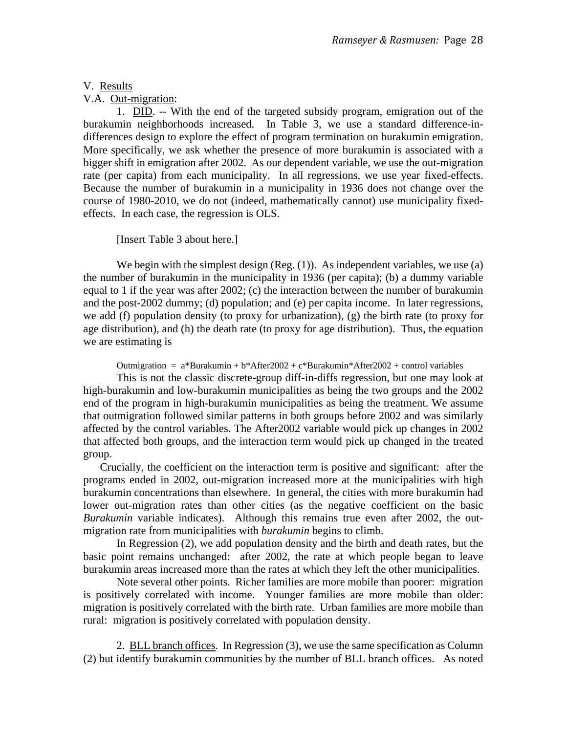V. Results

V.A. Out-migration:

1. DID. -- With the end of the targeted subsidy program, emigration out of the burakumin neighborhoods increased. In Table 3, we use a standard difference-in-differences design to explore the effect of program termination on burakumin emigration. More specifically, we ask whether the presence of more burakumin is associated with a bigger shift in emigration after 2002. As our dependent variable, we use the out-migration rate (per capita) from each municipality. In all regressions, we use year fixed-effects. Because the number of burakumin in a municipality in 1936 does not change over the course of 1980-2010, we do not (indeed, mathematically cannot) use municipality fixed-effects. In each case, the regression is OLS.

[Insert Table 3 about here.]

We begin with the simplest design (Reg. (1)). As independent variables, we use (a) the number of burakumin in the municipality in 1936 (per capita); (b) a dummy variable equal to 1 if the year was after 2002; (c) the interaction between the number of burakumin and the post-2002 dummy; (d) population; and (e) per capita income. In later regressions, we add (f) population density (to proxy for urbanization), (g) the birth rate (to proxy for age distribution), and (h) the death rate (to proxy for age distribution). Thus, the equation we are estimating is

Outmigration = a*Burakumin + b*After2002 + c*Burakumin*After2002 + control variables

This is not the classic discrete-group diff-in-diffs regression, but one may look at high-burakumin and low-burakumin municipalities as being the two groups and the 2002 end of the program in high-burakumin municipalities as being the treatment. We assume that outmigration followed similar patterns in both groups before 2002 and was similarly affected by the control variables. The After2002 variable would pick up changes in 2002 that affected both groups, and the interaction term would pick up changed in the treated group.

Crucially, the coefficient on the interaction term is positive and significant: after the programs ended in 2002, out-migration increased more at the municipalities with high burakumin concentrations than elsewhere. In general, the cities with more burakumin had lower out-migration rates than other cities (as the negative coefficient on the basic *Burakumin* variable indicates). Although this remains true even after 2002, the out-migration rate from municipalities with *burakumin* begins to climb.

In Regression (2), we add population density and the birth and death rates, but the basic point remains unchanged: after 2002, the rate at which people began to leave burakumin areas increased more than the rates at which they left the other municipalities.

Note several other points. Richer families are more mobile than poorer: migration is positively correlated with income. Younger families are more mobile than older: migration is positively correlated with the birth rate. Urban families are more mobile than rural: migration is positively correlated with population density.

2. BLL branch offices. In Regression (3), we use the same specification as Column (2) but identify burakumin communities by the number of BLL branch offices. As noted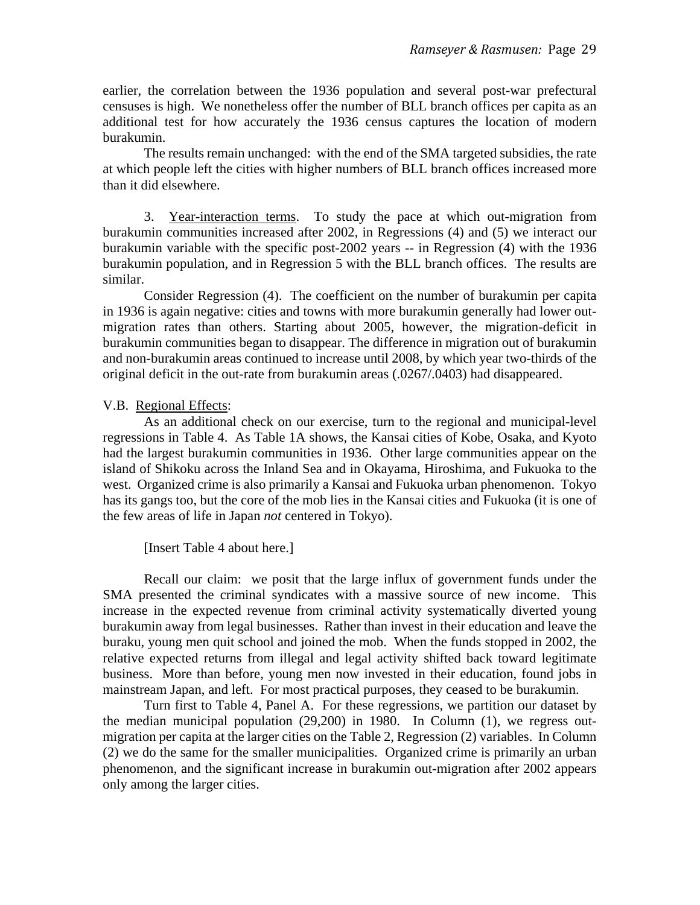earlier, the correlation between the 1936 population and several post-war prefectural censuses is high. We nonetheless offer the number of BLL branch offices per capita as an additional test for how accurately the 1936 census captures the location of modern burakumin.

The results remain unchanged: with the end of the SMA targeted subsidies, the rate at which people left the cities with higher numbers of BLL branch offices increased more than it did elsewhere.

3. Year-interaction terms. To study the pace at which out-migration from burakumin communities increased after 2002, in Regressions (4) and (5) we interact our burakumin variable with the specific post-2002 years -- in Regression (4) with the 1936 burakumin population, and in Regression 5 with the BLL branch offices. The results are similar.

Consider Regression (4). The coefficient on the number of burakumin per capita in 1936 is again negative: cities and towns with more burakumin generally had lower out-migration rates than others. Starting about 2005, however, the migration-deficit in burakumin communities began to disappear. The difference in migration out of burakumin and non-burakumin areas continued to increase until 2008, by which year two-thirds of the original deficit in the out-rate from burakumin areas (.0267/.0403) had disappeared.

V.B. Regional Effects:

As an additional check on our exercise, turn to the regional and municipal-level regressions in Table 4. As Table 1A shows, the Kansai cities of Kobe, Osaka, and Kyoto had the largest burakumin communities in 1936. Other large communities appear on the island of Shikoku across the Inland Sea and in Okayama, Hiroshima, and Fukuoka to the west. Organized crime is also primarily a Kansai and Fukuoka urban phenomenon. Tokyo has its gangs too, but the core of the mob lies in the Kansai cities and Fukuoka (it is one of the few areas of life in Japan *not* centered in Tokyo).

[Insert Table 4 about here.]

Recall our claim: we posit that the large influx of government funds under the SMA presented the criminal syndicates with a massive source of new income. This increase in the expected revenue from criminal activity systematically diverted young burakumin away from legal businesses. Rather than invest in their education and leave the buraku, young men quit school and joined the mob. When the funds stopped in 2002, the relative expected returns from illegal and legal activity shifted back toward legitimate business. More than before, young men now invested in their education, found jobs in mainstream Japan, and left. For most practical purposes, they ceased to be burakumin.

Turn first to Table 4, Panel A. For these regressions, we partition our dataset by the median municipal population (29,200) in 1980. In Column (1), we regress out-migration per capita at the larger cities on the Table 2, Regression (2) variables. In Column (2) we do the same for the smaller municipalities. Organized crime is primarily an urban phenomenon, and the significant increase in burakumin out-migration after 2002 appears only among the larger cities.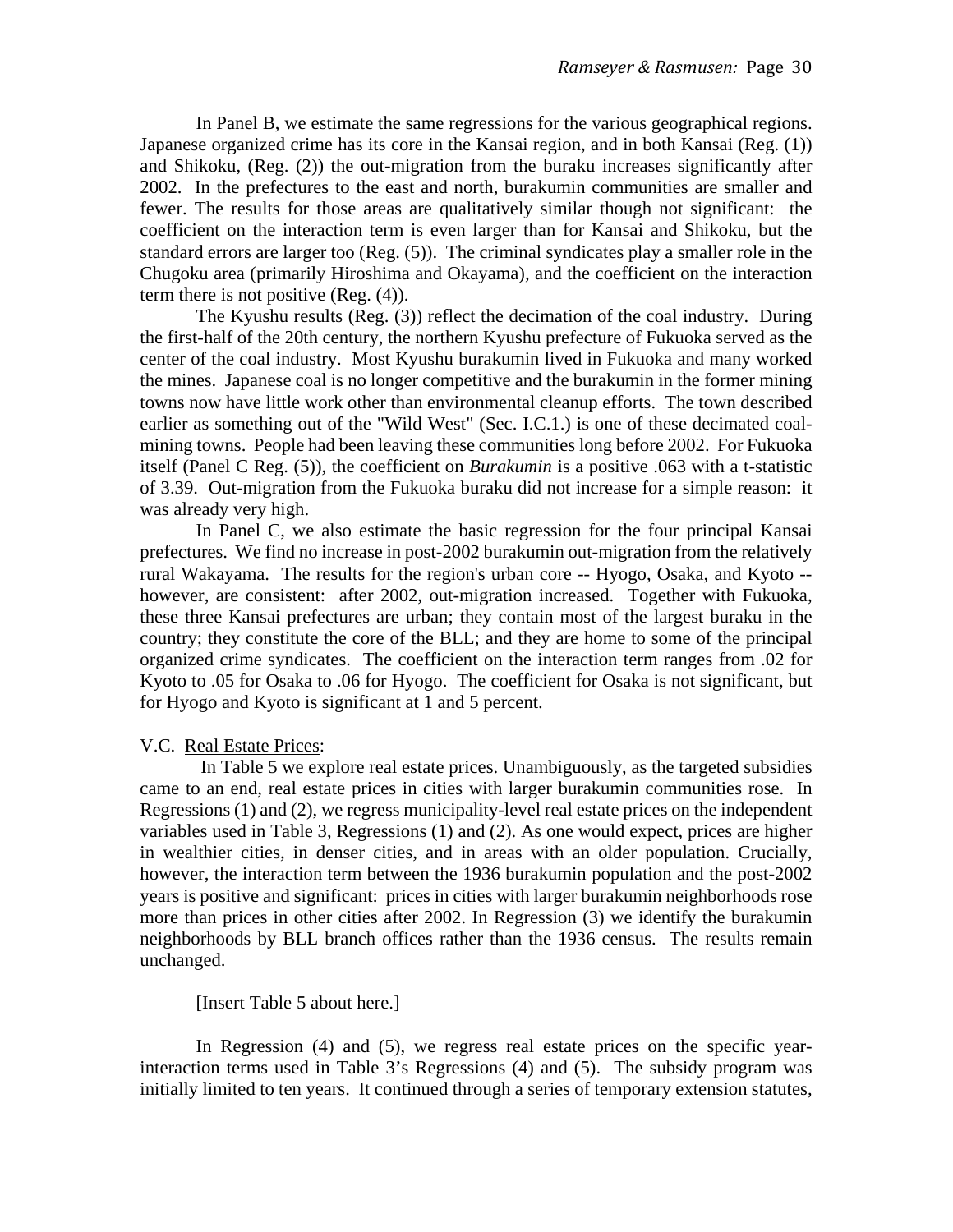In Panel B, we estimate the same regressions for the various geographical regions. Japanese organized crime has its core in the Kansai region, and in both Kansai (Reg. (1)) and Shikoku, (Reg. (2)) the out-migration from the buraku increases significantly after 2002. In the prefectures to the east and north, burakumin communities are smaller and fewer. The results for those areas are qualitatively similar though not significant: the coefficient on the interaction term is even larger than for Kansai and Shikoku, but the standard errors are larger too (Reg. (5)). The criminal syndicates play a smaller role in the Chugoku area (primarily Hiroshima and Okayama), and the coefficient on the interaction term there is not positive (Reg. (4)).

The Kyushu results (Reg. (3)) reflect the decimation of the coal industry. During the first-half of the 20th century, the northern Kyushu prefecture of Fukuoka served as the center of the coal industry. Most Kyushu burakumin lived in Fukuoka and many worked the mines. Japanese coal is no longer competitive and the burakumin in the former mining towns now have little work other than environmental cleanup efforts. The town described earlier as something out of the "Wild West" (Sec. I.C.1.) is one of these decimated coal-mining towns. People had been leaving these communities long before 2002. For Fukuoka itself (Panel C Reg. (5)), the coefficient on *Burakumin* is a positive .063 with a t-statistic of 3.39. Out-migration from the Fukuoka buraku did not increase for a simple reason: it was already very high.

In Panel C, we also estimate the basic regression for the four principal Kansai prefectures. We find no increase in post-2002 burakumin out-migration from the relatively rural Wakayama. The results for the region's urban core -- Hyogo, Osaka, and Kyoto -- however, are consistent: after 2002, out-migration increased. Together with Fukuoka, these three Kansai prefectures are urban; they contain most of the largest buraku in the country; they constitute the core of the BLL; and they are home to some of the principal organized crime syndicates. The coefficient on the interaction term ranges from .02 for Kyoto to .05 for Osaka to .06 for Hyogo. The coefficient for Osaka is not significant, but for Hyogo and Kyoto is significant at 1 and 5 percent.

V.C. Real Estate Prices:

In Table 5 we explore real estate prices. Unambiguously, as the targeted subsidies came to an end, real estate prices in cities with larger burakumin communities rose. In Regressions (1) and (2), we regress municipality-level real estate prices on the independent variables used in Table 3, Regressions (1) and (2). As one would expect, prices are higher in wealthier cities, in denser cities, and in areas with an older population. Crucially, however, the interaction term between the 1936 burakumin population and the post-2002 years is positive and significant: prices in cities with larger burakumin neighborhoods rose more than prices in other cities after 2002. In Regression (3) we identify the burakumin neighborhoods by BLL branch offices rather than the 1936 census. The results remain unchanged.

[Insert Table 5 about here.]

In Regression (4) and (5), we regress real estate prices on the specific year-interaction terms used in Table 3's Regressions (4) and (5). The subsidy program was initially limited to ten years. It continued through a series of temporary extension statutes,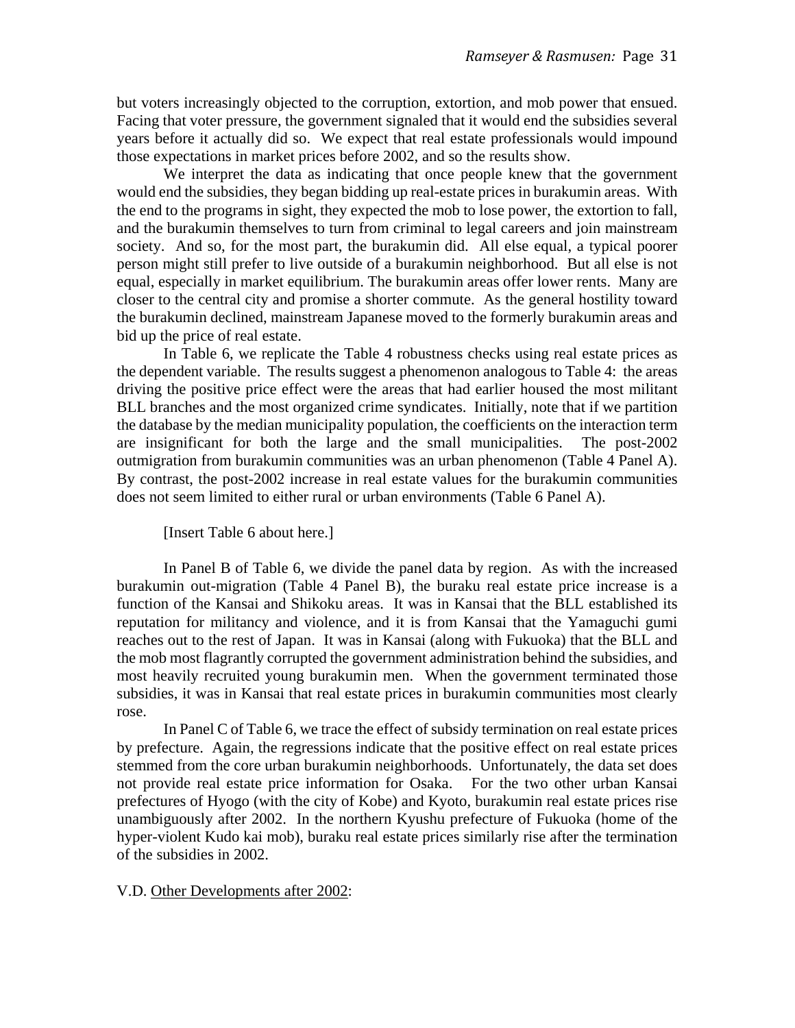but voters increasingly objected to the corruption, extortion, and mob power that ensued. Facing that voter pressure, the government signaled that it would end the subsidies several years before it actually did so. We expect that real estate professionals would impound those expectations in market prices before 2002, and so the results show.

We interpret the data as indicating that once people knew that the government would end the subsidies, they began bidding up real-estate prices in burakumin areas. With the end to the programs in sight, they expected the mob to lose power, the extortion to fall, and the burakumin themselves to turn from criminal to legal careers and join mainstream society. And so, for the most part, the burakumin did. All else equal, a typical poorer person might still prefer to live outside of a burakumin neighborhood. But all else is not equal, especially in market equilibrium. The burakumin areas offer lower rents. Many are closer to the central city and promise a shorter commute. As the general hostility toward the burakumin declined, mainstream Japanese moved to the formerly burakumin areas and bid up the price of real estate.

In Table 6, we replicate the Table 4 robustness checks using real estate prices as the dependent variable. The results suggest a phenomenon analogous to Table 4: the areas driving the positive price effect were the areas that had earlier housed the most militant BLL branches and the most organized crime syndicates. Initially, note that if we partition the database by the median municipality population, the coefficients on the interaction term are insignificant for both the large and the small municipalities. The post-2002 outmigration from burakumin communities was an urban phenomenon (Table 4 Panel A). By contrast, the post-2002 increase in real estate values for the burakumin communities does not seem limited to either rural or urban environments (Table 6 Panel A).

[Insert Table 6 about here.]

In Panel B of Table 6, we divide the panel data by region. As with the increased burakumin out-migration (Table 4 Panel B), the buraku real estate price increase is a function of the Kansai and Shikoku areas. It was in Kansai that the BLL established its reputation for militancy and violence, and it is from Kansai that the Yamaguchi gumi reaches out to the rest of Japan. It was in Kansai (along with Fukuoka) that the BLL and the mob most flagrantly corrupted the government administration behind the subsidies, and most heavily recruited young burakumin men. When the government terminated those subsidies, it was in Kansai that real estate prices in burakumin communities most clearly rose.

In Panel C of Table 6, we trace the effect of subsidy termination on real estate prices by prefecture. Again, the regressions indicate that the positive effect on real estate prices stemmed from the core urban burakumin neighborhoods. Unfortunately, the data set does not provide real estate price information for Osaka. For the two other urban Kansai prefectures of Hyogo (with the city of Kobe) and Kyoto, burakumin real estate prices rise unambiguously after 2002. In the northern Kyushu prefecture of Fukuoka (home of the hyper-violent Kudo kai mob), buraku real estate prices similarly rise after the termination of the subsidies in 2002.

V.D. <u>Other Developments after 2002</u>: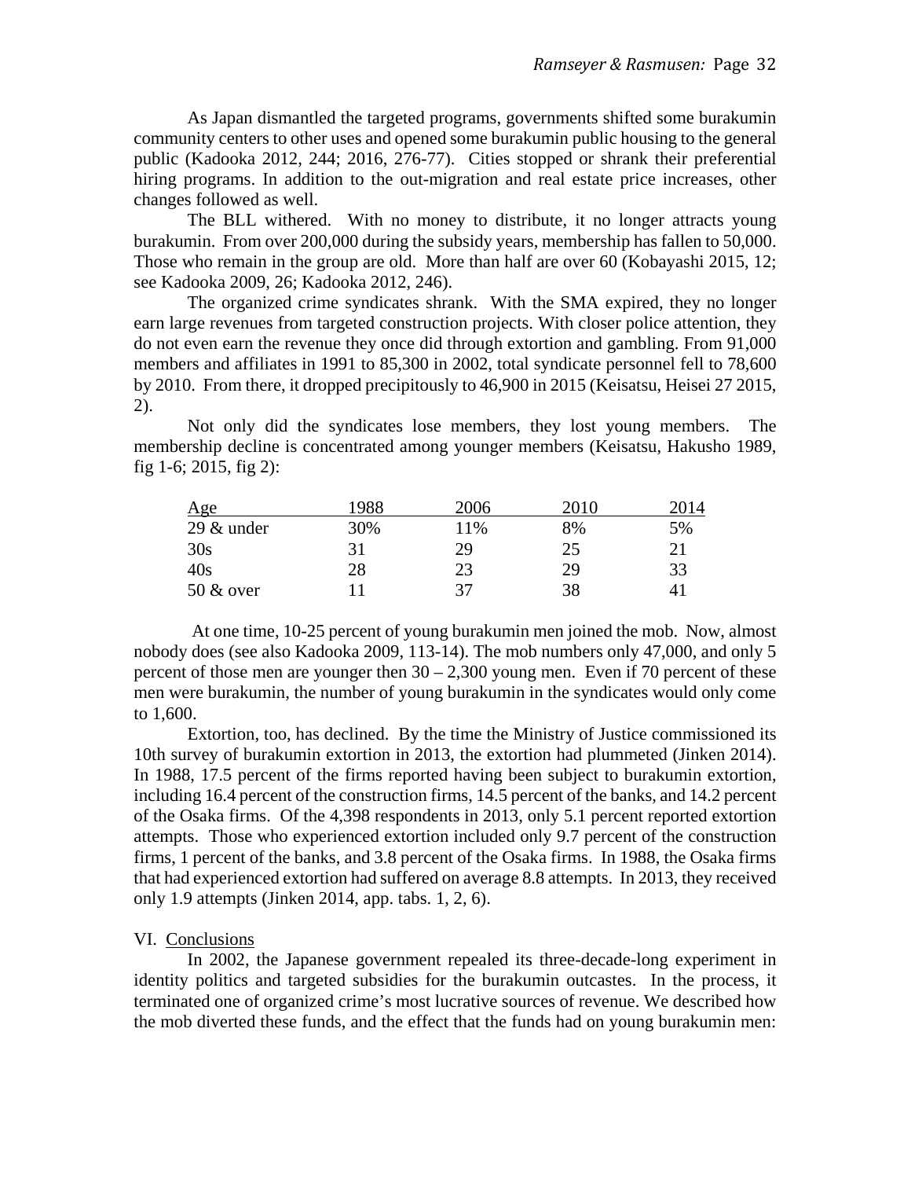As Japan dismantled the targeted programs, governments shifted some burakumin community centers to other uses and opened some burakumin public housing to the general public (Kadooka 2012, 244; 2016, 276-77). Cities stopped or shrank their preferential hiring programs. In addition to the out-migration and real estate price increases, other changes followed as well.

The BLL withered. With no money to distribute, it no longer attracts young burakumin. From over 200,000 during the subsidy years, membership has fallen to 50,000. Those who remain in the group are old. More than half are over 60 (Kobayashi 2015, 12; see Kadooka 2009, 26; Kadooka 2012, 246).

The organized crime syndicates shrank. With the SMA expired, they no longer earn large revenues from targeted construction projects. With closer police attention, they do not even earn the revenue they once did through extortion and gambling. From 91,000 members and affiliates in 1991 to 85,300 in 2002, total syndicate personnel fell to 78,600 by 2010. From there, it dropped precipitously to 46,900 in 2015 (Keisatsu, Heisei 27 2015, 2).

Not only did the syndicates lose members, they lost young members. The membership decline is concentrated among younger members (Keisatsu, Hakusho 1989, fig 1-6; 2015, fig 2):

| Age | 1988 | 2006 | 2010 | 2014 |
|---|---|---|---|---|
| 29 & under | 30% | 11% | 8% | 5% |
| 30s | 31 | 29 | 25 | 21 |
| 40s | 28 | 23 | 29 | 33 |
| 50 & over | 11 | 37 | 38 | 41 |

At one time, 10-25 percent of young burakumin men joined the mob. Now, almost nobody does (see also Kadooka 2009, 113-14). The mob numbers only 47,000, and only 5 percent of those men are younger then 30 – 2,300 young men. Even if 70 percent of these men were burakumin, the number of young burakumin in the syndicates would only come to 1,600.

Extortion, too, has declined. By the time the Ministry of Justice commissioned its 10th survey of burakumin extortion in 2013, the extortion had plummeted (Jinken 2014). In 1988, 17.5 percent of the firms reported having been subject to burakumin extortion, including 16.4 percent of the construction firms, 14.5 percent of the banks, and 14.2 percent of the Osaka firms. Of the 4,398 respondents in 2013, only 5.1 percent reported extortion attempts. Those who experienced extortion included only 9.7 percent of the construction firms, 1 percent of the banks, and 3.8 percent of the Osaka firms. In 1988, the Osaka firms that had experienced extortion had suffered on average 8.8 attempts. In 2013, they received only 1.9 attempts (Jinken 2014, app. tabs. 1, 2, 6).

## VI. Conclusions

In 2002, the Japanese government repealed its three-decade-long experiment in identity politics and targeted subsidies for the burakumin outcastes. In the process, it terminated one of organized crime's most lucrative sources of revenue. We described how the mob diverted these funds, and the effect that the funds had on young burakumin men: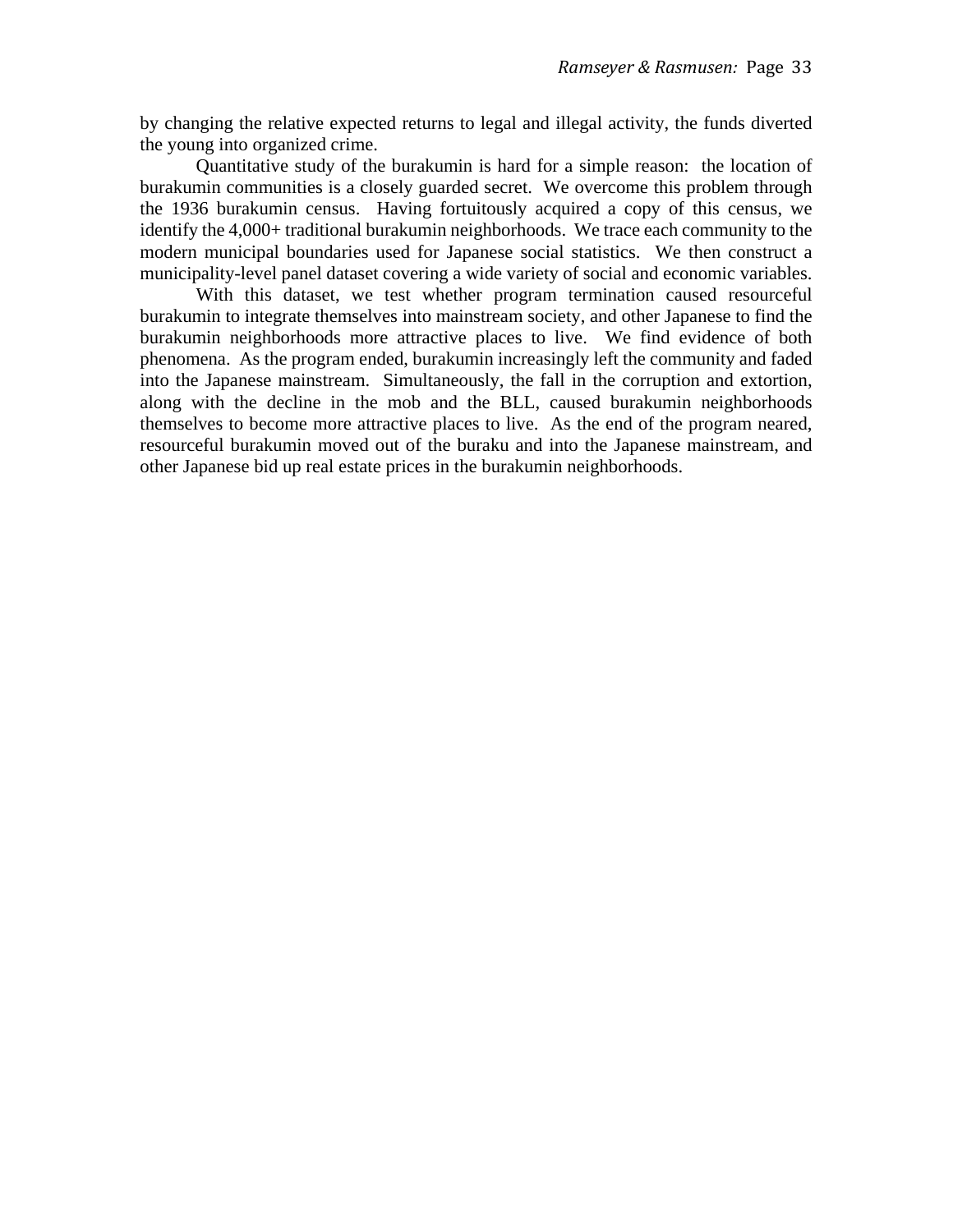by changing the relative expected returns to legal and illegal activity, the funds diverted the young into organized crime.

Quantitative study of the burakumin is hard for a simple reason: the location of burakumin communities is a closely guarded secret. We overcome this problem through the 1936 burakumin census. Having fortuitously acquired a copy of this census, we identify the 4,000+ traditional burakumin neighborhoods. We trace each community to the modern municipal boundaries used for Japanese social statistics. We then construct a municipality-level panel dataset covering a wide variety of social and economic variables.

With this dataset, we test whether program termination caused resourceful burakumin to integrate themselves into mainstream society, and other Japanese to find the burakumin neighborhoods more attractive places to live. We find evidence of both phenomena. As the program ended, burakumin increasingly left the community and faded into the Japanese mainstream. Simultaneously, the fall in the corruption and extortion, along with the decline in the mob and the BLL, caused burakumin neighborhoods themselves to become more attractive places to live. As the end of the program neared, resourceful burakumin moved out of the buraku and into the Japanese mainstream, and other Japanese bid up real estate prices in the burakumin neighborhoods.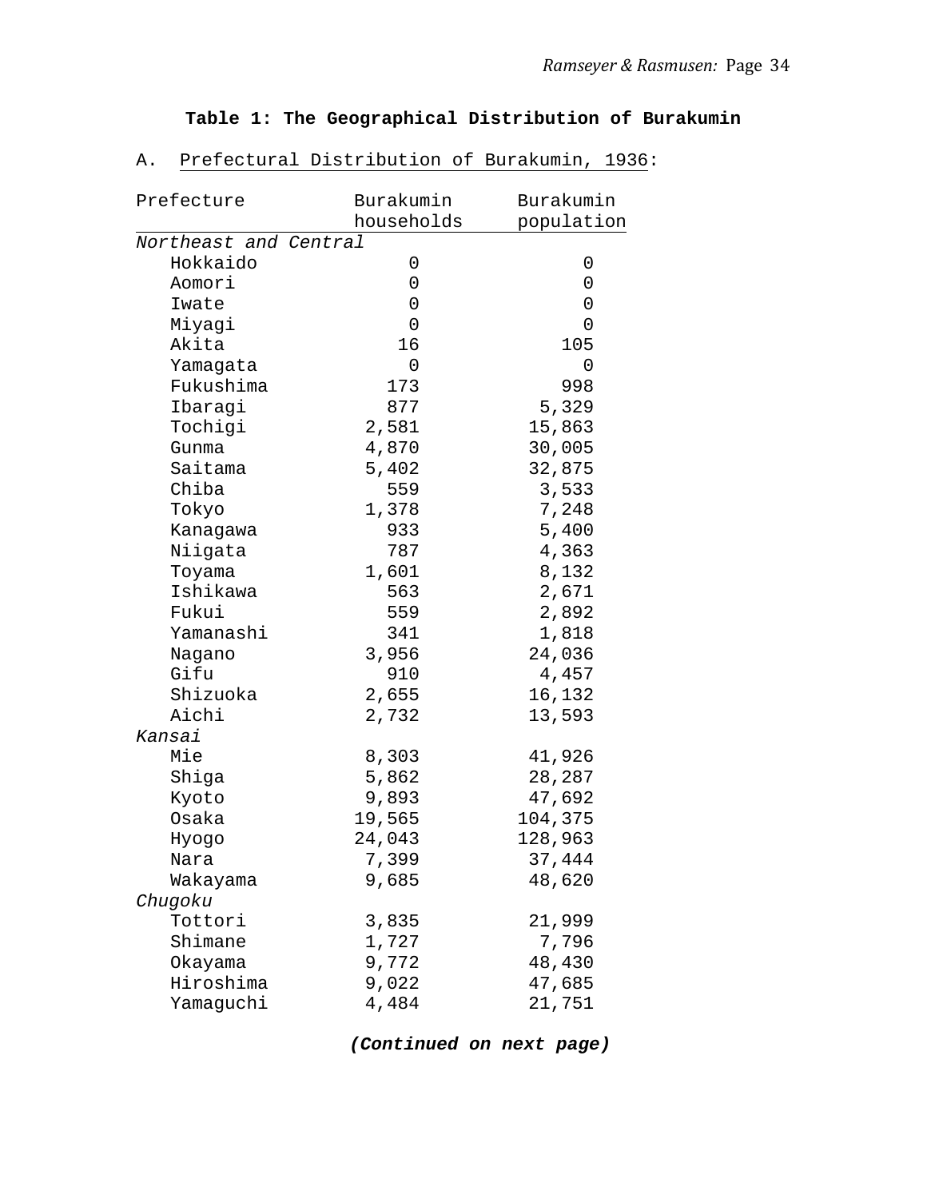**Table 1: The Geographical Distribution of Burakumin**

A. Prefectural Distribution of Burakumin, 1936:

| Prefecture | Burakumin households | Burakumin population |
|---|---|---|
| *Northeast and Central* | | |
| Hokkaido | 0 | 0 |
| Aomori | 0 | 0 |
| Iwate | 0 | 0 |
| Miyagi | 0 | 0 |
| Akita | 16 | 105 |
| Yamagata | 0 | 0 |
| Fukushima | 173 | 998 |
| Ibaragi | 877 | 5,329 |
| Tochigi | 2,581 | 15,863 |
| Gunma | 4,870 | 30,005 |
| Saitama | 5,402 | 32,875 |
| Chiba | 559 | 3,533 |
| Tokyo | 1,378 | 7,248 |
| Kanagawa | 933 | 5,400 |
| Niigata | 787 | 4,363 |
| Toyama | 1,601 | 8,132 |
| Ishikawa | 563 | 2,671 |
| Fukui | 559 | 2,892 |
| Yamanashi | 341 | 1,818 |
| Nagano | 3,956 | 24,036 |
| Gifu | 910 | 4,457 |
| Shizuoka | 2,655 | 16,132 |
| Aichi | 2,732 | 13,593 |
| *Kansai* | | |
| Mie | 8,303 | 41,926 |
| Shiga | 5,862 | 28,287 |
| Kyoto | 9,893 | 47,692 |
| Osaka | 19,565 | 104,375 |
| Hyogo | 24,043 | 128,963 |
| Nara | 7,399 | 37,444 |
| Wakayama | 9,685 | 48,620 |
| *Chugoku* | | |
| Tottori | 3,835 | 21,999 |
| Shimane | 1,727 | 7,796 |
| Okayama | 9,772 | 48,430 |
| Hiroshima | 9,022 | 47,685 |
| Yamaguchi | 4,484 | 21,751 |

***(Continued on next page)***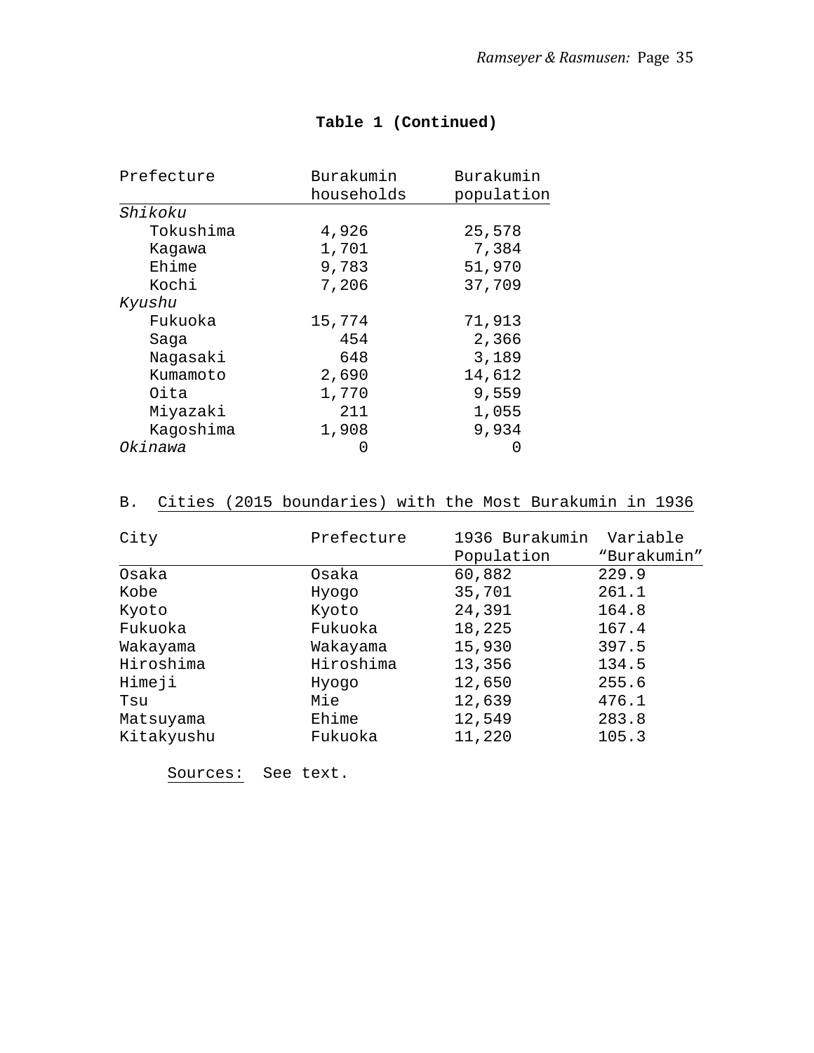**Table 1 (Continued)**

| Prefecture | Burakumin households | Burakumin population |
|---|---|---|
| *Shikoku* | | |
| Tokushima | 4,926 | 25,578 |
| Kagawa | 1,701 | 7,384 |
| Ehime | 9,783 | 51,970 |
| Kochi | 7,206 | 37,709 |
| *Kyushu* | | |
| Fukuoka | 15,774 | 71,913 |
| Saga | 454 | 2,366 |
| Nagasaki | 648 | 3,189 |
| Kumamoto | 2,690 | 14,612 |
| Oita | 1,770 | 9,559 |
| Miyazaki | 211 | 1,055 |
| Kagoshima | 1,908 | 9,934 |
| *Okinawa* | 0 | 0 |

B. Cities (2015 boundaries) with the Most Burakumin in 1936

| City | Prefecture | 1936 Burakumin Population | Variable “Burakumin” |
|---|---|---|---|
| Osaka | Osaka | 60,882 | 229.9 |
| Kobe | Hyogo | 35,701 | 261.1 |
| Kyoto | Kyoto | 24,391 | 164.8 |
| Fukuoka | Fukuoka | 18,225 | 167.4 |
| Wakayama | Wakayama | 15,930 | 397.5 |
| Hiroshima | Hiroshima | 13,356 | 134.5 |
| Himeji | Hyogo | 12,650 | 255.6 |
| Tsu | Mie | 12,639 | 476.1 |
| Matsuyama | Ehime | 12,549 | 283.8 |
| Kitakyushu | Fukuoka | 11,220 | 105.3 |

Sources: See text.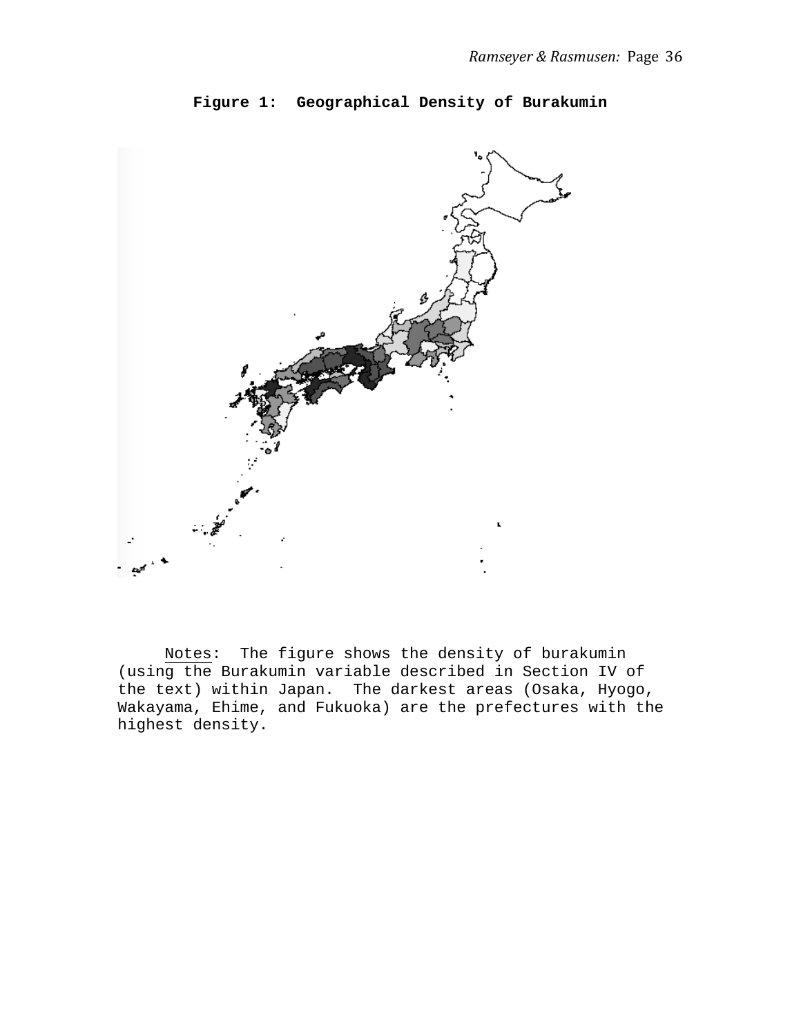**Figure 1: Geographical Density of Burakumin**

Notes: The figure shows the density of burakumin (using the Burakumin variable described in Section IV of the text) within Japan. The darkest areas (Osaka, Hyogo, Wakayama, Ehime, and Fukuoka) are the prefectures with the highest density.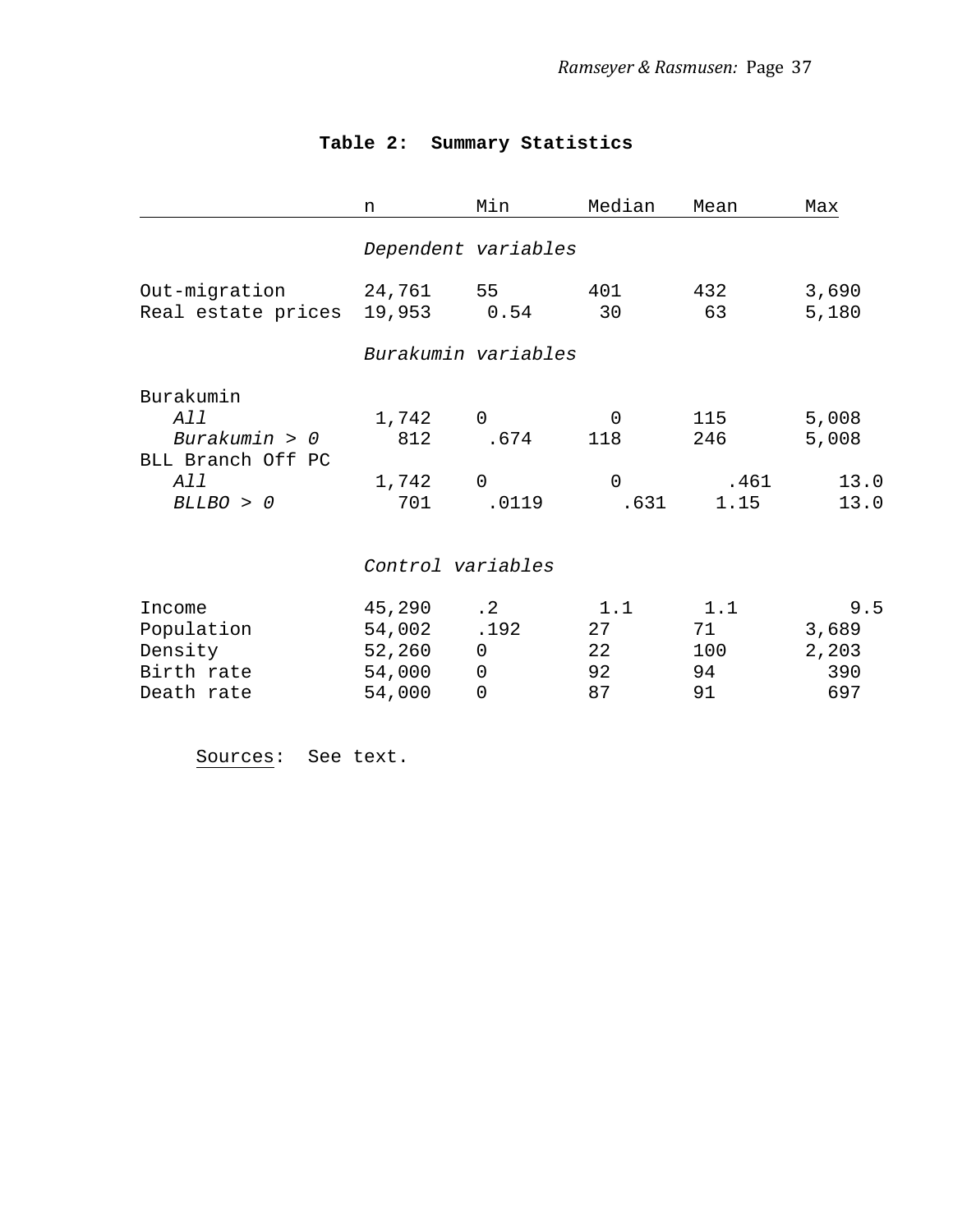**Table 2: Summary Statistics**

| | n | Min | Median | Mean | Max |
|---|---|---|---|---|---|
| | *Dependent variables* | | | | |
| Out-migration | 24,761 | 55 | 401 | 432 | 3,690 |
| Real estate prices | 19,953 | 0.54 | 30 | 63 | 5,180 |
| | *Burakumin variables* | | | | |
| Burakumin | | | | | |
| *All* | 1,742 | 0 | 0 | 115 | 5,008 |
| *Burakumin > 0* | 812 | .674 | 118 | 246 | 5,008 |
| BLL Branch Off PC | | | | | |
| *All* | 1,742 | 0 | 0 | .461 | 13.0 |
| *BLLBO > 0* | 701 | .0119 | .631 | 1.15 | 13.0 |
| | *Control variables* | | | | |
| Income | 45,290 | .2 | 1.1 | 1.1 | 9.5 |
| Population | 54,002 | .192 | 27 | 71 | 3,689 |
| Density | 52,260 | 0 | 22 | 100 | 2,203 |
| Birth rate | 54,000 | 0 | 92 | 94 | 390 |
| Death rate | 54,000 | 0 | 87 | 91 | 697 |

Sources: See text.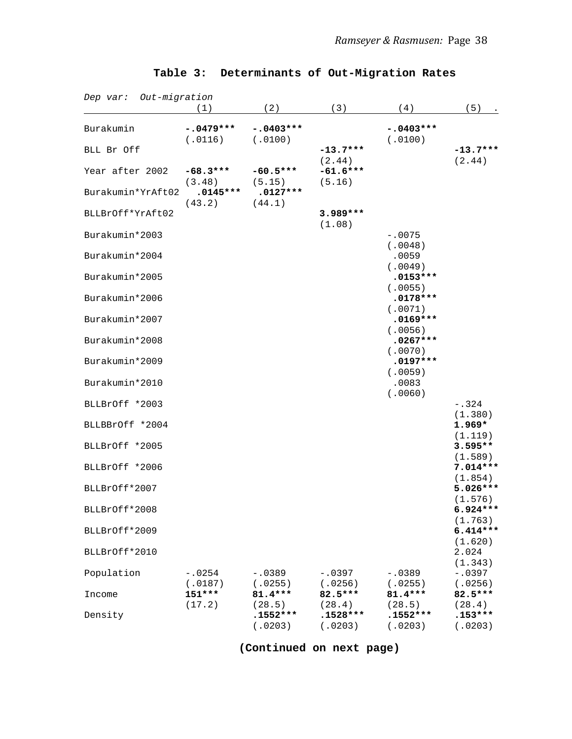## Table 3: Determinants of Out-Migration Rates

*Dep var: Out-migration*

| | (1) | (2) | (3) | (4) | (5) |
|---|---|---|---|---|---|
| Burakumin | **-.0479*****<br>(.0116) | **-.0403*****<br>(.0100) | | **-.0403*****<br>(.0100) | |
| BLL Br Off | | | **-13.7*****<br>(2.44) | | **-13.7*****<br>(2.44) |
| Year after 2002 | **-68.3*****<br>(3.48) | **-60.5*****<br>(5.15) | **-61.6*****<br>(5.16) | | |
| Burakumin*YrAft02 | **.0145*****<br>(43.2) | **.0127*****<br>(44.1) | | | |
| BLLBrOff*YrAft02 | | | **3.989*****<br>(1.08) | | |
| Burakumin*2003 | | | | -.0075<br>(.0048) | |
| Burakumin*2004 | | | | .0059<br>(.0049) | |
| Burakumin*2005 | | | | **.0153*****<br>(.0055) | |
| Burakumin*2006 | | | | **.0178*****<br>(.0071) | |
| Burakumin*2007 | | | | **.0169*****<br>(.0056) | |
| Burakumin*2008 | | | | **.0267*****<br>(.0070) | |
| Burakumin*2009 | | | | **.0197*****<br>(.0059) | |
| Burakumin*2010 | | | | .0083<br>(.0060) | |
| BLLBrOff *2003 | | | | | -.324<br>(1.380) |
| BLLBBrOff *2004 | | | | | **1.969***<br>(1.119) |
| BLLBrOff *2005 | | | | | **3.595****<br>(1.589) |
| BLLBrOff *2006 | | | | | **7.014*****<br>(1.854) |
| BLLBrOff*2007 | | | | | **5.026*****<br>(1.576) |
| BLLBrOff*2008 | | | | | **6.924*****<br>(1.763) |
| BLLBrOff*2009 | | | | | **6.414*****<br>(1.620) |
| BLLBrOff*2010 | | | | | 2.024<br>(1.343) |
| Population | -.0254<br>(.0187) | -.0389<br>(.0255) | -.0397<br>(.0256) | -.0389<br>(.0255) | -.0397<br>(.0256) |
| Income | **151*****<br>(17.2) | **81.4*****<br>(28.5) | **82.5*****<br>(28.4) | **81.4*****<br>(28.5) | **82.5*****<br>(28.4) |
| Density | | **.1552*****<br>(.0203) | **.1528*****<br>(.0203) | **.1552*****<br>(.0203) | **.153*****<br>(.0203) |

**(Continued on next page)**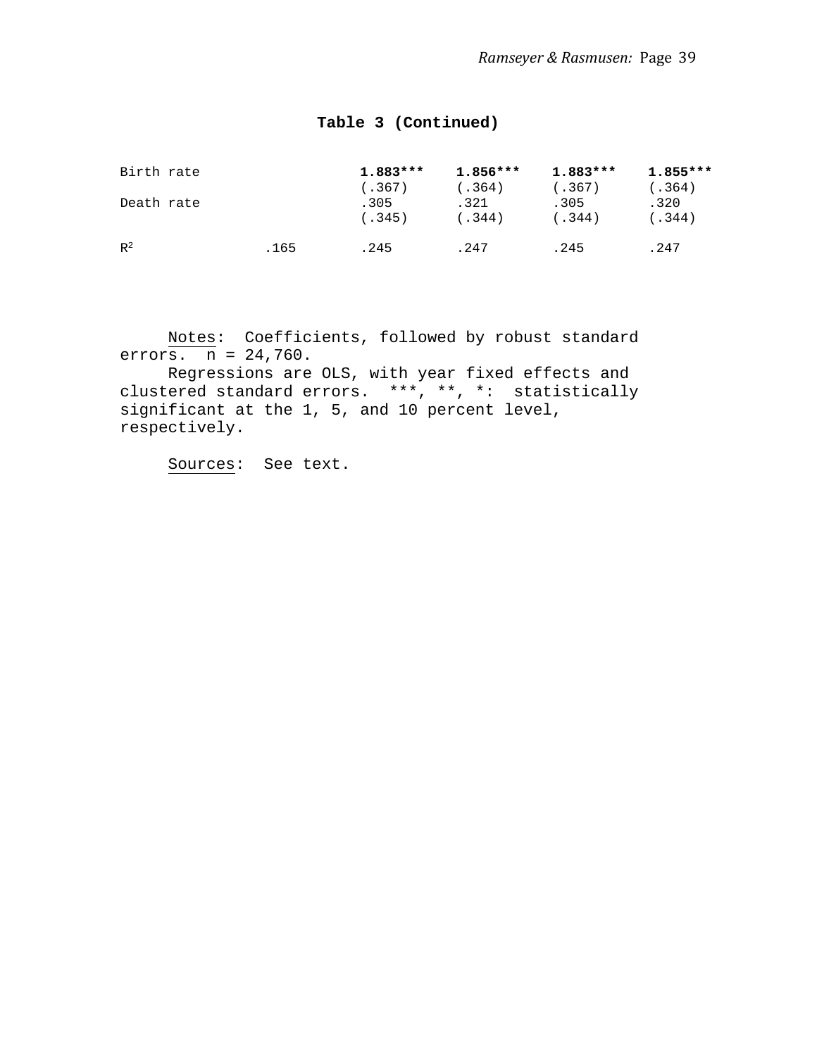**Table 3 (Continued)**

| | | | | | |
|---|---|---|---|---|---|
| Birth rate | | **1.883***\*** | **1.856***\*** | **1.883***\*** | **1.855***\*** |
| | | (.367) | (.364) | (.367) | (.364) |
| Death rate | | .305 | .321 | .305 | .320 |
| | | (.345) | (.344) | (.344) | (.344) |
| $R^2$ | .165 | .245 | .247 | .245 | .247 |

Notes: Coefficients, followed by robust standard errors. n = 24,760.

Regressions are OLS, with year fixed effects and clustered standard errors. ***, **, *: statistically significant at the 1, 5, and 10 percent level, respectively.

Sources: See text.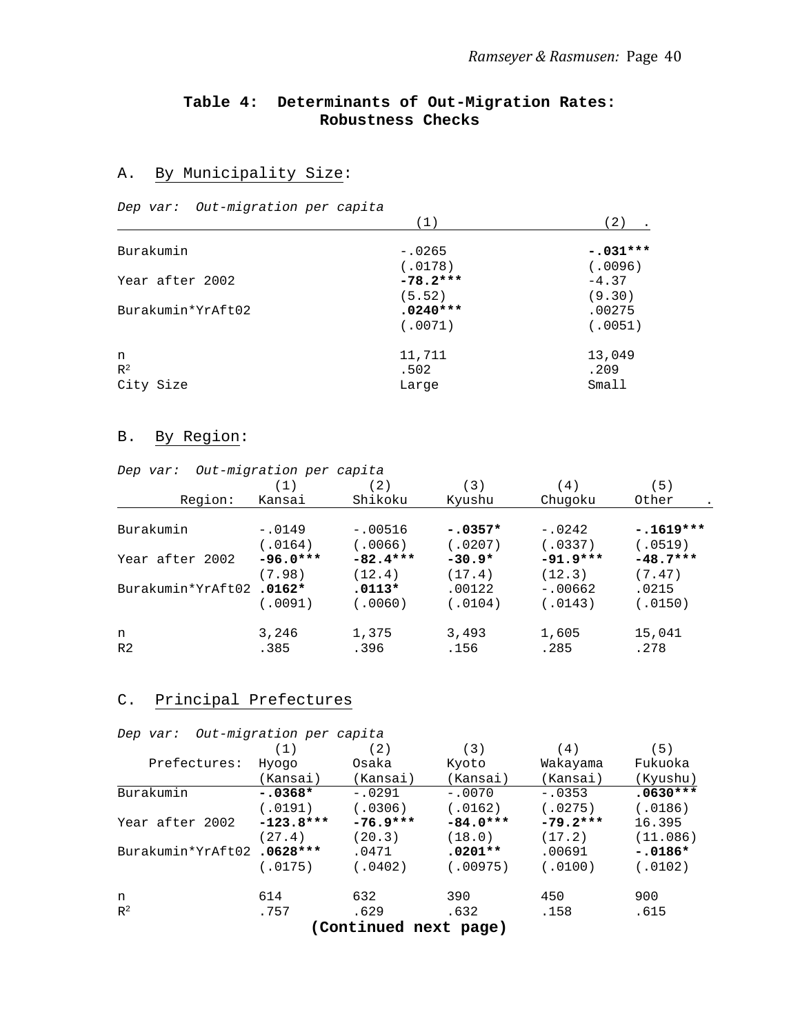## Table 4: Determinants of Out-Migration Rates: Robustness Checks

### A. By Municipality Size:

*Dep var: Out-migration per capita*

| | (1) | (2) |
|---|---|---|
| Burakumin | -.0265 | **-.031*** ** |
| | (.0178) | (.0096) |
| Year after 2002 | **-78.2*** ** | -4.37 |
| | (5.52) | (9.30) |
| Burakumin*YrAft02 | **.0240*** ** | .00275 |
| | (.0071) | (.0051) |
| n | 11,711 | 13,049 |
| $R^2$ | .502 | .209 |
| City Size | Large | Small |

### B. By Region:

*Dep var: Out-migration per capita*

| Region: | (1) Kansai | (2) Shikoku | (3) Kyushu | (4) Chugoku | (5) Other |
|---|---|---|---|---|---|
| Burakumin | -.0149 | -.00516 | **-.0357*** | -.0242 | **-.1619*** ** |
| | (.0164) | (.0066) | (.0207) | (.0337) | (.0519) |
| Year after 2002 | **-96.0*** ** | **-82.4*** ** | **-30.9*** | **-91.9*** ** | **-48.7*** ** |
| | (7.98) | (12.4) | (17.4) | (12.3) | (7.47) |
| Burakumin*YrAft02 | **.0162*** | **.0113*** | .00122 | -.00662 | .0215 |
| | (.0091) | (.0060) | (.0104) | (.0143) | (.0150) |
| n | 3,246 | 1,375 | 3,493 | 1,605 | 15,041 |
| R2 | .385 | .396 | .156 | .285 | .278 |

### C. Principal Prefectures

*Dep var: Out-migration per capita*

| Prefectures: | (1) Hyogo (Kansai) | (2) Osaka (Kansai) | (3) Kyoto (Kansai) | (4) Wakayama (Kansai) | (5) Fukuoka (Kyushu) |
|---|---|---|---|---|---|
| Burakumin | **-.0368*** | -.0291 | -.0070 | -.0353 | **.0630*** ** |
| | (.0191) | (.0306) | (.0162) | (.0275) | (.0186) |
| Year after 2002 | **-123.8*** ** | **-76.9*** ** | **-84.0*** ** | **-79.2*** ** | 16.395 |
| | (27.4) | (20.3) | (18.0) | (17.2) | (11.086) |
| Burakumin*YrAft02 | **.0628*** ** | .0471 | **.0201**** | .00691 | **-.0186*** |
| | (.0175) | (.0402) | (.00975) | (.0100) | (.0102) |
| n | 614 | 632 | 390 | 450 | 900 |
| $R^2$ | .757 | .629 | .632 | .158 | .615 |

**(Continued next page)**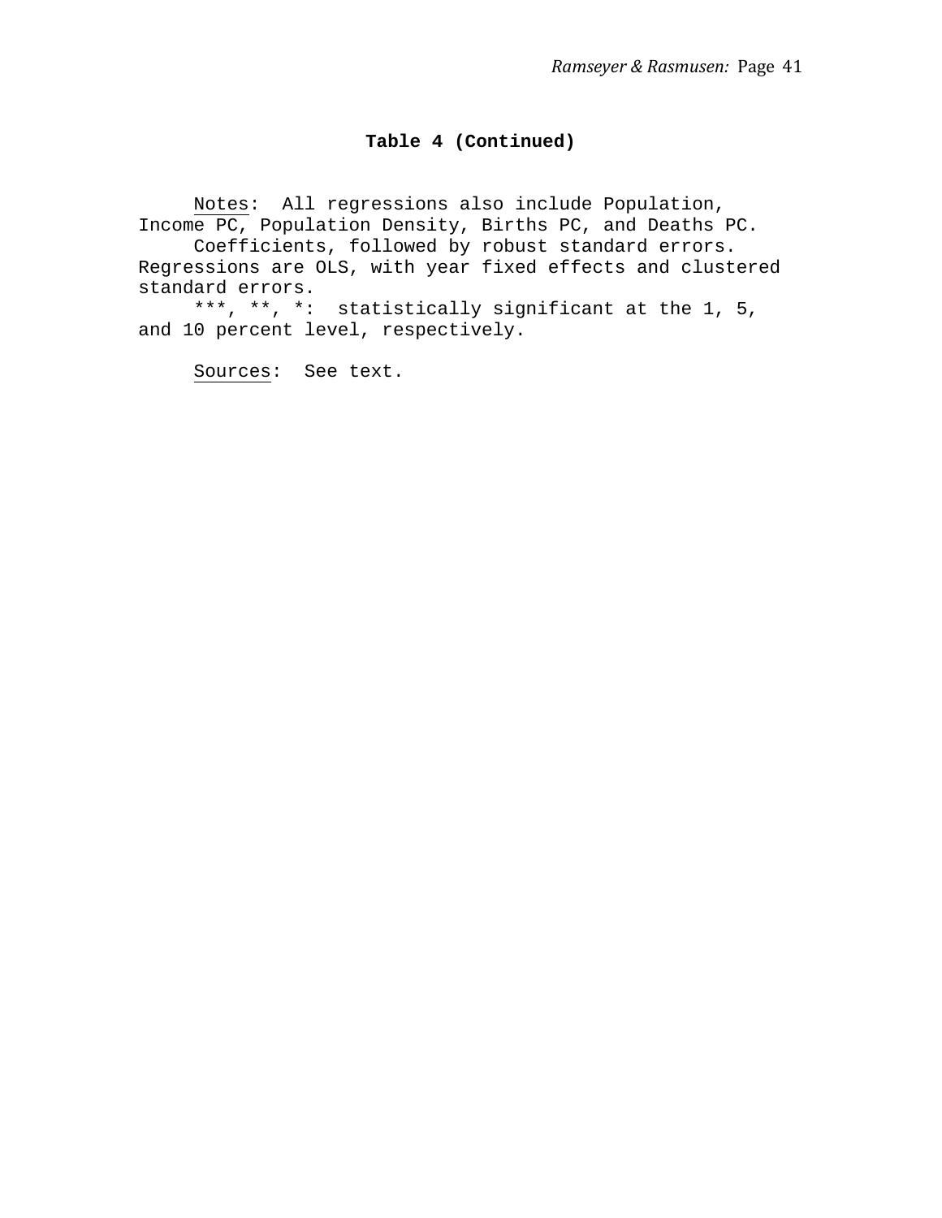**Table 4 (Continued)**

<u>Notes</u>: All regressions also include Population, Income PC, Population Density, Births PC, and Deaths PC.

Coefficients, followed by robust standard errors. Regressions are OLS, with year fixed effects and clustered standard errors.

***, **, *: statistically significant at the 1, 5, and 10 percent level, respectively.

<u>Sources</u>: See text.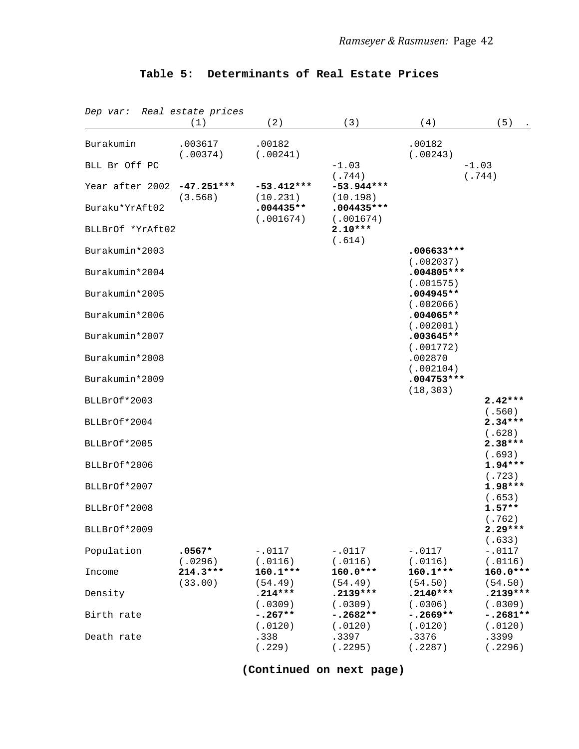**Table 5: Determinants of Real Estate Prices**

*Dep var: Real estate prices*

| | (1) | (2) | (3) | (4) | (5) . |
|---|---|---|---|---|---|
| Burakumin | .003617 | .00182 | | .00182 | |
| | (.00374) | (.00241) | | (.00243) | |
| BLL Br Off PC | | | -1.03 | | -1.03 |
| | | | (.744) | | (.744) |
| Year after 2002 | **-47.251*****| **-53.412*****| **-53.944*****| | |
| | (3.568) | (10.231) | (10.198) | | |
| Buraku*YrAft02 | | **.004435**** | **.004435***** | | |
| | | (.001674) | (.001674) | | |
| BLLBrOf *YrAft02 | | | **2.10***** | | |
| | | | (.614) | | |
| Burakumin*2003 | | | | **.006633***** | |
| | | | | (.002037) | |
| Burakumin*2004 | | | | **.004805***** | |
| | | | | (.001575) | |
| Burakumin*2005 | | | | **.004945**** | |
| | | | | (.002066) | |
| Burakumin*2006 | | | | **.004065**** | |
| | | | | (.002001) | |
| Burakumin*2007 | | | | **.003645**** | |
| | | | | (.001772) | |
| Burakumin*2008 | | | | .002870 | |
| | | | | (.002104) | |
| Burakumin*2009 | | | | **.004753***** | |
| | | | | (18,303) | |
| BLLBrOf*2003 | | | | | **2.42***** |
| | | | | | (.560) |
| BLLBrOf*2004 | | | | | **2.34***** |
| | | | | | (.628) |
| BLLBrOf*2005 | | | | | **2.38***** |
| | | | | | (.693) |
| BLLBrOf*2006 | | | | | **1.94***** |
| | | | | | (.723) |
| BLLBrOf*2007 | | | | | **1.98***** |
| | | | | | (.653) |
| BLLBrOf*2008 | | | | | **1.57**** |
| | | | | | (.762) |
| BLLBrOf*2009 | | | | | **2.29***** |
| | | | | | (.633) |
| Population | **.0567*** | -.0117 | -.0117 | -.0117 | -.0117 |
| | (.0296) | (.0116) | (.0116) | (.0116) | (.0116) |
| Income | **214.3***** | **160.1***** | **160.0***** | **160.1***** | **160.0***** |
| | (33.00) | (54.49) | (54.49) | (54.50) | (54.50) |
| Density | | **.214***** | **.2139***** | **.2140***** | **.2139***** |
| | | (.0309) | (.0309) | (.0306) | (.0309) |
| Birth rate | | **-.267**** | **-.2682**** | **-.2669**** | **-.2681**** |
| | | (.0120) | (.0120) | (.0120) | (.0120) |
| Death rate | | .338 | .3397 | .3376 | .3399 |
| | | (.229) | (.2295) | (.2287) | (.2296) |

**(Continued on next page)**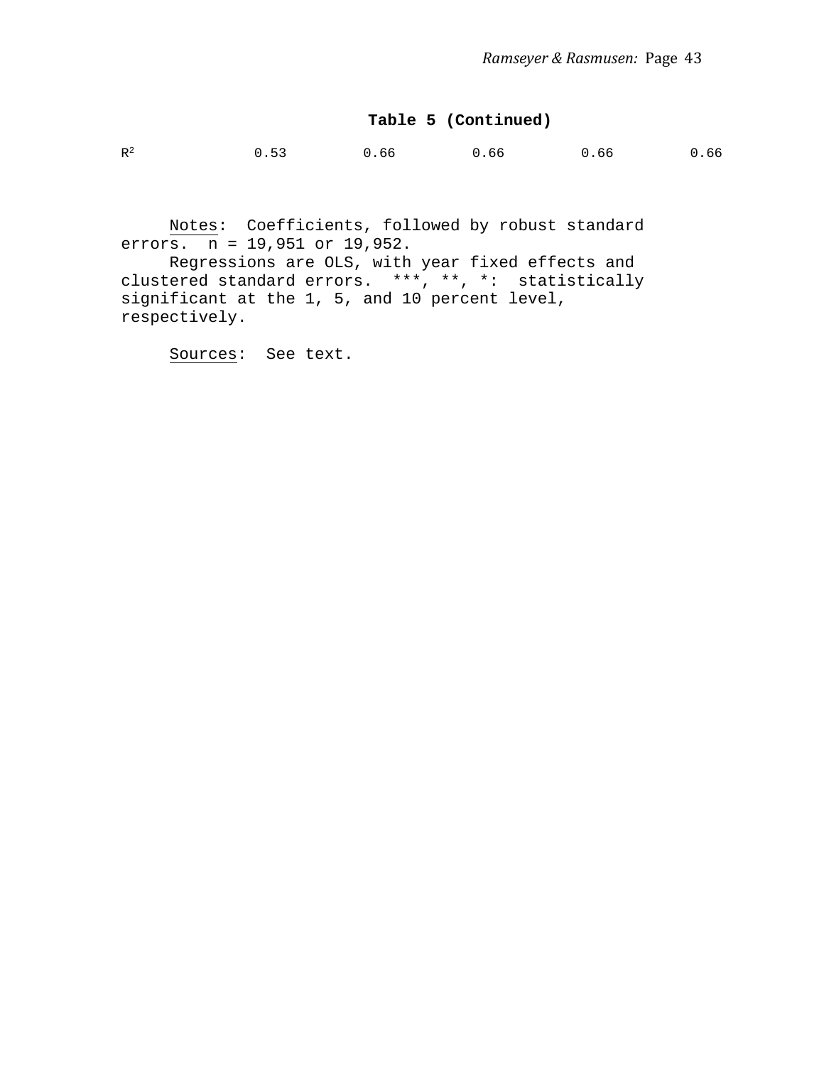**Table 5 (Continued)**

| | | | | | |
|---|---|---|---|---|---|
| $R^2$ | 0.53 | 0.66 | 0.66 | 0.66 | 0.66 |

Notes: Coefficients, followed by robust standard errors. n = 19,951 or 19,952.

Regressions are OLS, with year fixed effects and clustered standard errors. ***, **, *: statistically significant at the 1, 5, and 10 percent level, respectively.

Sources: See text.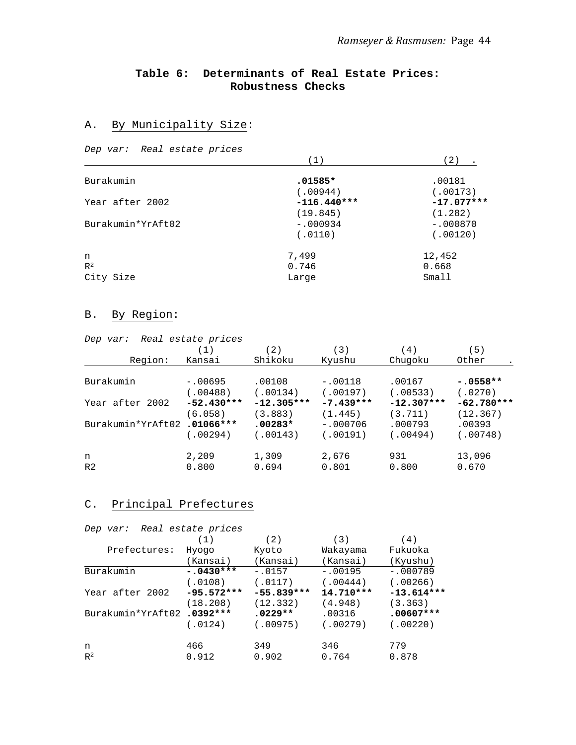# Table 6: Determinants of Real Estate Prices: Robustness Checks

## A. By Municipality Size:

*Dep var: Real estate prices*

| | (1) | (2) |
|---|---|---|
| Burakumin | **.01585*** | .00181 |
| | (.00944) | (.00173) |
| Year after 2002 | **-116.440*\*\*** | **-17.077*\*\*** |
| | (19.845) | (1.282) |
| Burakumin*YrAft02 | -.000934 | -.000870 |
| | (.0110) | (.00120) |
| n | 7,499 | 12,452 |
| $R^2$ | 0.746 | 0.668 |
| City Size | Large | Small |

## B. By Region:

*Dep var: Real estate prices*

| | (1) | (2) | (3) | (4) | (5) |
|---|---|---|---|---|---|
| Region: | Kansai | Shikoku | Kyushu | Chugoku | Other |
| Burakumin | -.00695 | .00108 | -.00118 | .00167 | **-.0558*\*** |
| | (.00488) | (.00134) | (.00197) | (.00533) | (.0270) |
| Year after 2002 | **-52.430*\*\*** | **-12.305*\*\*** | **-7.439*\*\*** | **-12.307*\*\*** | **-62.780*\*\*** |
| | (6.058) | (3.883) | (1.445) | (3.711) | (12.367) |
| Burakumin*YrAft02 | **.01066*\*\*** | **.00283*** | -.000706 | .000793 | .00393 |
| | (.00294) | (.00143) | (.00191) | (.00494) | (.00748) |
| n | 2,209 | 1,309 | 2,676 | 931 | 13,096 |
| R2 | 0.800 | 0.694 | 0.801 | 0.800 | 0.670 |

## C. Principal Prefectures

*Dep var: Real estate prices*

| | (1) | (2) | (3) | (4) |
|---|---|---|---|---|
| Prefectures: | Hyogo (Kansai) | Kyoto (Kansai) | Wakayama (Kansai) | Fukuoka (Kyushu) |
| Burakumin | **-.0430*\*\*** | -.0157 | -.00195 | -.000789 |
| | (.0108) | (.0117) | (.00444) | (.00266) |
| Year after 2002 | **-95.572*\*\*** | **-55.839*\*\*** | **14.710*\*\*** | **-13.614*\*\*** |
| | (18.208) | (12.332) | (4.948) | (3.363) |
| Burakumin*YrAft02 | **.0392*\*\*** | **.0229*\*** | .00316 | **.00607*\*\*** |
| | (.0124) | (.00975) | (.00279) | (.00220) |
| n | 466 | 349 | 346 | 779 |
| $R^2$ | 0.912 | 0.902 | 0.764 | 0.878 |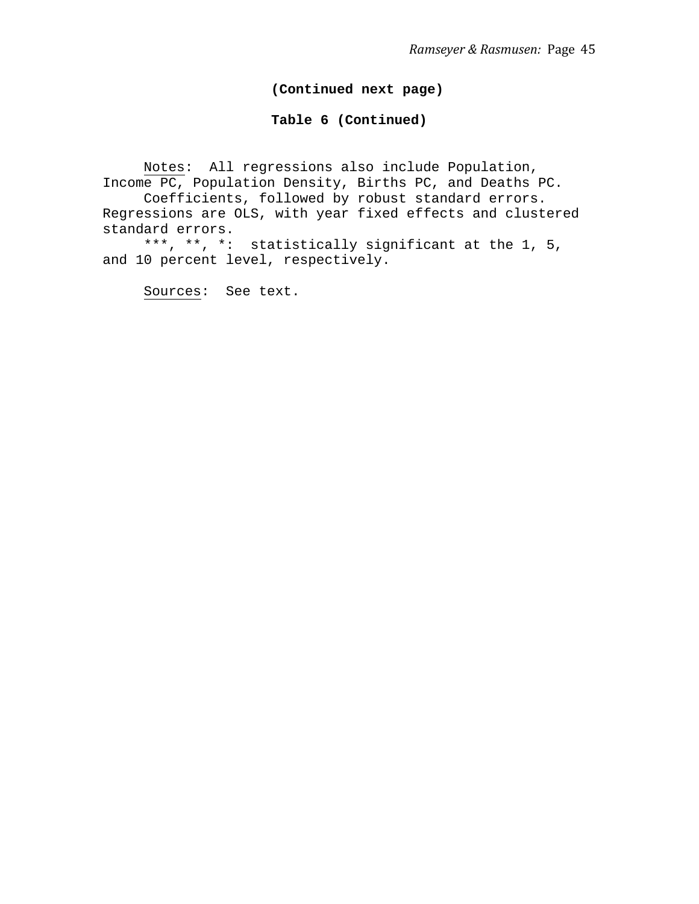**(Continued next page)**

**Table 6 (Continued)**

Notes: All regressions also include Population, Income PC, Population Density, Births PC, and Deaths PC.

Coefficients, followed by robust standard errors. Regressions are OLS, with year fixed effects and clustered standard errors.

***, **, *: statistically significant at the 1, 5, and 10 percent level, respectively.

Sources: See text.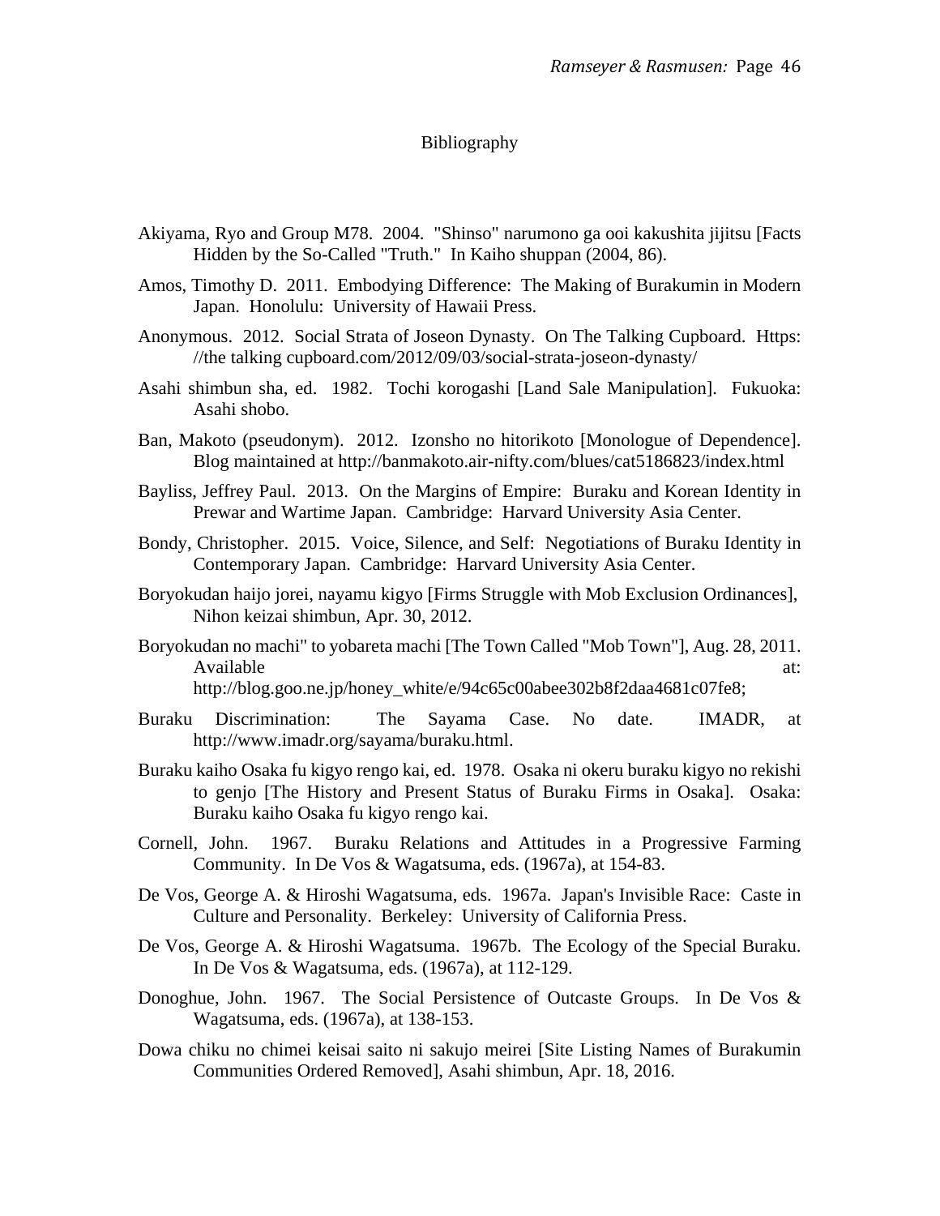## Bibliography

Akiyama, Ryo and Group M78. 2004. "Shinso" narumono ga ooi kakushita jijitsu [Facts Hidden by the So-Called "Truth." In Kaiho shuppan (2004, 86).

Amos, Timothy D. 2011. Embodying Difference: The Making of Burakumin in Modern Japan. Honolulu: University of Hawaii Press.

Anonymous. 2012. Social Strata of Joseon Dynasty. On The Talking Cupboard. Https: //the talking cupboard.com/2012/09/03/social-strata-joseon-dynasty/

Asahi shimbun sha, ed. 1982. Tochi korogashi [Land Sale Manipulation]. Fukuoka: Asahi shobo.

Ban, Makoto (pseudonym). 2012. Izonsho no hitorikoto [Monologue of Dependence]. Blog maintained at http://banmakoto.air-nifty.com/blues/cat5186823/index.html

Bayliss, Jeffrey Paul. 2013. On the Margins of Empire: Buraku and Korean Identity in Prewar and Wartime Japan. Cambridge: Harvard University Asia Center.

Bondy, Christopher. 2015. Voice, Silence, and Self: Negotiations of Buraku Identity in Contemporary Japan. Cambridge: Harvard University Asia Center.

Boryokudan haijo jorei, nayamu kigyo [Firms Struggle with Mob Exclusion Ordinances], Nihon keizai shimbun, Apr. 30, 2012.

Boryokudan no machi" to yobareta machi [The Town Called "Mob Town"], Aug. 28, 2011. Available at: http://blog.goo.ne.jp/honey_white/e/94c65c00abee302b8f2daa4681c07fe8;

Buraku Discrimination: The Sayama Case. No date. IMADR, at http://www.imadr.org/sayama/buraku.html.

Buraku kaiho Osaka fu kigyo rengo kai, ed. 1978. Osaka ni okeru buraku kigyo no rekishi to genjo [The History and Present Status of Buraku Firms in Osaka]. Osaka: Buraku kaiho Osaka fu kigyo rengo kai.

Cornell, John. 1967. Buraku Relations and Attitudes in a Progressive Farming Community. In De Vos & Wagatsuma, eds. (1967a), at 154-83.

De Vos, George A. & Hiroshi Wagatsuma, eds. 1967a. Japan's Invisible Race: Caste in Culture and Personality. Berkeley: University of California Press.

De Vos, George A. & Hiroshi Wagatsuma. 1967b. The Ecology of the Special Buraku. In De Vos & Wagatsuma, eds. (1967a), at 112-129.

Donoghue, John. 1967. The Social Persistence of Outcaste Groups. In De Vos & Wagatsuma, eds. (1967a), at 138-153.

Dowa chiku no chimei keisai saito ni sakujo meirei [Site Listing Names of Burakumin Communities Ordered Removed], Asahi shimbun, Apr. 18, 2016.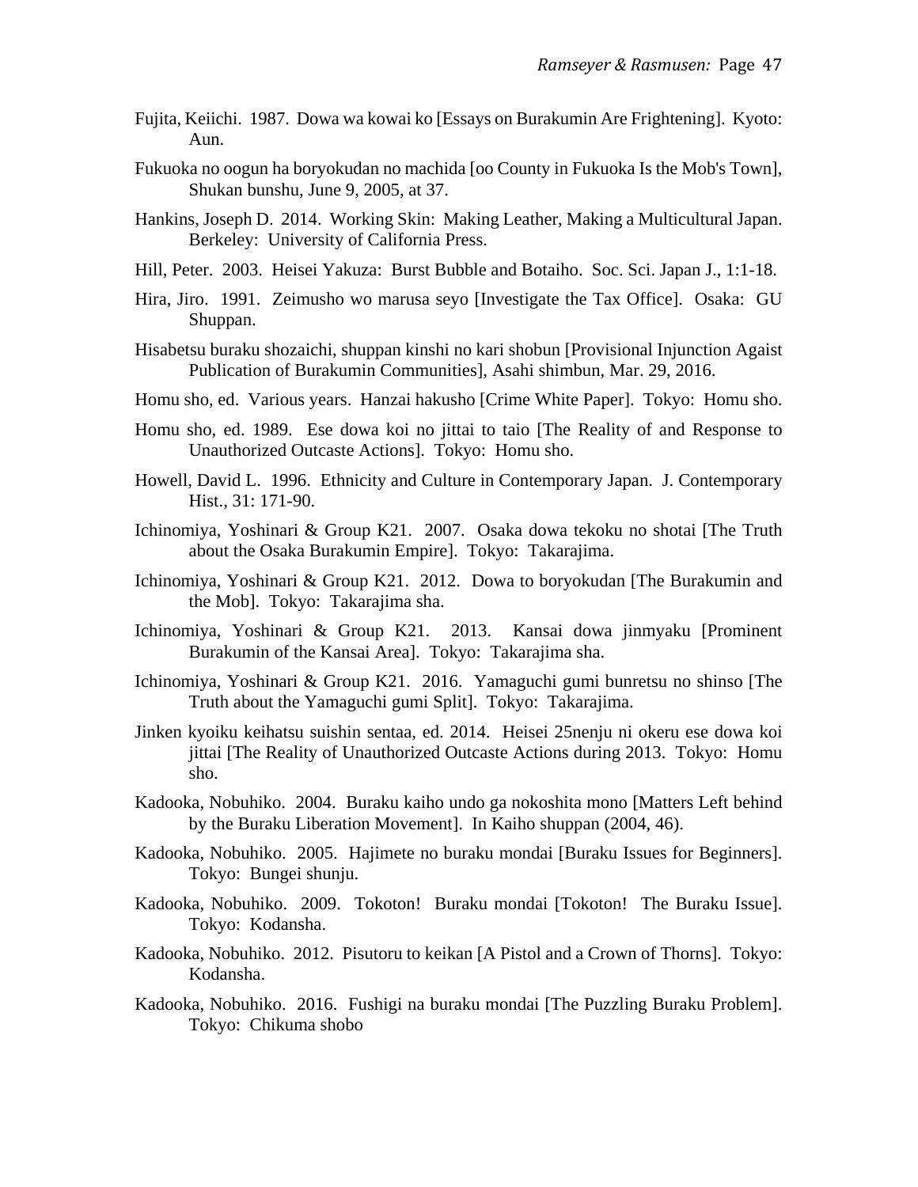Fujita, Keiichi. 1987. Dowa wa kowai ko [Essays on Burakumin Are Frightening]. Kyoto: Aun.

Fukuoka no oogun ha boryokudan no machida [oo County in Fukuoka Is the Mob's Town], Shukan bunshu, June 9, 2005, at 37.

Hankins, Joseph D. 2014. Working Skin: Making Leather, Making a Multicultural Japan. Berkeley: University of California Press.

Hill, Peter. 2003. Heisei Yakuza: Burst Bubble and Botaiho. Soc. Sci. Japan J., 1:1-18.

Hira, Jiro. 1991. Zeimusho wo marusa seyo [Investigate the Tax Office]. Osaka: GU Shuppan.

Hisabetsu buraku shozaichi, shuppan kinshi no kari shobun [Provisional Injunction Agaist Publication of Burakumin Communities], Asahi shimbun, Mar. 29, 2016.

Homu sho, ed. Various years. Hanzai hakusho [Crime White Paper]. Tokyo: Homu sho.

Homu sho, ed. 1989. Ese dowa koi no jittai to taio [The Reality of and Response to Unauthorized Outcaste Actions]. Tokyo: Homu sho.

Howell, David L. 1996. Ethnicity and Culture in Contemporary Japan. J. Contemporary Hist., 31: 171-90.

Ichinomiya, Yoshinari & Group K21. 2007. Osaka dowa tekoku no shotai [The Truth about the Osaka Burakumin Empire]. Tokyo: Takarajima.

Ichinomiya, Yoshinari & Group K21. 2012. Dowa to boryokudan [The Burakumin and the Mob]. Tokyo: Takarajima sha.

Ichinomiya, Yoshinari & Group K21. 2013. Kansai dowa jinmyaku [Prominent Burakumin of the Kansai Area]. Tokyo: Takarajima sha.

Ichinomiya, Yoshinari & Group K21. 2016. Yamaguchi gumi bunretsu no shinso [The Truth about the Yamaguchi gumi Split]. Tokyo: Takarajima.

Jinken kyoiku keihatsu suishin sentaa, ed. 2014. Heisei 25nenju ni okeru ese dowa koi jittai [The Reality of Unauthorized Outcaste Actions during 2013. Tokyo: Homu sho.

Kadooka, Nobuhiko. 2004. Buraku kaiho undo ga nokoshita mono [Matters Left behind by the Buraku Liberation Movement]. In Kaiho shuppan (2004, 46).

Kadooka, Nobuhiko. 2005. Hajimete no buraku mondai [Buraku Issues for Beginners]. Tokyo: Bungei shunju.

Kadooka, Nobuhiko. 2009. Tokoton! Buraku mondai [Tokoton! The Buraku Issue]. Tokyo: Kodansha.

Kadooka, Nobuhiko. 2012. Pisutoru to keikan [A Pistol and a Crown of Thorns]. Tokyo: Kodansha.

Kadooka, Nobuhiko. 2016. Fushigi na buraku mondai [The Puzzling Buraku Problem]. Tokyo: Chikuma shobo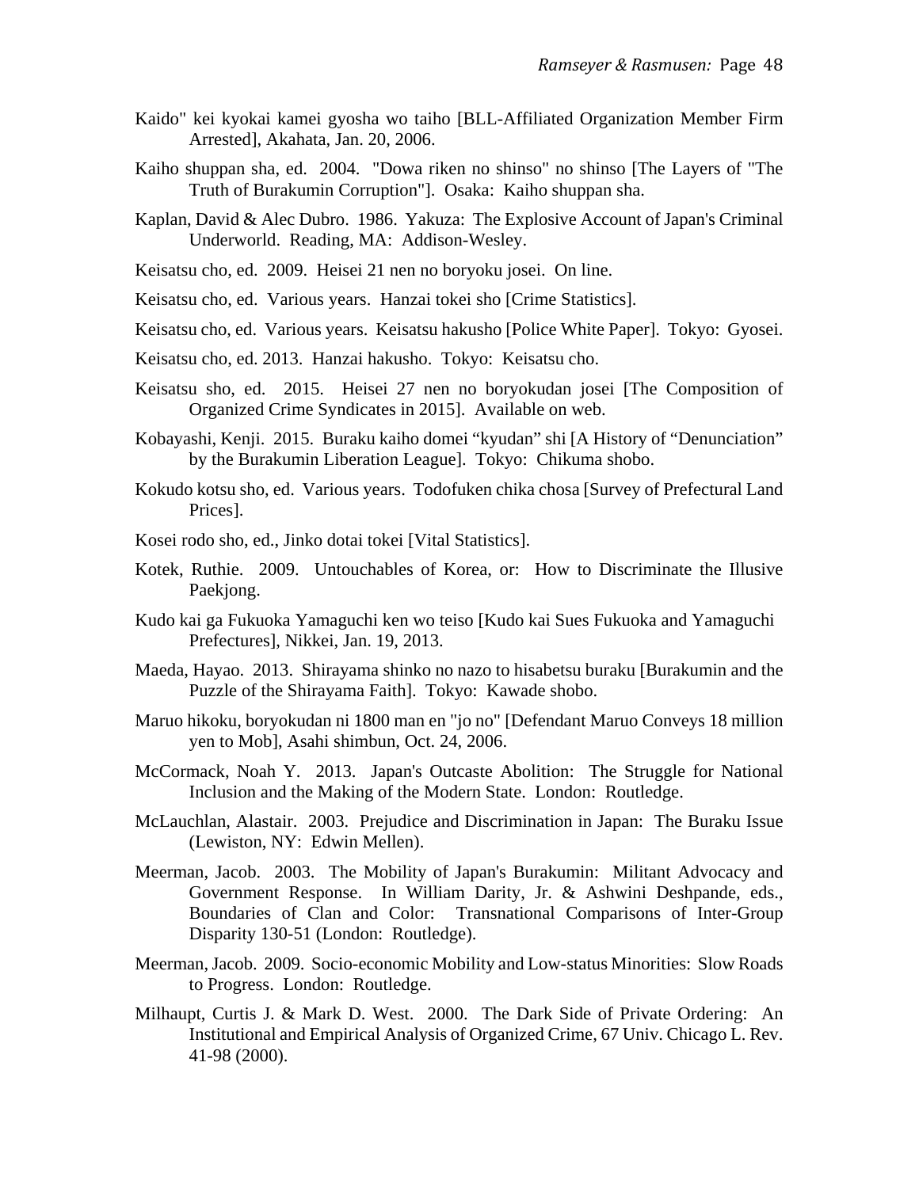Kaido" kei kyokai kamei gyosha wo taiho [BLL-Affiliated Organization Member Firm Arrested], Akahata, Jan. 20, 2006.

Kaiho shuppan sha, ed. 2004. "Dowa riken no shinso" no shinso [The Layers of "The Truth of Burakumin Corruption"]. Osaka: Kaiho shuppan sha.

Kaplan, David & Alec Dubro. 1986. Yakuza: The Explosive Account of Japan's Criminal Underworld. Reading, MA: Addison-Wesley.

Keisatsu cho, ed. 2009. Heisei 21 nen no boryoku josei. On line.

Keisatsu cho, ed. Various years. Hanzai tokei sho [Crime Statistics].

Keisatsu cho, ed. Various years. Keisatsu hakusho [Police White Paper]. Tokyo: Gyosei.

Keisatsu cho, ed. 2013. Hanzai hakusho. Tokyo: Keisatsu cho.

Keisatsu sho, ed. 2015. Heisei 27 nen no boryokudan josei [The Composition of Organized Crime Syndicates in 2015]. Available on web.

Kobayashi, Kenji. 2015. Buraku kaiho domei "kyudan" shi [A History of "Denunciation" by the Burakumin Liberation League]. Tokyo: Chikuma shobo.

Kokudo kotsu sho, ed. Various years. Todofuken chika chosa [Survey of Prefectural Land Prices].

Kosei rodo sho, ed., Jinko dotai tokei [Vital Statistics].

Kotek, Ruthie. 2009. Untouchables of Korea, or: How to Discriminate the Illusive Paekjong.

Kudo kai ga Fukuoka Yamaguchi ken wo teiso [Kudo kai Sues Fukuoka and Yamaguchi Prefectures], Nikkei, Jan. 19, 2013.

Maeda, Hayao. 2013. Shirayama shinko no nazo to hisabetsu buraku [Burakumin and the Puzzle of the Shirayama Faith]. Tokyo: Kawade shobo.

Maruo hikoku, boryokudan ni 1800 man en "jo no" [Defendant Maruo Conveys 18 million yen to Mob], Asahi shimbun, Oct. 24, 2006.

McCormack, Noah Y. 2013. Japan's Outcaste Abolition: The Struggle for National Inclusion and the Making of the Modern State. London: Routledge.

McLauchlan, Alastair. 2003. Prejudice and Discrimination in Japan: The Buraku Issue (Lewiston, NY: Edwin Mellen).

Meerman, Jacob. 2003. The Mobility of Japan's Burakumin: Militant Advocacy and Government Response. In William Darity, Jr. & Ashwini Deshpande, eds., Boundaries of Clan and Color: Transnational Comparisons of Inter-Group Disparity 130-51 (London: Routledge).

Meerman, Jacob. 2009. Socio-economic Mobility and Low-status Minorities: Slow Roads to Progress. London: Routledge.

Milhaupt, Curtis J. & Mark D. West. 2000. The Dark Side of Private Ordering: An Institutional and Empirical Analysis of Organized Crime, 67 Univ. Chicago L. Rev. 41-98 (2000).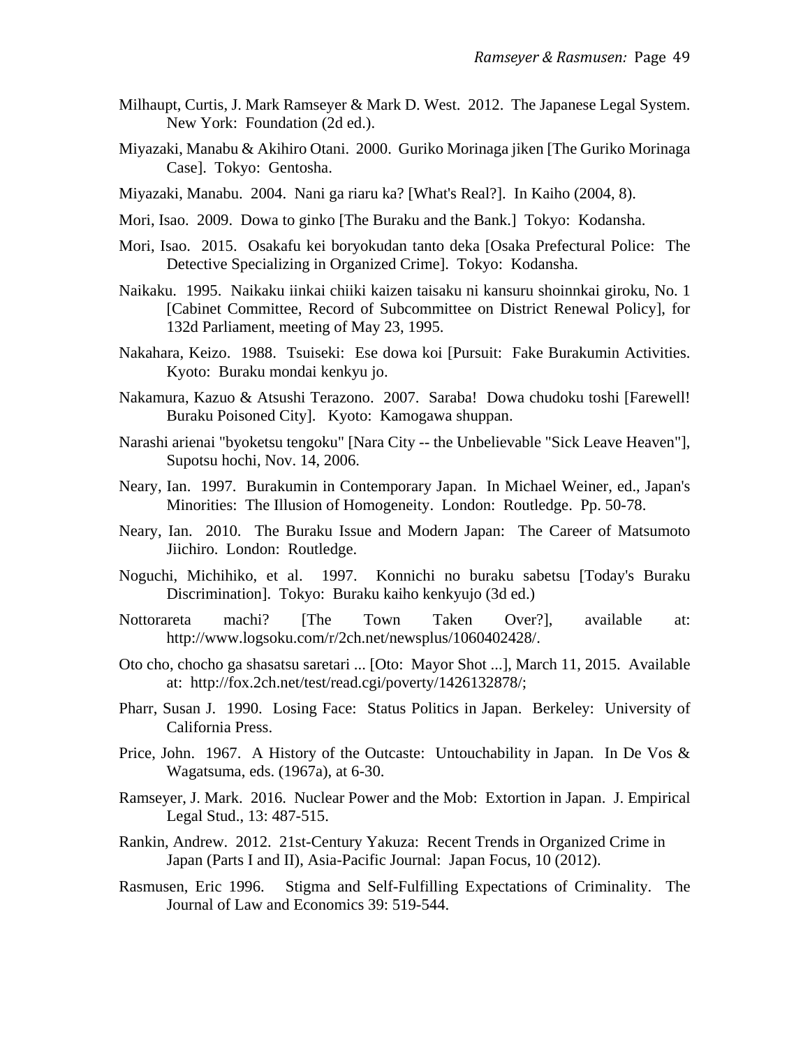Milhaupt, Curtis, J. Mark Ramseyer & Mark D. West. 2012. The Japanese Legal System. New York: Foundation (2d ed.).

Miyazaki, Manabu & Akihiro Otani. 2000. Guriko Morinaga jiken [The Guriko Morinaga Case]. Tokyo: Gentosha.

Miyazaki, Manabu. 2004. Nani ga riaru ka? [What's Real?]. In Kaiho (2004, 8).

Mori, Isao. 2009. Dowa to ginko [The Buraku and the Bank.] Tokyo: Kodansha.

Mori, Isao. 2015. Osakafu kei boryokudan tanto deka [Osaka Prefectural Police: The Detective Specializing in Organized Crime]. Tokyo: Kodansha.

Naikaku. 1995. Naikaku iinkai chiiki kaizen taisaku ni kansuru shoinnkai giroku, No. 1 [Cabinet Committee, Record of Subcommittee on District Renewal Policy], for 132d Parliament, meeting of May 23, 1995.

Nakahara, Keizo. 1988. Tsuiseki: Ese dowa koi [Pursuit: Fake Burakumin Activities. Kyoto: Buraku mondai kenkyu jo.

Nakamura, Kazuo & Atsushi Terazono. 2007. Saraba! Dowa chudoku toshi [Farewell! Buraku Poisoned City]. Kyoto: Kamogawa shuppan.

Narashi arienai "byoketsu tengoku" [Nara City -- the Unbelievable "Sick Leave Heaven"], Supotsu hochi, Nov. 14, 2006.

Neary, Ian. 1997. Burakumin in Contemporary Japan. In Michael Weiner, ed., Japan's Minorities: The Illusion of Homogeneity. London: Routledge. Pp. 50-78.

Neary, Ian. 2010. The Buraku Issue and Modern Japan: The Career of Matsumoto Jiichiro. London: Routledge.

Noguchi, Michihiko, et al. 1997. Konnichi no buraku sabetsu [Today's Buraku Discrimination]. Tokyo: Buraku kaiho kenkyujo (3d ed.)

Nottorareta machi? [The Town Taken Over?], available at: http://www.logsoku.com/r/2ch.net/newsplus/1060402428/.

Oto cho, chocho ga shasatsu saretari ... [Oto: Mayor Shot ...], March 11, 2015. Available at: http://fox.2ch.net/test/read.cgi/poverty/1426132878/;

Pharr, Susan J. 1990. Losing Face: Status Politics in Japan. Berkeley: University of California Press.

Price, John. 1967. A History of the Outcaste: Untouchability in Japan. In De Vos & Wagatsuma, eds. (1967a), at 6-30.

Ramseyer, J. Mark. 2016. Nuclear Power and the Mob: Extortion in Japan. J. Empirical Legal Stud., 13: 487-515.

Rankin, Andrew. 2012. 21st-Century Yakuza: Recent Trends in Organized Crime in Japan (Parts I and II), Asia-Pacific Journal: Japan Focus, 10 (2012).

Rasmusen, Eric 1996. Stigma and Self-Fulfilling Expectations of Criminality. The Journal of Law and Economics 39: 519-544.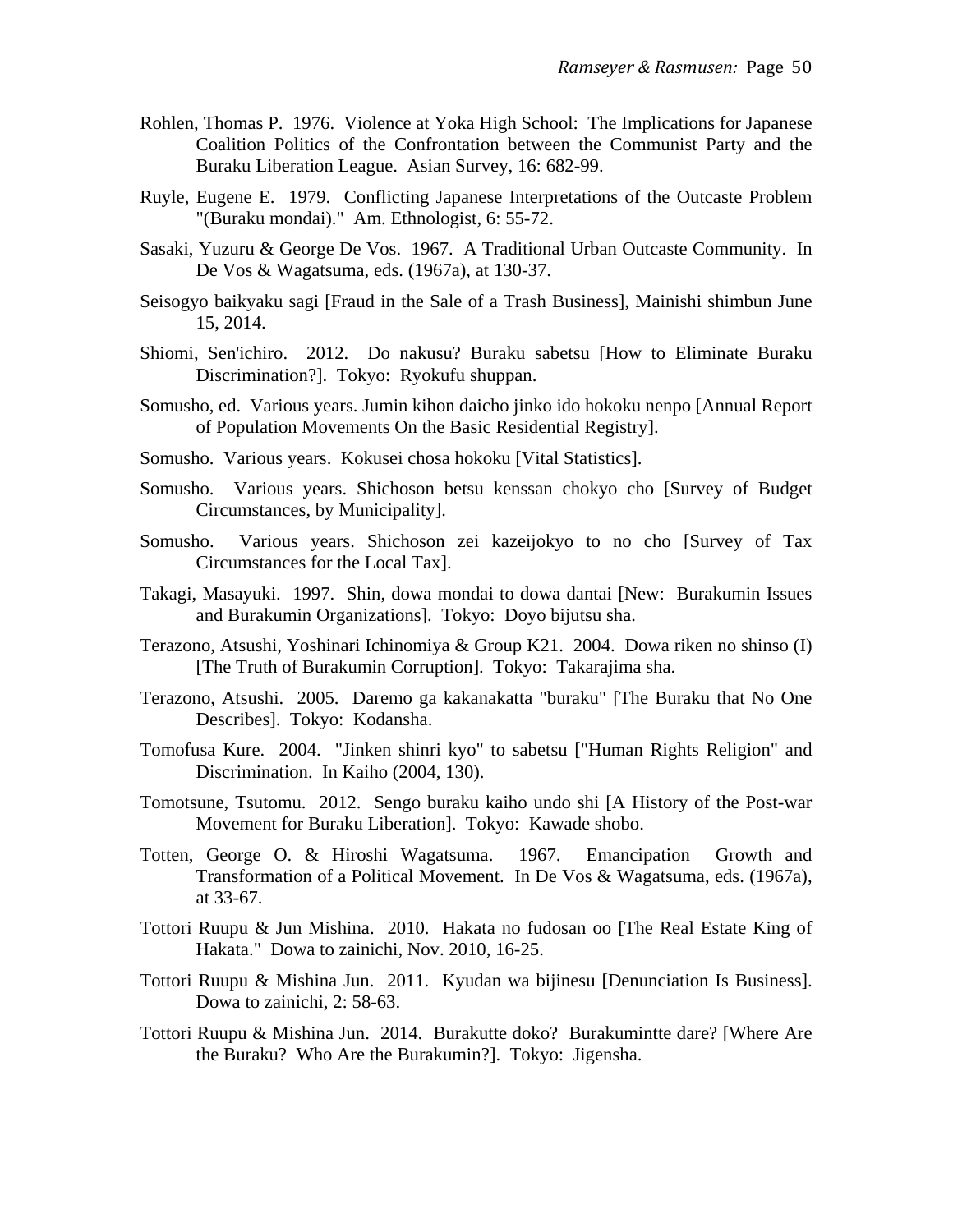Rohlen, Thomas P. 1976. Violence at Yoka High School: The Implications for Japanese Coalition Politics of the Confrontation between the Communist Party and the Buraku Liberation League. Asian Survey, 16: 682-99.

Ruyle, Eugene E. 1979. Conflicting Japanese Interpretations of the Outcaste Problem "(Buraku mondai)." Am. Ethnologist, 6: 55-72.

Sasaki, Yuzuru & George De Vos. 1967. A Traditional Urban Outcaste Community. In De Vos & Wagatsuma, eds. (1967a), at 130-37.

Seisogyo baikyaku sagi [Fraud in the Sale of a Trash Business], Mainishi shimbun June 15, 2014.

Shiomi, Sen'ichiro. 2012. Do nakusu? Buraku sabetsu [How to Eliminate Buraku Discrimination?]. Tokyo: Ryokufu shuppan.

Somusho, ed. Various years. Jumin kihon daicho jinko ido hokoku nenpo [Annual Report of Population Movements On the Basic Residential Registry].

Somusho. Various years. Kokusei chosa hokoku [Vital Statistics].

Somusho. Various years. Shichoson betsu kenssan chokyo cho [Survey of Budget Circumstances, by Municipality].

Somusho. Various years. Shichoson zei kazeijokyo to no cho [Survey of Tax Circumstances for the Local Tax].

Takagi, Masayuki. 1997. Shin, dowa mondai to dowa dantai [New: Burakumin Issues and Burakumin Organizations]. Tokyo: Doyo bijutsu sha.

Terazono, Atsushi, Yoshinari Ichinomiya & Group K21. 2004. Dowa riken no shinso (I) [The Truth of Burakumin Corruption]. Tokyo: Takarajima sha.

Terazono, Atsushi. 2005. Daremo ga kakanakatta "buraku" [The Buraku that No One Describes]. Tokyo: Kodansha.

Tomofusa Kure. 2004. "Jinken shinri kyo" to sabetsu ["Human Rights Religion" and Discrimination. In Kaiho (2004, 130).

Tomotsune, Tsutomu. 2012. Sengo buraku kaiho undo shi [A History of the Post-war Movement for Buraku Liberation]. Tokyo: Kawade shobo.

Totten, George O. & Hiroshi Wagatsuma. 1967. Emancipation Growth and Transformation of a Political Movement. In De Vos & Wagatsuma, eds. (1967a), at 33-67.

Tottori Ruupu & Jun Mishina. 2010. Hakata no fudosan oo [The Real Estate King of Hakata." Dowa to zainichi, Nov. 2010, 16-25.

Tottori Ruupu & Mishina Jun. 2011. Kyudan wa bijinesu [Denunciation Is Business]. Dowa to zainichi, 2: 58-63.

Tottori Ruupu & Mishina Jun. 2014. Burakutte doko? Burakumintte dare? [Where Are the Buraku? Who Are the Burakumin?]. Tokyo: Jigensha.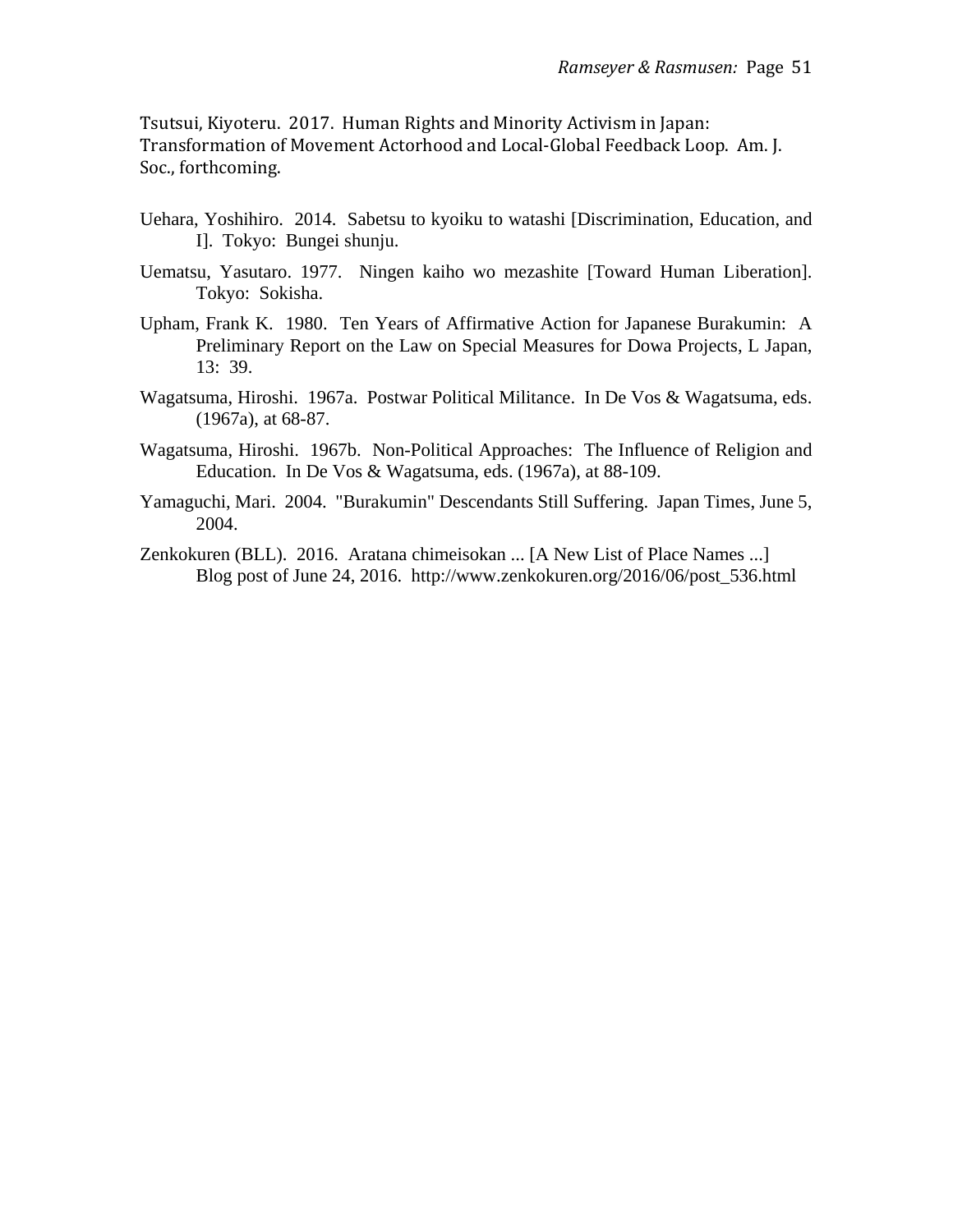Tsutsui, Kiyoteru. 2017. Human Rights and Minority Activism in Japan: Transformation of Movement Actorhood and Local-Global Feedback Loop. Am. J. Soc., forthcoming.

Uehara, Yoshihiro. 2014. Sabetsu to kyoiku to watashi [Discrimination, Education, and I]. Tokyo: Bungei shunju.

Uematsu, Yasutaro. 1977. Ningen kaiho wo mezashite [Toward Human Liberation]. Tokyo: Sokisha.

Upham, Frank K. 1980. Ten Years of Affirmative Action for Japanese Burakumin: A Preliminary Report on the Law on Special Measures for Dowa Projects, L Japan, 13: 39.

Wagatsuma, Hiroshi. 1967a. Postwar Political Militance. In De Vos & Wagatsuma, eds. (1967a), at 68-87.

Wagatsuma, Hiroshi. 1967b. Non-Political Approaches: The Influence of Religion and Education. In De Vos & Wagatsuma, eds. (1967a), at 88-109.

Yamaguchi, Mari. 2004. "Burakumin" Descendants Still Suffering. Japan Times, June 5, 2004.

Zenkokuren (BLL). 2016. Aratana chimeisokan ... [A New List of Place Names ...] Blog post of June 24, 2016. http://www.zenkokuren.org/2016/06/post_536.html